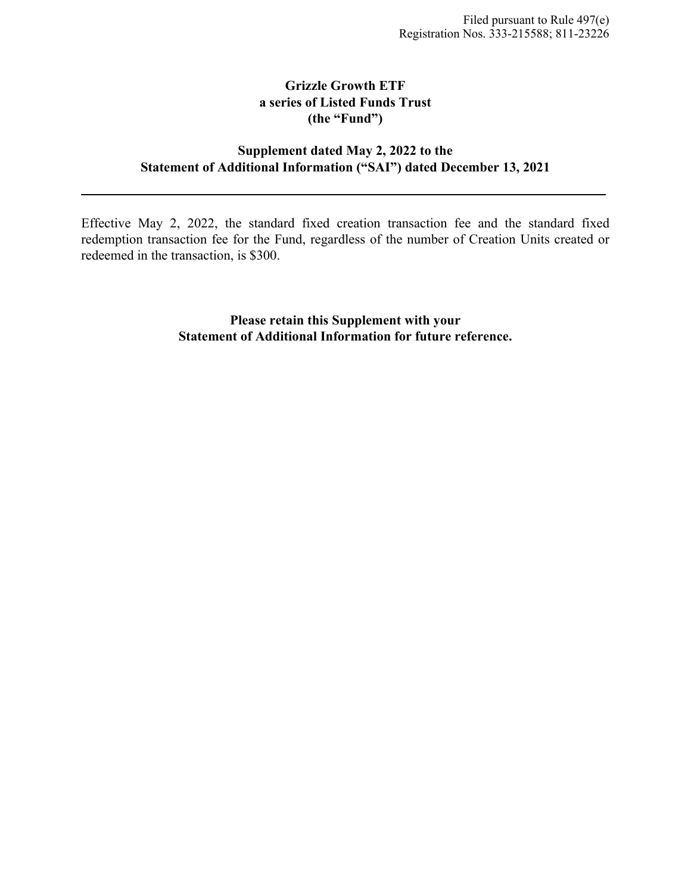Filed pursuant to Rule 497(e)
Registration Nos. 333-215588; 811-23226

**Grizzle Growth ETF**
**a series of Listed Funds Trust**
**(the "Fund")**

**Supplement dated May 2, 2022 to the**
**Statement of Additional Information ("SAI") dated December 13, 2021**

---

Effective May 2, 2022, the standard fixed creation transaction fee and the standard fixed redemption transaction fee for the Fund, regardless of the number of Creation Units created or redeemed in the transaction, is $300.

**Please retain this Supplement with your**
**Statement of Additional Information for future reference.**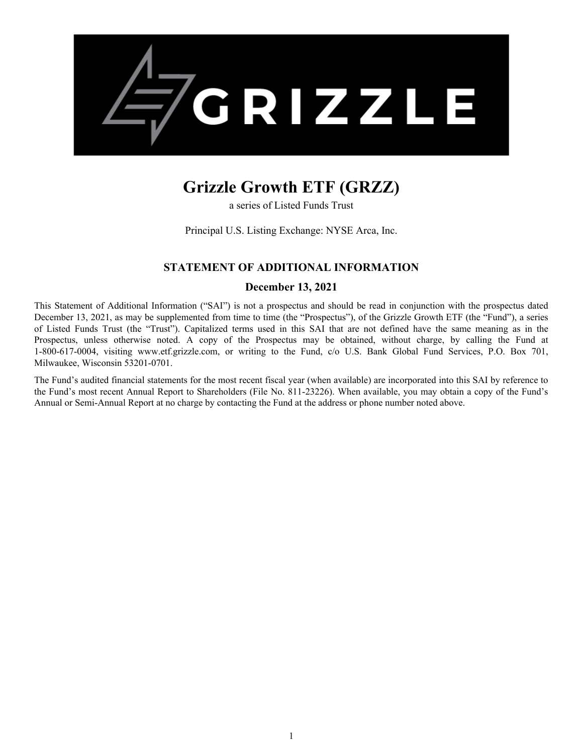# Grizzle Growth ETF (GRZZ)

a series of Listed Funds Trust

Principal U.S. Listing Exchange: NYSE Arca, Inc.

## STATEMENT OF ADDITIONAL INFORMATION

### December 13, 2021

This Statement of Additional Information ("SAI") is not a prospectus and should be read in conjunction with the prospectus dated December 13, 2021, as may be supplemented from time to time (the "Prospectus"), of the Grizzle Growth ETF (the "Fund"), a series of Listed Funds Trust (the "Trust"). Capitalized terms used in this SAI that are not defined have the same meaning as in the Prospectus, unless otherwise noted. A copy of the Prospectus may be obtained, without charge, by calling the Fund at 1-800-617-0004, visiting www.etf.grizzle.com, or writing to the Fund, c/o U.S. Bank Global Fund Services, P.O. Box 701, Milwaukee, Wisconsin 53201-0701.

The Fund's audited financial statements for the most recent fiscal year (when available) are incorporated into this SAI by reference to the Fund's most recent Annual Report to Shareholders (File No. 811-23226). When available, you may obtain a copy of the Fund's Annual or Semi-Annual Report at no charge by contacting the Fund at the address or phone number noted above.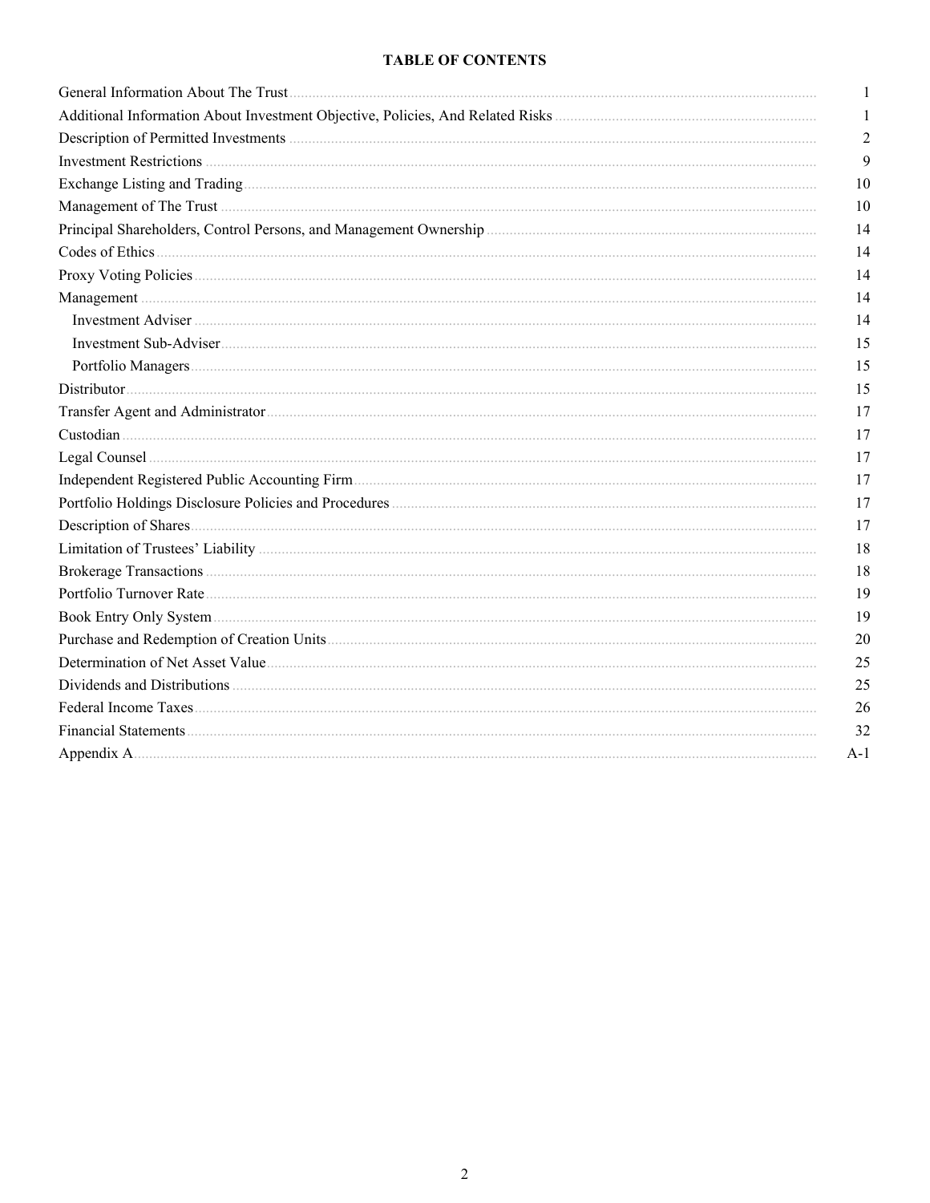## TABLE OF CONTENTS

| | |
|---|---|
| General Information About The Trust | 1 |
| Additional Information About Investment Objective, Policies, And Related Risks | 1 |
| Description of Permitted Investments | 2 |
| Investment Restrictions | 9 |
| Exchange Listing and Trading | 10 |
| Management of The Trust | 10 |
| Principal Shareholders, Control Persons, and Management Ownership | 14 |
| Codes of Ethics | 14 |
| Proxy Voting Policies | 14 |
| Management | 14 |
| Investment Adviser | 14 |
| Investment Sub-Adviser | 15 |
| Portfolio Managers | 15 |
| Distributor | 15 |
| Transfer Agent and Administrator | 17 |
| Custodian | 17 |
| Legal Counsel | 17 |
| Independent Registered Public Accounting Firm | 17 |
| Portfolio Holdings Disclosure Policies and Procedures | 17 |
| Description of Shares | 17 |
| Limitation of Trustees' Liability | 18 |
| Brokerage Transactions | 18 |
| Portfolio Turnover Rate | 19 |
| Book Entry Only System | 19 |
| Purchase and Redemption of Creation Units | 20 |
| Determination of Net Asset Value | 25 |
| Dividends and Distributions | 25 |
| Federal Income Taxes | 26 |
| Financial Statements | 32 |
| Appendix A | A-1 |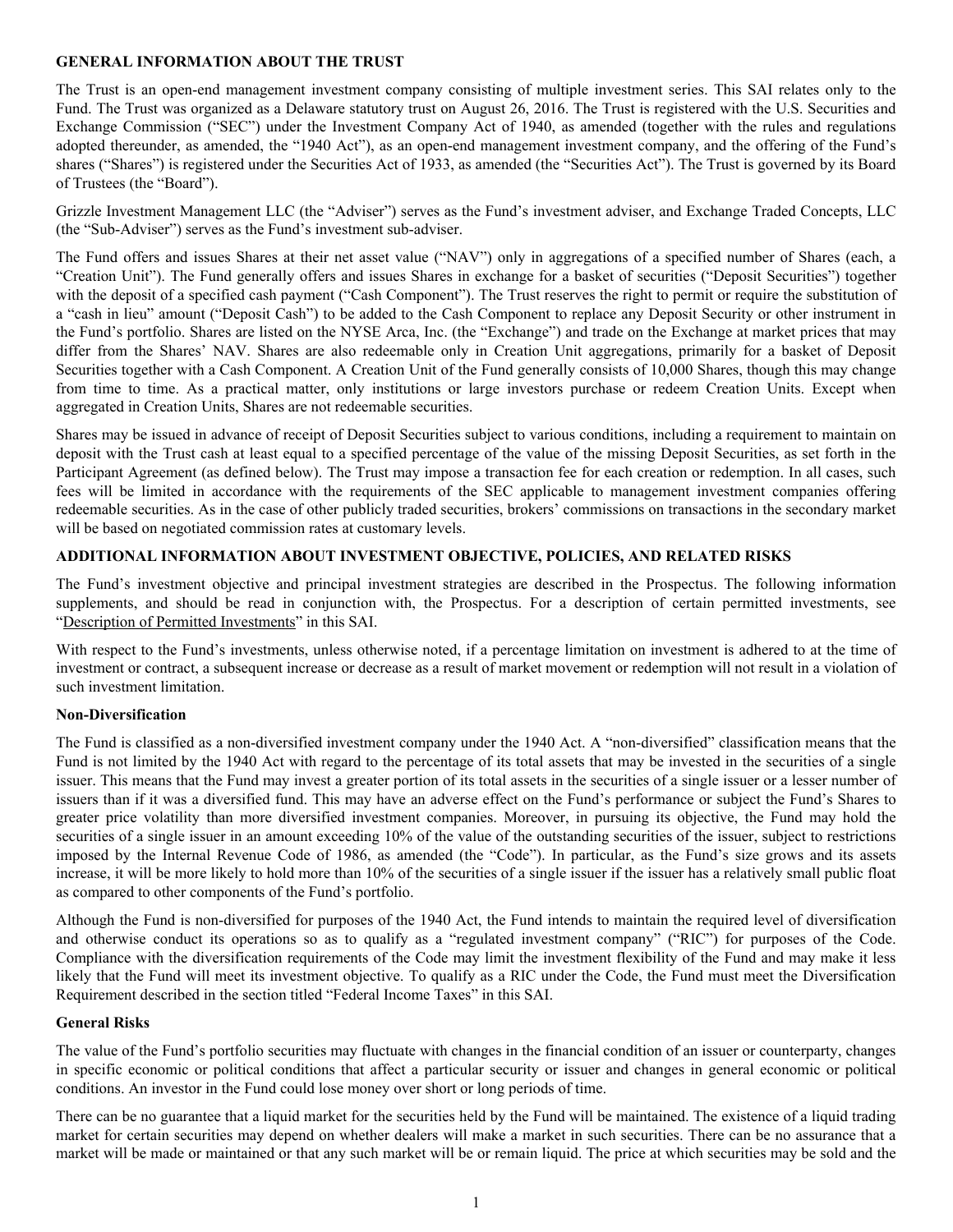## GENERAL INFORMATION ABOUT THE TRUST

The Trust is an open-end management investment company consisting of multiple investment series. This SAI relates only to the Fund. The Trust was organized as a Delaware statutory trust on August 26, 2016. The Trust is registered with the U.S. Securities and Exchange Commission ("SEC") under the Investment Company Act of 1940, as amended (together with the rules and regulations adopted thereunder, as amended, the "1940 Act"), as an open-end management investment company, and the offering of the Fund's shares ("Shares") is registered under the Securities Act of 1933, as amended (the "Securities Act"). The Trust is governed by its Board of Trustees (the "Board").

Grizzle Investment Management LLC (the "Adviser") serves as the Fund's investment adviser, and Exchange Traded Concepts, LLC (the "Sub-Adviser") serves as the Fund's investment sub-adviser.

The Fund offers and issues Shares at their net asset value ("NAV") only in aggregations of a specified number of Shares (each, a "Creation Unit"). The Fund generally offers and issues Shares in exchange for a basket of securities ("Deposit Securities") together with the deposit of a specified cash payment ("Cash Component"). The Trust reserves the right to permit or require the substitution of a "cash in lieu" amount ("Deposit Cash") to be added to the Cash Component to replace any Deposit Security or other instrument in the Fund's portfolio. Shares are listed on the NYSE Arca, Inc. (the "Exchange") and trade on the Exchange at market prices that may differ from the Shares' NAV. Shares are also redeemable only in Creation Unit aggregations, primarily for a basket of Deposit Securities together with a Cash Component. A Creation Unit of the Fund generally consists of 10,000 Shares, though this may change from time to time. As a practical matter, only institutions or large investors purchase or redeem Creation Units. Except when aggregated in Creation Units, Shares are not redeemable securities.

Shares may be issued in advance of receipt of Deposit Securities subject to various conditions, including a requirement to maintain on deposit with the Trust cash at least equal to a specified percentage of the value of the missing Deposit Securities, as set forth in the Participant Agreement (as defined below). The Trust may impose a transaction fee for each creation or redemption. In all cases, such fees will be limited in accordance with the requirements of the SEC applicable to management investment companies offering redeemable securities. As in the case of other publicly traded securities, brokers' commissions on transactions in the secondary market will be based on negotiated commission rates at customary levels.

## ADDITIONAL INFORMATION ABOUT INVESTMENT OBJECTIVE, POLICIES, AND RELATED RISKS

The Fund's investment objective and principal investment strategies are described in the Prospectus. The following information supplements, and should be read in conjunction with, the Prospectus. For a description of certain permitted investments, see "Description of Permitted Investments" in this SAI.

With respect to the Fund's investments, unless otherwise noted, if a percentage limitation on investment is adhered to at the time of investment or contract, a subsequent increase or decrease as a result of market movement or redemption will not result in a violation of such investment limitation.

### Non-Diversification

The Fund is classified as a non-diversified investment company under the 1940 Act. A "non-diversified" classification means that the Fund is not limited by the 1940 Act with regard to the percentage of its total assets that may be invested in the securities of a single issuer. This means that the Fund may invest a greater portion of its total assets in the securities of a single issuer or a lesser number of issuers than if it was a diversified fund. This may have an adverse effect on the Fund's performance or subject the Fund's Shares to greater price volatility than more diversified investment companies. Moreover, in pursuing its objective, the Fund may hold the securities of a single issuer in an amount exceeding 10% of the value of the outstanding securities of the issuer, subject to restrictions imposed by the Internal Revenue Code of 1986, as amended (the "Code"). In particular, as the Fund's size grows and its assets increase, it will be more likely to hold more than 10% of the securities of a single issuer if the issuer has a relatively small public float as compared to other components of the Fund's portfolio.

Although the Fund is non-diversified for purposes of the 1940 Act, the Fund intends to maintain the required level of diversification and otherwise conduct its operations so as to qualify as a "regulated investment company" ("RIC") for purposes of the Code. Compliance with the diversification requirements of the Code may limit the investment flexibility of the Fund and may make it less likely that the Fund will meet its investment objective. To qualify as a RIC under the Code, the Fund must meet the Diversification Requirement described in the section titled "Federal Income Taxes" in this SAI.

### General Risks

The value of the Fund's portfolio securities may fluctuate with changes in the financial condition of an issuer or counterparty, changes in specific economic or political conditions that affect a particular security or issuer and changes in general economic or political conditions. An investor in the Fund could lose money over short or long periods of time.

There can be no guarantee that a liquid market for the securities held by the Fund will be maintained. The existence of a liquid trading market for certain securities may depend on whether dealers will make a market in such securities. There can be no assurance that a market will be made or maintained or that any such market will be or remain liquid. The price at which securities may be sold and the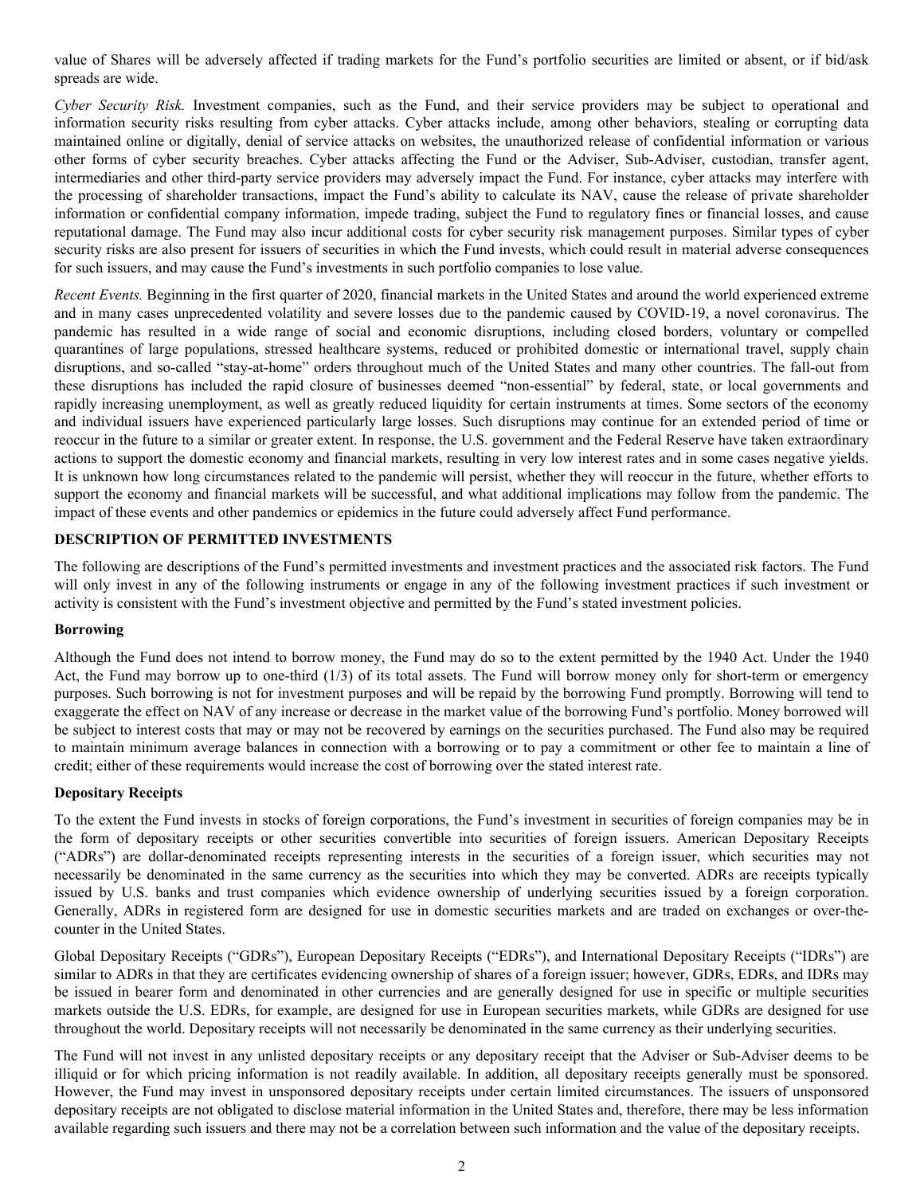value of Shares will be adversely affected if trading markets for the Fund's portfolio securities are limited or absent, or if bid/ask spreads are wide.

*Cyber Security Risk.* Investment companies, such as the Fund, and their service providers may be subject to operational and information security risks resulting from cyber attacks. Cyber attacks include, among other behaviors, stealing or corrupting data maintained online or digitally, denial of service attacks on websites, the unauthorized release of confidential information or various other forms of cyber security breaches. Cyber attacks affecting the Fund or the Adviser, Sub-Adviser, custodian, transfer agent, intermediaries and other third-party service providers may adversely impact the Fund. For instance, cyber attacks may interfere with the processing of shareholder transactions, impact the Fund's ability to calculate its NAV, cause the release of private shareholder information or confidential company information, impede trading, subject the Fund to regulatory fines or financial losses, and cause reputational damage. The Fund may also incur additional costs for cyber security risk management purposes. Similar types of cyber security risks are also present for issuers of securities in which the Fund invests, which could result in material adverse consequences for such issuers, and may cause the Fund's investments in such portfolio companies to lose value.

*Recent Events.* Beginning in the first quarter of 2020, financial markets in the United States and around the world experienced extreme and in many cases unprecedented volatility and severe losses due to the pandemic caused by COVID-19, a novel coronavirus. The pandemic has resulted in a wide range of social and economic disruptions, including closed borders, voluntary or compelled quarantines of large populations, stressed healthcare systems, reduced or prohibited domestic or international travel, supply chain disruptions, and so-called "stay-at-home" orders throughout much of the United States and many other countries. The fall-out from these disruptions has included the rapid closure of businesses deemed "non-essential" by federal, state, or local governments and rapidly increasing unemployment, as well as greatly reduced liquidity for certain instruments at times. Some sectors of the economy and individual issuers have experienced particularly large losses. Such disruptions may continue for an extended period of time or reoccur in the future to a similar or greater extent. In response, the U.S. government and the Federal Reserve have taken extraordinary actions to support the domestic economy and financial markets, resulting in very low interest rates and in some cases negative yields. It is unknown how long circumstances related to the pandemic will persist, whether they will reoccur in the future, whether efforts to support the economy and financial markets will be successful, and what additional implications may follow from the pandemic. The impact of these events and other pandemics or epidemics in the future could adversely affect Fund performance.

## DESCRIPTION OF PERMITTED INVESTMENTS

The following are descriptions of the Fund's permitted investments and investment practices and the associated risk factors. The Fund will only invest in any of the following instruments or engage in any of the following investment practices if such investment or activity is consistent with the Fund's investment objective and permitted by the Fund's stated investment policies.

### Borrowing

Although the Fund does not intend to borrow money, the Fund may do so to the extent permitted by the 1940 Act. Under the 1940 Act, the Fund may borrow up to one-third (1/3) of its total assets. The Fund will borrow money only for short-term or emergency purposes. Such borrowing is not for investment purposes and will be repaid by the borrowing Fund promptly. Borrowing will tend to exaggerate the effect on NAV of any increase or decrease in the market value of the borrowing Fund's portfolio. Money borrowed will be subject to interest costs that may or may not be recovered by earnings on the securities purchased. The Fund also may be required to maintain minimum average balances in connection with a borrowing or to pay a commitment or other fee to maintain a line of credit; either of these requirements would increase the cost of borrowing over the stated interest rate.

### Depositary Receipts

To the extent the Fund invests in stocks of foreign corporations, the Fund's investment in securities of foreign companies may be in the form of depositary receipts or other securities convertible into securities of foreign issuers. American Depositary Receipts ("ADRs") are dollar-denominated receipts representing interests in the securities of a foreign issuer, which securities may not necessarily be denominated in the same currency as the securities into which they may be converted. ADRs are receipts typically issued by U.S. banks and trust companies which evidence ownership of underlying securities issued by a foreign corporation. Generally, ADRs in registered form are designed for use in domestic securities markets and are traded on exchanges or over-the-counter in the United States.

Global Depositary Receipts ("GDRs"), European Depositary Receipts ("EDRs"), and International Depositary Receipts ("IDRs") are similar to ADRs in that they are certificates evidencing ownership of shares of a foreign issuer; however, GDRs, EDRs, and IDRs may be issued in bearer form and denominated in other currencies and are generally designed for use in specific or multiple securities markets outside the U.S. EDRs, for example, are designed for use in European securities markets, while GDRs are designed for use throughout the world. Depositary receipts will not necessarily be denominated in the same currency as their underlying securities.

The Fund will not invest in any unlisted depositary receipts or any depositary receipt that the Adviser or Sub-Adviser deems to be illiquid or for which pricing information is not readily available. In addition, all depositary receipts generally must be sponsored. However, the Fund may invest in unsponsored depositary receipts under certain limited circumstances. The issuers of unsponsored depositary receipts are not obligated to disclose material information in the United States and, therefore, there may be less information available regarding such issuers and there may not be a correlation between such information and the value of the depositary receipts.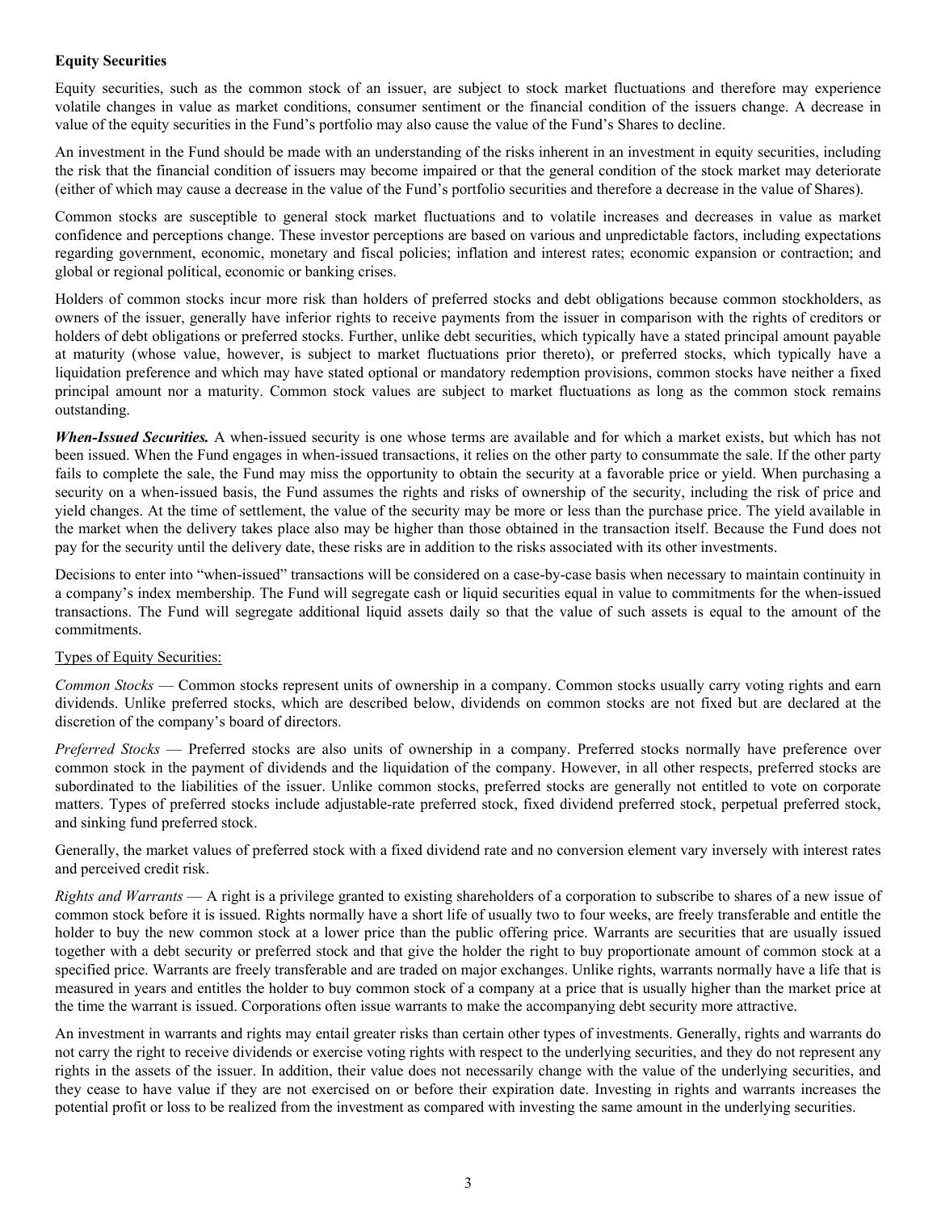**Equity Securities**

Equity securities, such as the common stock of an issuer, are subject to stock market fluctuations and therefore may experience volatile changes in value as market conditions, consumer sentiment or the financial condition of the issuers change. A decrease in value of the equity securities in the Fund's portfolio may also cause the value of the Fund's Shares to decline.

An investment in the Fund should be made with an understanding of the risks inherent in an investment in equity securities, including the risk that the financial condition of issuers may become impaired or that the general condition of the stock market may deteriorate (either of which may cause a decrease in the value of the Fund's portfolio securities and therefore a decrease in the value of Shares).

Common stocks are susceptible to general stock market fluctuations and to volatile increases and decreases in value as market confidence and perceptions change. These investor perceptions are based on various and unpredictable factors, including expectations regarding government, economic, monetary and fiscal policies; inflation and interest rates; economic expansion or contraction; and global or regional political, economic or banking crises.

Holders of common stocks incur more risk than holders of preferred stocks and debt obligations because common stockholders, as owners of the issuer, generally have inferior rights to receive payments from the issuer in comparison with the rights of creditors or holders of debt obligations or preferred stocks. Further, unlike debt securities, which typically have a stated principal amount payable at maturity (whose value, however, is subject to market fluctuations prior thereto), or preferred stocks, which typically have a liquidation preference and which may have stated optional or mandatory redemption provisions, common stocks have neither a fixed principal amount nor a maturity. Common stock values are subject to market fluctuations as long as the common stock remains outstanding.

***When-Issued Securities.*** A when-issued security is one whose terms are available and for which a market exists, but which has not been issued. When the Fund engages in when-issued transactions, it relies on the other party to consummate the sale. If the other party fails to complete the sale, the Fund may miss the opportunity to obtain the security at a favorable price or yield. When purchasing a security on a when-issued basis, the Fund assumes the rights and risks of ownership of the security, including the risk of price and yield changes. At the time of settlement, the value of the security may be more or less than the purchase price. The yield available in the market when the delivery takes place also may be higher than those obtained in the transaction itself. Because the Fund does not pay for the security until the delivery date, these risks are in addition to the risks associated with its other investments.

Decisions to enter into "when-issued" transactions will be considered on a case-by-case basis when necessary to maintain continuity in a company's index membership. The Fund will segregate cash or liquid securities equal in value to commitments for the when-issued transactions. The Fund will segregate additional liquid assets daily so that the value of such assets is equal to the amount of the commitments.

Types of Equity Securities:

*Common Stocks* — Common stocks represent units of ownership in a company. Common stocks usually carry voting rights and earn dividends. Unlike preferred stocks, which are described below, dividends on common stocks are not fixed but are declared at the discretion of the company's board of directors.

*Preferred Stocks* — Preferred stocks are also units of ownership in a company. Preferred stocks normally have preference over common stock in the payment of dividends and the liquidation of the company. However, in all other respects, preferred stocks are subordinated to the liabilities of the issuer. Unlike common stocks, preferred stocks are generally not entitled to vote on corporate matters. Types of preferred stocks include adjustable-rate preferred stock, fixed dividend preferred stock, perpetual preferred stock, and sinking fund preferred stock.

Generally, the market values of preferred stock with a fixed dividend rate and no conversion element vary inversely with interest rates and perceived credit risk.

*Rights and Warrants* — A right is a privilege granted to existing shareholders of a corporation to subscribe to shares of a new issue of common stock before it is issued. Rights normally have a short life of usually two to four weeks, are freely transferable and entitle the holder to buy the new common stock at a lower price than the public offering price. Warrants are securities that are usually issued together with a debt security or preferred stock and that give the holder the right to buy proportionate amount of common stock at a specified price. Warrants are freely transferable and are traded on major exchanges. Unlike rights, warrants normally have a life that is measured in years and entitles the holder to buy common stock of a company at a price that is usually higher than the market price at the time the warrant is issued. Corporations often issue warrants to make the accompanying debt security more attractive.

An investment in warrants and rights may entail greater risks than certain other types of investments. Generally, rights and warrants do not carry the right to receive dividends or exercise voting rights with respect to the underlying securities, and they do not represent any rights in the assets of the issuer. In addition, their value does not necessarily change with the value of the underlying securities, and they cease to have value if they are not exercised on or before their expiration date. Investing in rights and warrants increases the potential profit or loss to be realized from the investment as compared with investing the same amount in the underlying securities.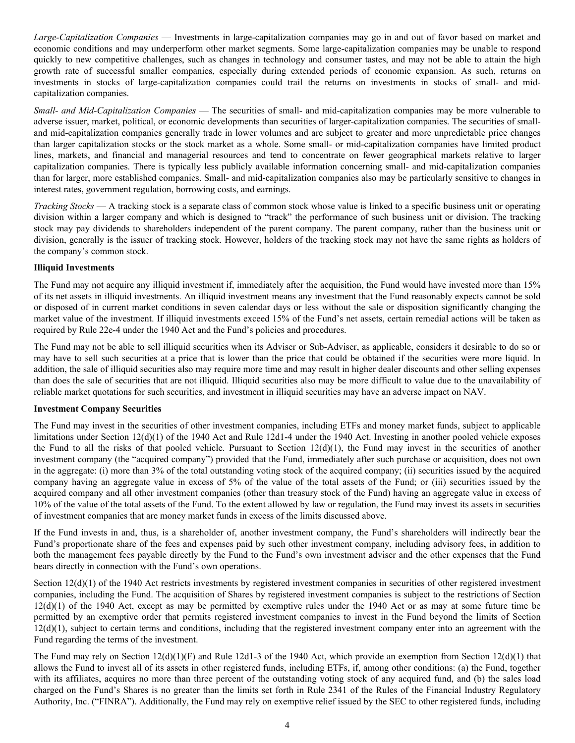*Large-Capitalization Companies* — Investments in large-capitalization companies may go in and out of favor based on market and economic conditions and may underperform other market segments. Some large-capitalization companies may be unable to respond quickly to new competitive challenges, such as changes in technology and consumer tastes, and may not be able to attain the high growth rate of successful smaller companies, especially during extended periods of economic expansion. As such, returns on investments in stocks of large-capitalization companies could trail the returns on investments in stocks of small- and mid-capitalization companies.

*Small- and Mid-Capitalization Companies* — The securities of small- and mid-capitalization companies may be more vulnerable to adverse issuer, market, political, or economic developments than securities of larger-capitalization companies. The securities of small- and mid-capitalization companies generally trade in lower volumes and are subject to greater and more unpredictable price changes than larger capitalization stocks or the stock market as a whole. Some small- or mid-capitalization companies have limited product lines, markets, and financial and managerial resources and tend to concentrate on fewer geographical markets relative to larger capitalization companies. There is typically less publicly available information concerning small- and mid-capitalization companies than for larger, more established companies. Small- and mid-capitalization companies also may be particularly sensitive to changes in interest rates, government regulation, borrowing costs, and earnings.

*Tracking Stocks* — A tracking stock is a separate class of common stock whose value is linked to a specific business unit or operating division within a larger company and which is designed to "track" the performance of such business unit or division. The tracking stock may pay dividends to shareholders independent of the parent company. The parent company, rather than the business unit or division, generally is the issuer of tracking stock. However, holders of the tracking stock may not have the same rights as holders of the company's common stock.

**Illiquid Investments**

The Fund may not acquire any illiquid investment if, immediately after the acquisition, the Fund would have invested more than 15% of its net assets in illiquid investments. An illiquid investment means any investment that the Fund reasonably expects cannot be sold or disposed of in current market conditions in seven calendar days or less without the sale or disposition significantly changing the market value of the investment. If illiquid investments exceed 15% of the Fund's net assets, certain remedial actions will be taken as required by Rule 22e-4 under the 1940 Act and the Fund's policies and procedures.

The Fund may not be able to sell illiquid securities when its Adviser or Sub-Adviser, as applicable, considers it desirable to do so or may have to sell such securities at a price that is lower than the price that could be obtained if the securities were more liquid. In addition, the sale of illiquid securities also may require more time and may result in higher dealer discounts and other selling expenses than does the sale of securities that are not illiquid. Illiquid securities also may be more difficult to value due to the unavailability of reliable market quotations for such securities, and investment in illiquid securities may have an adverse impact on NAV.

**Investment Company Securities**

The Fund may invest in the securities of other investment companies, including ETFs and money market funds, subject to applicable limitations under Section 12(d)(1) of the 1940 Act and Rule 12d1-4 under the 1940 Act. Investing in another pooled vehicle exposes the Fund to all the risks of that pooled vehicle. Pursuant to Section 12(d)(1), the Fund may invest in the securities of another investment company (the "acquired company") provided that the Fund, immediately after such purchase or acquisition, does not own in the aggregate: (i) more than 3% of the total outstanding voting stock of the acquired company; (ii) securities issued by the acquired company having an aggregate value in excess of 5% of the value of the total assets of the Fund; or (iii) securities issued by the acquired company and all other investment companies (other than treasury stock of the Fund) having an aggregate value in excess of 10% of the value of the total assets of the Fund. To the extent allowed by law or regulation, the Fund may invest its assets in securities of investment companies that are money market funds in excess of the limits discussed above.

If the Fund invests in and, thus, is a shareholder of, another investment company, the Fund's shareholders will indirectly bear the Fund's proportionate share of the fees and expenses paid by such other investment company, including advisory fees, in addition to both the management fees payable directly by the Fund to the Fund's own investment adviser and the other expenses that the Fund bears directly in connection with the Fund's own operations.

Section 12(d)(1) of the 1940 Act restricts investments by registered investment companies in securities of other registered investment companies, including the Fund. The acquisition of Shares by registered investment companies is subject to the restrictions of Section 12(d)(1) of the 1940 Act, except as may be permitted by exemptive rules under the 1940 Act or as may at some future time be permitted by an exemptive order that permits registered investment companies to invest in the Fund beyond the limits of Section 12(d)(1), subject to certain terms and conditions, including that the registered investment company enter into an agreement with the Fund regarding the terms of the investment.

The Fund may rely on Section 12(d)(1)(F) and Rule 12d1-3 of the 1940 Act, which provide an exemption from Section 12(d)(1) that allows the Fund to invest all of its assets in other registered funds, including ETFs, if, among other conditions: (a) the Fund, together with its affiliates, acquires no more than three percent of the outstanding voting stock of any acquired fund, and (b) the sales load charged on the Fund's Shares is no greater than the limits set forth in Rule 2341 of the Rules of the Financial Industry Regulatory Authority, Inc. ("FINRA"). Additionally, the Fund may rely on exemptive relief issued by the SEC to other registered funds, including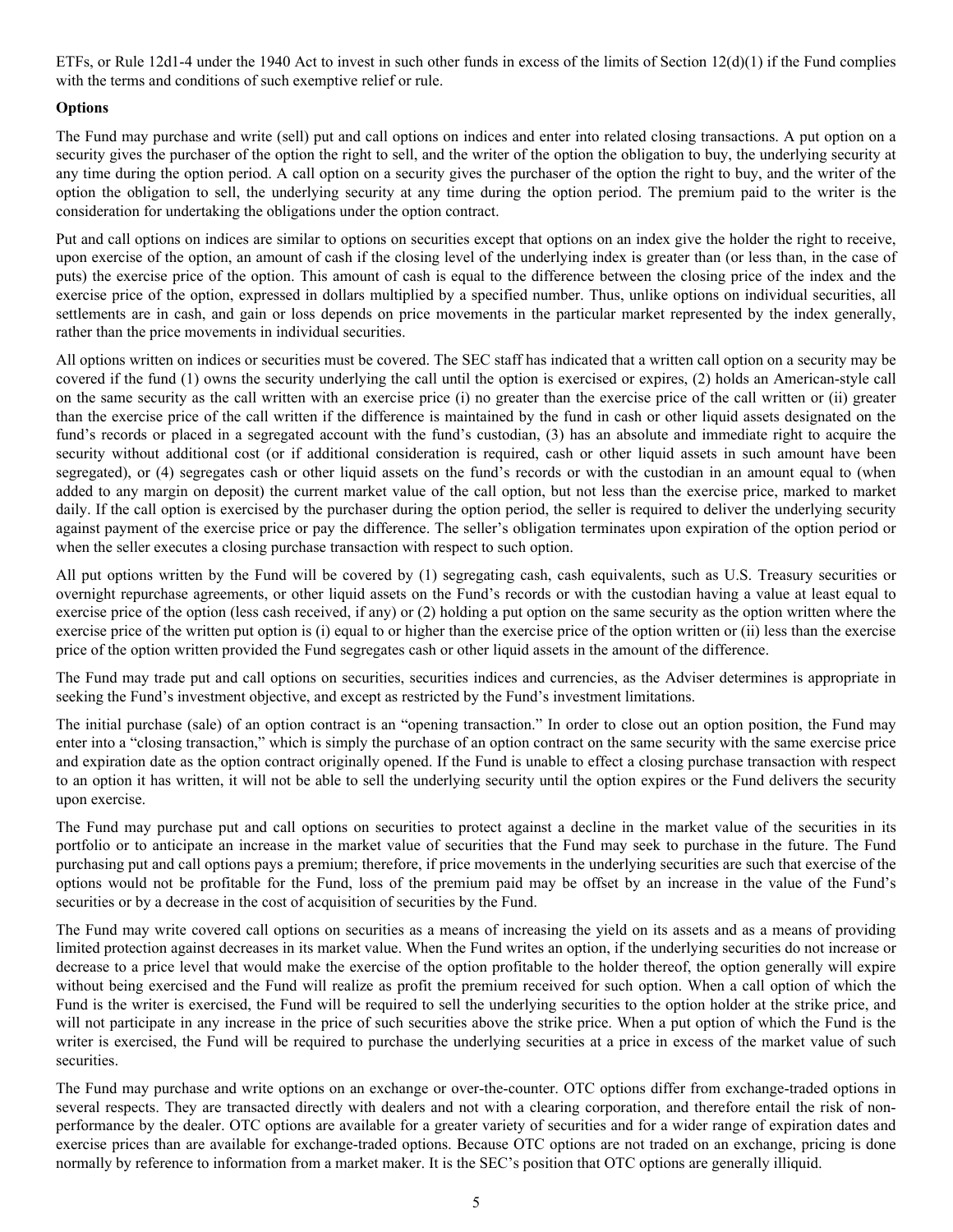ETFs, or Rule 12d1-4 under the 1940 Act to invest in such other funds in excess of the limits of Section 12(d)(1) if the Fund complies with the terms and conditions of such exemptive relief or rule.

**Options**

The Fund may purchase and write (sell) put and call options on indices and enter into related closing transactions. A put option on a security gives the purchaser of the option the right to sell, and the writer of the option the obligation to buy, the underlying security at any time during the option period. A call option on a security gives the purchaser of the option the right to buy, and the writer of the option the obligation to sell, the underlying security at any time during the option period. The premium paid to the writer is the consideration for undertaking the obligations under the option contract.

Put and call options on indices are similar to options on securities except that options on an index give the holder the right to receive, upon exercise of the option, an amount of cash if the closing level of the underlying index is greater than (or less than, in the case of puts) the exercise price of the option. This amount of cash is equal to the difference between the closing price of the index and the exercise price of the option, expressed in dollars multiplied by a specified number. Thus, unlike options on individual securities, all settlements are in cash, and gain or loss depends on price movements in the particular market represented by the index generally, rather than the price movements in individual securities.

All options written on indices or securities must be covered. The SEC staff has indicated that a written call option on a security may be covered if the fund (1) owns the security underlying the call until the option is exercised or expires, (2) holds an American-style call on the same security as the call written with an exercise price (i) no greater than the exercise price of the call written or (ii) greater than the exercise price of the call written if the difference is maintained by the fund in cash or other liquid assets designated on the fund's records or placed in a segregated account with the fund's custodian, (3) has an absolute and immediate right to acquire the security without additional cost (or if additional consideration is required, cash or other liquid assets in such amount have been segregated), or (4) segregates cash or other liquid assets on the fund's records or with the custodian in an amount equal to (when added to any margin on deposit) the current market value of the call option, but not less than the exercise price, marked to market daily. If the call option is exercised by the purchaser during the option period, the seller is required to deliver the underlying security against payment of the exercise price or pay the difference. The seller's obligation terminates upon expiration of the option period or when the seller executes a closing purchase transaction with respect to such option.

All put options written by the Fund will be covered by (1) segregating cash, cash equivalents, such as U.S. Treasury securities or overnight repurchase agreements, or other liquid assets on the Fund's records or with the custodian having a value at least equal to exercise price of the option (less cash received, if any) or (2) holding a put option on the same security as the option written where the exercise price of the written put option is (i) equal to or higher than the exercise price of the option written or (ii) less than the exercise price of the option written provided the Fund segregates cash or other liquid assets in the amount of the difference.

The Fund may trade put and call options on securities, securities indices and currencies, as the Adviser determines is appropriate in seeking the Fund's investment objective, and except as restricted by the Fund's investment limitations.

The initial purchase (sale) of an option contract is an "opening transaction." In order to close out an option position, the Fund may enter into a "closing transaction," which is simply the purchase of an option contract on the same security with the same exercise price and expiration date as the option contract originally opened. If the Fund is unable to effect a closing purchase transaction with respect to an option it has written, it will not be able to sell the underlying security until the option expires or the Fund delivers the security upon exercise.

The Fund may purchase put and call options on securities to protect against a decline in the market value of the securities in its portfolio or to anticipate an increase in the market value of securities that the Fund may seek to purchase in the future. The Fund purchasing put and call options pays a premium; therefore, if price movements in the underlying securities are such that exercise of the options would not be profitable for the Fund, loss of the premium paid may be offset by an increase in the value of the Fund's securities or by a decrease in the cost of acquisition of securities by the Fund.

The Fund may write covered call options on securities as a means of increasing the yield on its assets and as a means of providing limited protection against decreases in its market value. When the Fund writes an option, if the underlying securities do not increase or decrease to a price level that would make the exercise of the option profitable to the holder thereof, the option generally will expire without being exercised and the Fund will realize as profit the premium received for such option. When a call option of which the Fund is the writer is exercised, the Fund will be required to sell the underlying securities to the option holder at the strike price, and will not participate in any increase in the price of such securities above the strike price. When a put option of which the Fund is the writer is exercised, the Fund will be required to purchase the underlying securities at a price in excess of the market value of such securities.

The Fund may purchase and write options on an exchange or over-the-counter. OTC options differ from exchange-traded options in several respects. They are transacted directly with dealers and not with a clearing corporation, and therefore entail the risk of non-performance by the dealer. OTC options are available for a greater variety of securities and for a wider range of expiration dates and exercise prices than are available for exchange-traded options. Because OTC options are not traded on an exchange, pricing is done normally by reference to information from a market maker. It is the SEC's position that OTC options are generally illiquid.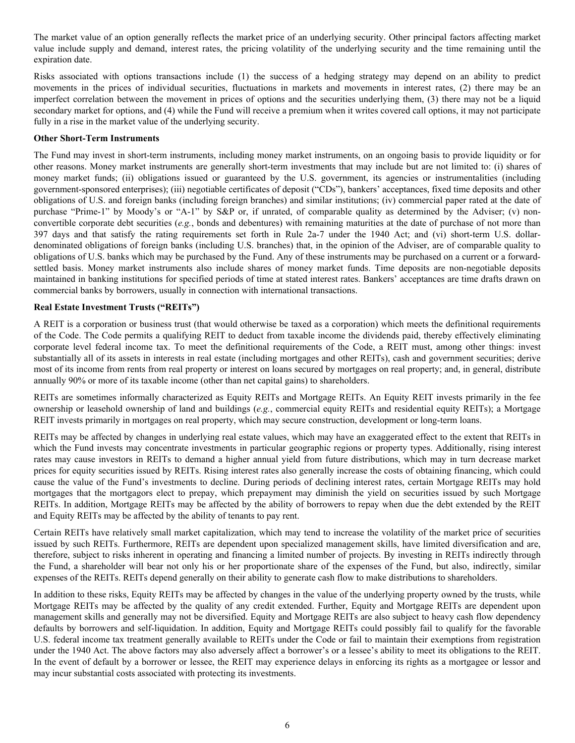The market value of an option generally reflects the market price of an underlying security. Other principal factors affecting market value include supply and demand, interest rates, the pricing volatility of the underlying security and the time remaining until the expiration date.

Risks associated with options transactions include (1) the success of a hedging strategy may depend on an ability to predict movements in the prices of individual securities, fluctuations in markets and movements in interest rates, (2) there may be an imperfect correlation between the movement in prices of options and the securities underlying them, (3) there may not be a liquid secondary market for options, and (4) while the Fund will receive a premium when it writes covered call options, it may not participate fully in a rise in the market value of the underlying security.

**Other Short-Term Instruments**

The Fund may invest in short-term instruments, including money market instruments, on an ongoing basis to provide liquidity or for other reasons. Money market instruments are generally short-term investments that may include but are not limited to: (i) shares of money market funds; (ii) obligations issued or guaranteed by the U.S. government, its agencies or instrumentalities (including government-sponsored enterprises); (iii) negotiable certificates of deposit ("CDs"), bankers' acceptances, fixed time deposits and other obligations of U.S. and foreign banks (including foreign branches) and similar institutions; (iv) commercial paper rated at the date of purchase "Prime-1" by Moody's or "A-1" by S&P or, if unrated, of comparable quality as determined by the Adviser; (v) non-convertible corporate debt securities (*e.g.*, bonds and debentures) with remaining maturities at the date of purchase of not more than 397 days and that satisfy the rating requirements set forth in Rule 2a-7 under the 1940 Act; and (vi) short-term U.S. dollar-denominated obligations of foreign banks (including U.S. branches) that, in the opinion of the Adviser, are of comparable quality to obligations of U.S. banks which may be purchased by the Fund. Any of these instruments may be purchased on a current or a forward-settled basis. Money market instruments also include shares of money market funds. Time deposits are non-negotiable deposits maintained in banking institutions for specified periods of time at stated interest rates. Bankers' acceptances are time drafts drawn on commercial banks by borrowers, usually in connection with international transactions.

**Real Estate Investment Trusts ("REITs")**

A REIT is a corporation or business trust (that would otherwise be taxed as a corporation) which meets the definitional requirements of the Code. The Code permits a qualifying REIT to deduct from taxable income the dividends paid, thereby effectively eliminating corporate level federal income tax. To meet the definitional requirements of the Code, a REIT must, among other things: invest substantially all of its assets in interests in real estate (including mortgages and other REITs), cash and government securities; derive most of its income from rents from real property or interest on loans secured by mortgages on real property; and, in general, distribute annually 90% or more of its taxable income (other than net capital gains) to shareholders.

REITs are sometimes informally characterized as Equity REITs and Mortgage REITs. An Equity REIT invests primarily in the fee ownership or leasehold ownership of land and buildings (*e.g.*, commercial equity REITs and residential equity REITs); a Mortgage REIT invests primarily in mortgages on real property, which may secure construction, development or long-term loans.

REITs may be affected by changes in underlying real estate values, which may have an exaggerated effect to the extent that REITs in which the Fund invests may concentrate investments in particular geographic regions or property types. Additionally, rising interest rates may cause investors in REITs to demand a higher annual yield from future distributions, which may in turn decrease market prices for equity securities issued by REITs. Rising interest rates also generally increase the costs of obtaining financing, which could cause the value of the Fund's investments to decline. During periods of declining interest rates, certain Mortgage REITs may hold mortgages that the mortgagors elect to prepay, which prepayment may diminish the yield on securities issued by such Mortgage REITs. In addition, Mortgage REITs may be affected by the ability of borrowers to repay when due the debt extended by the REIT and Equity REITs may be affected by the ability of tenants to pay rent.

Certain REITs have relatively small market capitalization, which may tend to increase the volatility of the market price of securities issued by such REITs. Furthermore, REITs are dependent upon specialized management skills, have limited diversification and are, therefore, subject to risks inherent in operating and financing a limited number of projects. By investing in REITs indirectly through the Fund, a shareholder will bear not only his or her proportionate share of the expenses of the Fund, but also, indirectly, similar expenses of the REITs. REITs depend generally on their ability to generate cash flow to make distributions to shareholders.

In addition to these risks, Equity REITs may be affected by changes in the value of the underlying property owned by the trusts, while Mortgage REITs may be affected by the quality of any credit extended. Further, Equity and Mortgage REITs are dependent upon management skills and generally may not be diversified. Equity and Mortgage REITs are also subject to heavy cash flow dependency defaults by borrowers and self-liquidation. In addition, Equity and Mortgage REITs could possibly fail to qualify for the favorable U.S. federal income tax treatment generally available to REITs under the Code or fail to maintain their exemptions from registration under the 1940 Act. The above factors may also adversely affect a borrower's or a lessee's ability to meet its obligations to the REIT. In the event of default by a borrower or lessee, the REIT may experience delays in enforcing its rights as a mortgagee or lessor and may incur substantial costs associated with protecting its investments.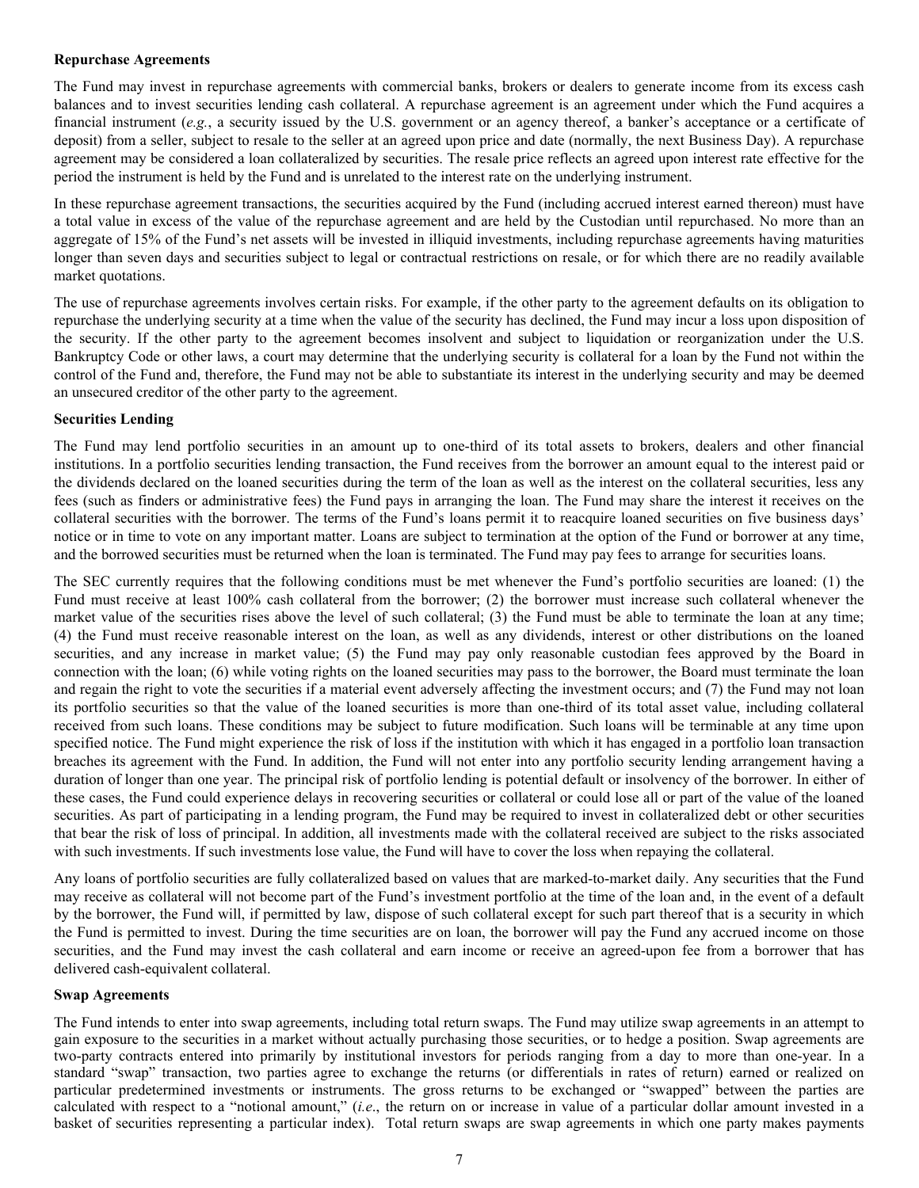**Repurchase Agreements**

The Fund may invest in repurchase agreements with commercial banks, brokers or dealers to generate income from its excess cash balances and to invest securities lending cash collateral. A repurchase agreement is an agreement under which the Fund acquires a financial instrument (*e.g.*, a security issued by the U.S. government or an agency thereof, a banker's acceptance or a certificate of deposit) from a seller, subject to resale to the seller at an agreed upon price and date (normally, the next Business Day). A repurchase agreement may be considered a loan collateralized by securities. The resale price reflects an agreed upon interest rate effective for the period the instrument is held by the Fund and is unrelated to the interest rate on the underlying instrument.

In these repurchase agreement transactions, the securities acquired by the Fund (including accrued interest earned thereon) must have a total value in excess of the value of the repurchase agreement and are held by the Custodian until repurchased. No more than an aggregate of 15% of the Fund's net assets will be invested in illiquid investments, including repurchase agreements having maturities longer than seven days and securities subject to legal or contractual restrictions on resale, or for which there are no readily available market quotations.

The use of repurchase agreements involves certain risks. For example, if the other party to the agreement defaults on its obligation to repurchase the underlying security at a time when the value of the security has declined, the Fund may incur a loss upon disposition of the security. If the other party to the agreement becomes insolvent and subject to liquidation or reorganization under the U.S. Bankruptcy Code or other laws, a court may determine that the underlying security is collateral for a loan by the Fund not within the control of the Fund and, therefore, the Fund may not be able to substantiate its interest in the underlying security and may be deemed an unsecured creditor of the other party to the agreement.

**Securities Lending**

The Fund may lend portfolio securities in an amount up to one-third of its total assets to brokers, dealers and other financial institutions. In a portfolio securities lending transaction, the Fund receives from the borrower an amount equal to the interest paid or the dividends declared on the loaned securities during the term of the loan as well as the interest on the collateral securities, less any fees (such as finders or administrative fees) the Fund pays in arranging the loan. The Fund may share the interest it receives on the collateral securities with the borrower. The terms of the Fund's loans permit it to reacquire loaned securities on five business days' notice or in time to vote on any important matter. Loans are subject to termination at the option of the Fund or borrower at any time, and the borrowed securities must be returned when the loan is terminated. The Fund may pay fees to arrange for securities loans.

The SEC currently requires that the following conditions must be met whenever the Fund's portfolio securities are loaned: (1) the Fund must receive at least 100% cash collateral from the borrower; (2) the borrower must increase such collateral whenever the market value of the securities rises above the level of such collateral; (3) the Fund must be able to terminate the loan at any time; (4) the Fund must receive reasonable interest on the loan, as well as any dividends, interest or other distributions on the loaned securities, and any increase in market value; (5) the Fund may pay only reasonable custodian fees approved by the Board in connection with the loan; (6) while voting rights on the loaned securities may pass to the borrower, the Board must terminate the loan and regain the right to vote the securities if a material event adversely affecting the investment occurs; and (7) the Fund may not loan its portfolio securities so that the value of the loaned securities is more than one-third of its total asset value, including collateral received from such loans. These conditions may be subject to future modification. Such loans will be terminable at any time upon specified notice. The Fund might experience the risk of loss if the institution with which it has engaged in a portfolio loan transaction breaches its agreement with the Fund. In addition, the Fund will not enter into any portfolio security lending arrangement having a duration of longer than one year. The principal risk of portfolio lending is potential default or insolvency of the borrower. In either of these cases, the Fund could experience delays in recovering securities or collateral or could lose all or part of the value of the loaned securities. As part of participating in a lending program, the Fund may be required to invest in collateralized debt or other securities that bear the risk of loss of principal. In addition, all investments made with the collateral received are subject to the risks associated with such investments. If such investments lose value, the Fund will have to cover the loss when repaying the collateral.

Any loans of portfolio securities are fully collateralized based on values that are marked-to-market daily. Any securities that the Fund may receive as collateral will not become part of the Fund's investment portfolio at the time of the loan and, in the event of a default by the borrower, the Fund will, if permitted by law, dispose of such collateral except for such part thereof that is a security in which the Fund is permitted to invest. During the time securities are on loan, the borrower will pay the Fund any accrued income on those securities, and the Fund may invest the cash collateral and earn income or receive an agreed-upon fee from a borrower that has delivered cash-equivalent collateral.

**Swap Agreements**

The Fund intends to enter into swap agreements, including total return swaps. The Fund may utilize swap agreements in an attempt to gain exposure to the securities in a market without actually purchasing those securities, or to hedge a position. Swap agreements are two-party contracts entered into primarily by institutional investors for periods ranging from a day to more than one-year. In a standard "swap" transaction, two parties agree to exchange the returns (or differentials in rates of return) earned or realized on particular predetermined investments or instruments. The gross returns to be exchanged or "swapped" between the parties are calculated with respect to a "notional amount," (*i.e*., the return on or increase in value of a particular dollar amount invested in a basket of securities representing a particular index). Total return swaps are swap agreements in which one party makes payments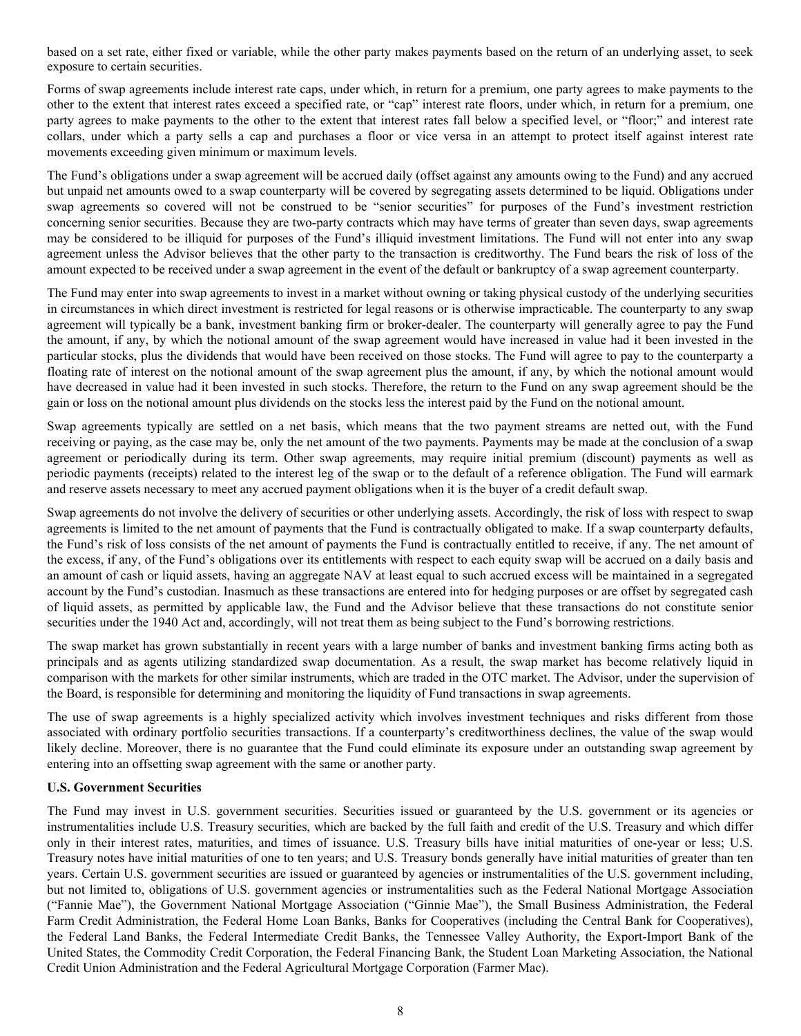based on a set rate, either fixed or variable, while the other party makes payments based on the return of an underlying asset, to seek exposure to certain securities.

Forms of swap agreements include interest rate caps, under which, in return for a premium, one party agrees to make payments to the other to the extent that interest rates exceed a specified rate, or "cap" interest rate floors, under which, in return for a premium, one party agrees to make payments to the other to the extent that interest rates fall below a specified level, or "floor;" and interest rate collars, under which a party sells a cap and purchases a floor or vice versa in an attempt to protect itself against interest rate movements exceeding given minimum or maximum levels.

The Fund's obligations under a swap agreement will be accrued daily (offset against any amounts owing to the Fund) and any accrued but unpaid net amounts owed to a swap counterparty will be covered by segregating assets determined to be liquid. Obligations under swap agreements so covered will not be construed to be "senior securities" for purposes of the Fund's investment restriction concerning senior securities. Because they are two-party contracts which may have terms of greater than seven days, swap agreements may be considered to be illiquid for purposes of the Fund's illiquid investment limitations. The Fund will not enter into any swap agreement unless the Advisor believes that the other party to the transaction is creditworthy. The Fund bears the risk of loss of the amount expected to be received under a swap agreement in the event of the default or bankruptcy of a swap agreement counterparty.

The Fund may enter into swap agreements to invest in a market without owning or taking physical custody of the underlying securities in circumstances in which direct investment is restricted for legal reasons or is otherwise impracticable. The counterparty to any swap agreement will typically be a bank, investment banking firm or broker-dealer. The counterparty will generally agree to pay the Fund the amount, if any, by which the notional amount of the swap agreement would have increased in value had it been invested in the particular stocks, plus the dividends that would have been received on those stocks. The Fund will agree to pay to the counterparty a floating rate of interest on the notional amount of the swap agreement plus the amount, if any, by which the notional amount would have decreased in value had it been invested in such stocks. Therefore, the return to the Fund on any swap agreement should be the gain or loss on the notional amount plus dividends on the stocks less the interest paid by the Fund on the notional amount.

Swap agreements typically are settled on a net basis, which means that the two payment streams are netted out, with the Fund receiving or paying, as the case may be, only the net amount of the two payments. Payments may be made at the conclusion of a swap agreement or periodically during its term. Other swap agreements, may require initial premium (discount) payments as well as periodic payments (receipts) related to the interest leg of the swap or to the default of a reference obligation. The Fund will earmark and reserve assets necessary to meet any accrued payment obligations when it is the buyer of a credit default swap.

Swap agreements do not involve the delivery of securities or other underlying assets. Accordingly, the risk of loss with respect to swap agreements is limited to the net amount of payments that the Fund is contractually obligated to make. If a swap counterparty defaults, the Fund's risk of loss consists of the net amount of payments the Fund is contractually entitled to receive, if any. The net amount of the excess, if any, of the Fund's obligations over its entitlements with respect to each equity swap will be accrued on a daily basis and an amount of cash or liquid assets, having an aggregate NAV at least equal to such accrued excess will be maintained in a segregated account by the Fund's custodian. Inasmuch as these transactions are entered into for hedging purposes or are offset by segregated cash of liquid assets, as permitted by applicable law, the Fund and the Advisor believe that these transactions do not constitute senior securities under the 1940 Act and, accordingly, will not treat them as being subject to the Fund's borrowing restrictions.

The swap market has grown substantially in recent years with a large number of banks and investment banking firms acting both as principals and as agents utilizing standardized swap documentation. As a result, the swap market has become relatively liquid in comparison with the markets for other similar instruments, which are traded in the OTC market. The Advisor, under the supervision of the Board, is responsible for determining and monitoring the liquidity of Fund transactions in swap agreements.

The use of swap agreements is a highly specialized activity which involves investment techniques and risks different from those associated with ordinary portfolio securities transactions. If a counterparty's creditworthiness declines, the value of the swap would likely decline. Moreover, there is no guarantee that the Fund could eliminate its exposure under an outstanding swap agreement by entering into an offsetting swap agreement with the same or another party.

**U.S. Government Securities**

The Fund may invest in U.S. government securities. Securities issued or guaranteed by the U.S. government or its agencies or instrumentalities include U.S. Treasury securities, which are backed by the full faith and credit of the U.S. Treasury and which differ only in their interest rates, maturities, and times of issuance. U.S. Treasury bills have initial maturities of one-year or less; U.S. Treasury notes have initial maturities of one to ten years; and U.S. Treasury bonds generally have initial maturities of greater than ten years. Certain U.S. government securities are issued or guaranteed by agencies or instrumentalities of the U.S. government including, but not limited to, obligations of U.S. government agencies or instrumentalities such as the Federal National Mortgage Association ("Fannie Mae"), the Government National Mortgage Association ("Ginnie Mae"), the Small Business Administration, the Federal Farm Credit Administration, the Federal Home Loan Banks, Banks for Cooperatives (including the Central Bank for Cooperatives), the Federal Land Banks, the Federal Intermediate Credit Banks, the Tennessee Valley Authority, the Export-Import Bank of the United States, the Commodity Credit Corporation, the Federal Financing Bank, the Student Loan Marketing Association, the National Credit Union Administration and the Federal Agricultural Mortgage Corporation (Farmer Mac).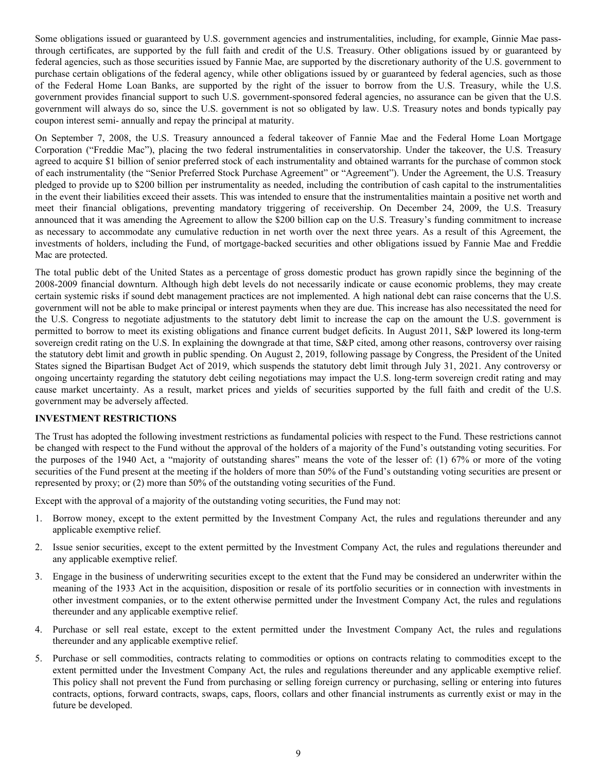Some obligations issued or guaranteed by U.S. government agencies and instrumentalities, including, for example, Ginnie Mae pass-through certificates, are supported by the full faith and credit of the U.S. Treasury. Other obligations issued by or guaranteed by federal agencies, such as those securities issued by Fannie Mae, are supported by the discretionary authority of the U.S. government to purchase certain obligations of the federal agency, while other obligations issued by or guaranteed by federal agencies, such as those of the Federal Home Loan Banks, are supported by the right of the issuer to borrow from the U.S. Treasury, while the U.S. government provides financial support to such U.S. government-sponsored federal agencies, no assurance can be given that the U.S. government will always do so, since the U.S. government is not so obligated by law. U.S. Treasury notes and bonds typically pay coupon interest semi- annually and repay the principal at maturity.

On September 7, 2008, the U.S. Treasury announced a federal takeover of Fannie Mae and the Federal Home Loan Mortgage Corporation ("Freddie Mac"), placing the two federal instrumentalities in conservatorship. Under the takeover, the U.S. Treasury agreed to acquire $1 billion of senior preferred stock of each instrumentality and obtained warrants for the purchase of common stock of each instrumentality (the "Senior Preferred Stock Purchase Agreement" or "Agreement"). Under the Agreement, the U.S. Treasury pledged to provide up to $200 billion per instrumentality as needed, including the contribution of cash capital to the instrumentalities in the event their liabilities exceed their assets. This was intended to ensure that the instrumentalities maintain a positive net worth and meet their financial obligations, preventing mandatory triggering of receivership. On December 24, 2009, the U.S. Treasury announced that it was amending the Agreement to allow the $200 billion cap on the U.S. Treasury's funding commitment to increase as necessary to accommodate any cumulative reduction in net worth over the next three years. As a result of this Agreement, the investments of holders, including the Fund, of mortgage-backed securities and other obligations issued by Fannie Mae and Freddie Mac are protected.

The total public debt of the United States as a percentage of gross domestic product has grown rapidly since the beginning of the 2008-2009 financial downturn. Although high debt levels do not necessarily indicate or cause economic problems, they may create certain systemic risks if sound debt management practices are not implemented. A high national debt can raise concerns that the U.S. government will not be able to make principal or interest payments when they are due. This increase has also necessitated the need for the U.S. Congress to negotiate adjustments to the statutory debt limit to increase the cap on the amount the U.S. government is permitted to borrow to meet its existing obligations and finance current budget deficits. In August 2011, S&P lowered its long-term sovereign credit rating on the U.S. In explaining the downgrade at that time, S&P cited, among other reasons, controversy over raising the statutory debt limit and growth in public spending. On August 2, 2019, following passage by Congress, the President of the United States signed the Bipartisan Budget Act of 2019, which suspends the statutory debt limit through July 31, 2021. Any controversy or ongoing uncertainty regarding the statutory debt ceiling negotiations may impact the U.S. long-term sovereign credit rating and may cause market uncertainty. As a result, market prices and yields of securities supported by the full faith and credit of the U.S. government may be adversely affected.

**INVESTMENT RESTRICTIONS**

The Trust has adopted the following investment restrictions as fundamental policies with respect to the Fund. These restrictions cannot be changed with respect to the Fund without the approval of the holders of a majority of the Fund's outstanding voting securities. For the purposes of the 1940 Act, a "majority of outstanding shares" means the vote of the lesser of: (1) 67% or more of the voting securities of the Fund present at the meeting if the holders of more than 50% of the Fund's outstanding voting securities are present or represented by proxy; or (2) more than 50% of the outstanding voting securities of the Fund.

Except with the approval of a majority of the outstanding voting securities, the Fund may not:

1. Borrow money, except to the extent permitted by the Investment Company Act, the rules and regulations thereunder and any applicable exemptive relief.
2. Issue senior securities, except to the extent permitted by the Investment Company Act, the rules and regulations thereunder and any applicable exemptive relief.
3. Engage in the business of underwriting securities except to the extent that the Fund may be considered an underwriter within the meaning of the 1933 Act in the acquisition, disposition or resale of its portfolio securities or in connection with investments in other investment companies, or to the extent otherwise permitted under the Investment Company Act, the rules and regulations thereunder and any applicable exemptive relief.
4. Purchase or sell real estate, except to the extent permitted under the Investment Company Act, the rules and regulations thereunder and any applicable exemptive relief.
5. Purchase or sell commodities, contracts relating to commodities or options on contracts relating to commodities except to the extent permitted under the Investment Company Act, the rules and regulations thereunder and any applicable exemptive relief. This policy shall not prevent the Fund from purchasing or selling foreign currency or purchasing, selling or entering into futures contracts, options, forward contracts, swaps, caps, floors, collars and other financial instruments as currently exist or may in the future be developed.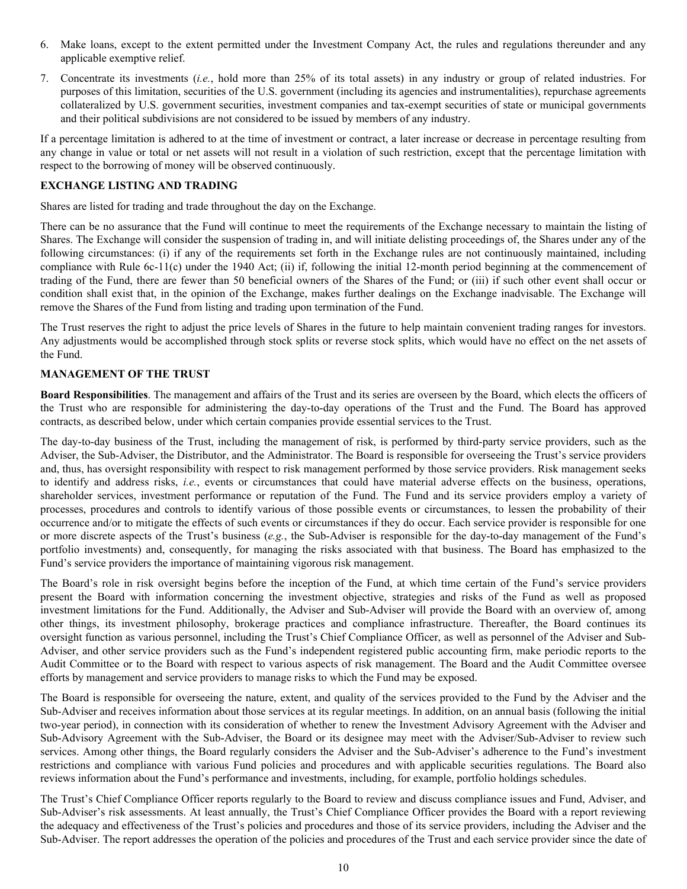6. Make loans, except to the extent permitted under the Investment Company Act, the rules and regulations thereunder and any applicable exemptive relief.
7. Concentrate its investments (*i.e.*, hold more than 25% of its total assets) in any industry or group of related industries. For purposes of this limitation, securities of the U.S. government (including its agencies and instrumentalities), repurchase agreements collateralized by U.S. government securities, investment companies and tax-exempt securities of state or municipal governments and their political subdivisions are not considered to be issued by members of any industry.

If a percentage limitation is adhered to at the time of investment or contract, a later increase or decrease in percentage resulting from any change in value or total or net assets will not result in a violation of such restriction, except that the percentage limitation with respect to the borrowing of money will be observed continuously.

**EXCHANGE LISTING AND TRADING**

Shares are listed for trading and trade throughout the day on the Exchange.

There can be no assurance that the Fund will continue to meet the requirements of the Exchange necessary to maintain the listing of Shares. The Exchange will consider the suspension of trading in, and will initiate delisting proceedings of, the Shares under any of the following circumstances: (i) if any of the requirements set forth in the Exchange rules are not continuously maintained, including compliance with Rule 6c-11(c) under the 1940 Act; (ii) if, following the initial 12-month period beginning at the commencement of trading of the Fund, there are fewer than 50 beneficial owners of the Shares of the Fund; or (iii) if such other event shall occur or condition shall exist that, in the opinion of the Exchange, makes further dealings on the Exchange inadvisable. The Exchange will remove the Shares of the Fund from listing and trading upon termination of the Fund.

The Trust reserves the right to adjust the price levels of Shares in the future to help maintain convenient trading ranges for investors. Any adjustments would be accomplished through stock splits or reverse stock splits, which would have no effect on the net assets of the Fund.

**MANAGEMENT OF THE TRUST**

**Board Responsibilities**. The management and affairs of the Trust and its series are overseen by the Board, which elects the officers of the Trust who are responsible for administering the day-to-day operations of the Trust and the Fund. The Board has approved contracts, as described below, under which certain companies provide essential services to the Trust.

The day-to-day business of the Trust, including the management of risk, is performed by third-party service providers, such as the Adviser, the Sub-Adviser, the Distributor, and the Administrator. The Board is responsible for overseeing the Trust's service providers and, thus, has oversight responsibility with respect to risk management performed by those service providers. Risk management seeks to identify and address risks, *i.e.*, events or circumstances that could have material adverse effects on the business, operations, shareholder services, investment performance or reputation of the Fund. The Fund and its service providers employ a variety of processes, procedures and controls to identify various of those possible events or circumstances, to lessen the probability of their occurrence and/or to mitigate the effects of such events or circumstances if they do occur. Each service provider is responsible for one or more discrete aspects of the Trust's business (*e.g.*, the Sub-Adviser is responsible for the day-to-day management of the Fund's portfolio investments) and, consequently, for managing the risks associated with that business. The Board has emphasized to the Fund's service providers the importance of maintaining vigorous risk management.

The Board's role in risk oversight begins before the inception of the Fund, at which time certain of the Fund's service providers present the Board with information concerning the investment objective, strategies and risks of the Fund as well as proposed investment limitations for the Fund. Additionally, the Adviser and Sub-Adviser will provide the Board with an overview of, among other things, its investment philosophy, brokerage practices and compliance infrastructure. Thereafter, the Board continues its oversight function as various personnel, including the Trust's Chief Compliance Officer, as well as personnel of the Adviser and Sub-Adviser, and other service providers such as the Fund's independent registered public accounting firm, make periodic reports to the Audit Committee or to the Board with respect to various aspects of risk management. The Board and the Audit Committee oversee efforts by management and service providers to manage risks to which the Fund may be exposed.

The Board is responsible for overseeing the nature, extent, and quality of the services provided to the Fund by the Adviser and the Sub-Adviser and receives information about those services at its regular meetings. In addition, on an annual basis (following the initial two-year period), in connection with its consideration of whether to renew the Investment Advisory Agreement with the Adviser and Sub-Advisory Agreement with the Sub-Adviser, the Board or its designee may meet with the Adviser/Sub-Adviser to review such services. Among other things, the Board regularly considers the Adviser and the Sub-Adviser's adherence to the Fund's investment restrictions and compliance with various Fund policies and procedures and with applicable securities regulations. The Board also reviews information about the Fund's performance and investments, including, for example, portfolio holdings schedules.

The Trust's Chief Compliance Officer reports regularly to the Board to review and discuss compliance issues and Fund, Adviser, and Sub-Adviser's risk assessments. At least annually, the Trust's Chief Compliance Officer provides the Board with a report reviewing the adequacy and effectiveness of the Trust's policies and procedures and those of its service providers, including the Adviser and the Sub-Adviser. The report addresses the operation of the policies and procedures of the Trust and each service provider since the date of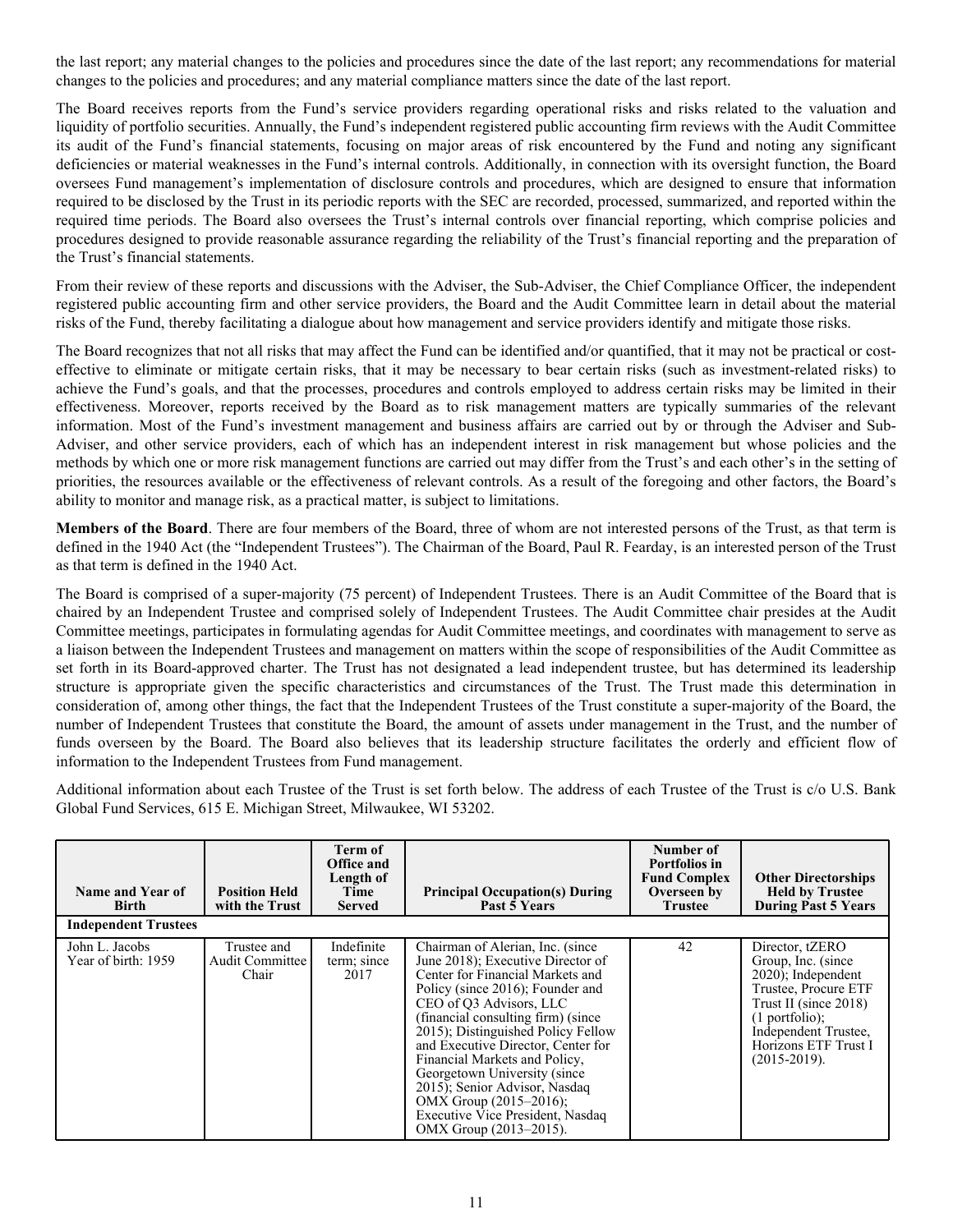the last report; any material changes to the policies and procedures since the date of the last report; any recommendations for material changes to the policies and procedures; and any material compliance matters since the date of the last report.

The Board receives reports from the Fund's service providers regarding operational risks and risks related to the valuation and liquidity of portfolio securities. Annually, the Fund's independent registered public accounting firm reviews with the Audit Committee its audit of the Fund's financial statements, focusing on major areas of risk encountered by the Fund and noting any significant deficiencies or material weaknesses in the Fund's internal controls. Additionally, in connection with its oversight function, the Board oversees Fund management's implementation of disclosure controls and procedures, which are designed to ensure that information required to be disclosed by the Trust in its periodic reports with the SEC are recorded, processed, summarized, and reported within the required time periods. The Board also oversees the Trust's internal controls over financial reporting, which comprise policies and procedures designed to provide reasonable assurance regarding the reliability of the Trust's financial reporting and the preparation of the Trust's financial statements.

From their review of these reports and discussions with the Adviser, the Sub-Adviser, the Chief Compliance Officer, the independent registered public accounting firm and other service providers, the Board and the Audit Committee learn in detail about the material risks of the Fund, thereby facilitating a dialogue about how management and service providers identify and mitigate those risks.

The Board recognizes that not all risks that may affect the Fund can be identified and/or quantified, that it may not be practical or cost-effective to eliminate or mitigate certain risks, that it may be necessary to bear certain risks (such as investment-related risks) to achieve the Fund's goals, and that the processes, procedures and controls employed to address certain risks may be limited in their effectiveness. Moreover, reports received by the Board as to risk management matters are typically summaries of the relevant information. Most of the Fund's investment management and business affairs are carried out by or through the Adviser and Sub-Adviser, and other service providers, each of which has an independent interest in risk management but whose policies and the methods by which one or more risk management functions are carried out may differ from the Trust's and each other's in the setting of priorities, the resources available or the effectiveness of relevant controls. As a result of the foregoing and other factors, the Board's ability to monitor and manage risk, as a practical matter, is subject to limitations.

**Members of the Board**. There are four members of the Board, three of whom are not interested persons of the Trust, as that term is defined in the 1940 Act (the "Independent Trustees"). The Chairman of the Board, Paul R. Fearday, is an interested person of the Trust as that term is defined in the 1940 Act.

The Board is comprised of a super-majority (75 percent) of Independent Trustees. There is an Audit Committee of the Board that is chaired by an Independent Trustee and comprised solely of Independent Trustees. The Audit Committee chair presides at the Audit Committee meetings, participates in formulating agendas for Audit Committee meetings, and coordinates with management to serve as a liaison between the Independent Trustees and management on matters within the scope of responsibilities of the Audit Committee as set forth in its Board-approved charter. The Trust has not designated a lead independent trustee, but has determined its leadership structure is appropriate given the specific characteristics and circumstances of the Trust. The Trust made this determination in consideration of, among other things, the fact that the Independent Trustees of the Trust constitute a super-majority of the Board, the number of Independent Trustees that constitute the Board, the amount of assets under management in the Trust, and the number of funds overseen by the Board. The Board also believes that its leadership structure facilitates the orderly and efficient flow of information to the Independent Trustees from Fund management.

Additional information about each Trustee of the Trust is set forth below. The address of each Trustee of the Trust is c/o U.S. Bank Global Fund Services, 615 E. Michigan Street, Milwaukee, WI 53202.

| Name and Year of Birth | Position Held with the Trust | Term of Office and Length of Time Served | Principal Occupation(s) During Past 5 Years | Number of Portfolios in Fund Complex Overseen by Trustee | Other Directorships Held by Trustee During Past 5 Years |
|---|---|---|---|---|---|
| **Independent Trustees** | | | | | |
| John L. Jacobs<br>Year of birth: 1959 | Trustee and Audit Committee Chair | Indefinite term; since 2017 | Chairman of Alerian, Inc. (since June 2018); Executive Director of Center for Financial Markets and Policy (since 2016); Founder and CEO of Q3 Advisors, LLC (financial consulting firm) (since 2015); Distinguished Policy Fellow and Executive Director, Center for Financial Markets and Policy, Georgetown University (since 2015); Senior Advisor, Nasdaq OMX Group (2015–2016); Executive Vice President, Nasdaq OMX Group (2013–2015). | 42 | Director, tZERO Group, Inc. (since 2020); Independent Trustee, Procure ETF Trust II (since 2018) (1 portfolio); Independent Trustee, Horizons ETF Trust I (2015-2019). |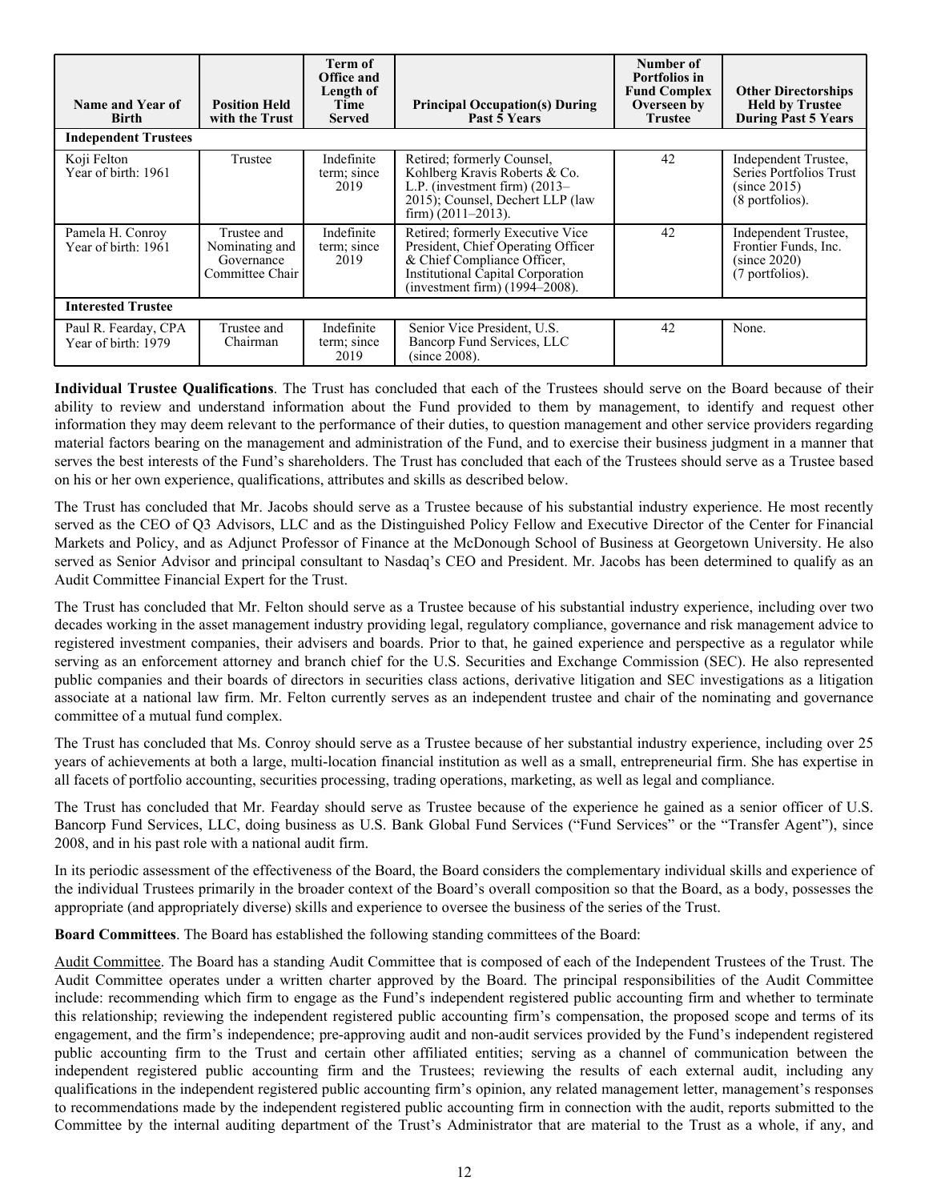| Name and Year of Birth | Position Held with the Trust | Term of Office and Length of Time Served | Principal Occupation(s) During Past 5 Years | Number of Portfolios in Fund Complex Overseen by Trustee | Other Directorships Held by Trustee During Past 5 Years |
|---|---|---|---|---|---|
| **Independent Trustees** | | | | | |
| Koji Felton Year of birth: 1961 | Trustee | Indefinite term; since 2019 | Retired; formerly Counsel, Kohlberg Kravis Roberts & Co. L.P. (investment firm) (2013–2015); Counsel, Dechert LLP (law firm) (2011–2013). | 42 | Independent Trustee, Series Portfolios Trust (since 2015) (8 portfolios). |
| Pamela H. Conroy Year of birth: 1961 | Trustee and Nominating and Governance Committee Chair | Indefinite term; since 2019 | Retired; formerly Executive Vice President, Chief Operating Officer & Chief Compliance Officer, Institutional Capital Corporation (investment firm) (1994–2008). | 42 | Independent Trustee, Frontier Funds, Inc. (since 2020) (7 portfolios). |
| **Interested Trustee** | | | | | |
| Paul R. Fearday, CPA Year of birth: 1979 | Trustee and Chairman | Indefinite term; since 2019 | Senior Vice President, U.S. Bancorp Fund Services, LLC (since 2008). | 42 | None. |

**Individual Trustee Qualifications**. The Trust has concluded that each of the Trustees should serve on the Board because of their ability to review and understand information about the Fund provided to them by management, to identify and request other information they may deem relevant to the performance of their duties, to question management and other service providers regarding material factors bearing on the management and administration of the Fund, and to exercise their business judgment in a manner that serves the best interests of the Fund's shareholders. The Trust has concluded that each of the Trustees should serve as a Trustee based on his or her own experience, qualifications, attributes and skills as described below.

The Trust has concluded that Mr. Jacobs should serve as a Trustee because of his substantial industry experience. He most recently served as the CEO of Q3 Advisors, LLC and as the Distinguished Policy Fellow and Executive Director of the Center for Financial Markets and Policy, and as Adjunct Professor of Finance at the McDonough School of Business at Georgetown University. He also served as Senior Advisor and principal consultant to Nasdaq's CEO and President. Mr. Jacobs has been determined to qualify as an Audit Committee Financial Expert for the Trust.

The Trust has concluded that Mr. Felton should serve as a Trustee because of his substantial industry experience, including over two decades working in the asset management industry providing legal, regulatory compliance, governance and risk management advice to registered investment companies, their advisers and boards. Prior to that, he gained experience and perspective as a regulator while serving as an enforcement attorney and branch chief for the U.S. Securities and Exchange Commission (SEC). He also represented public companies and their boards of directors in securities class actions, derivative litigation and SEC investigations as a litigation associate at a national law firm. Mr. Felton currently serves as an independent trustee and chair of the nominating and governance committee of a mutual fund complex.

The Trust has concluded that Ms. Conroy should serve as a Trustee because of her substantial industry experience, including over 25 years of achievements at both a large, multi-location financial institution as well as a small, entrepreneurial firm. She has expertise in all facets of portfolio accounting, securities processing, trading operations, marketing, as well as legal and compliance.

The Trust has concluded that Mr. Fearday should serve as Trustee because of the experience he gained as a senior officer of U.S. Bancorp Fund Services, LLC, doing business as U.S. Bank Global Fund Services ("Fund Services" or the "Transfer Agent"), since 2008, and in his past role with a national audit firm.

In its periodic assessment of the effectiveness of the Board, the Board considers the complementary individual skills and experience of the individual Trustees primarily in the broader context of the Board's overall composition so that the Board, as a body, possesses the appropriate (and appropriately diverse) skills and experience to oversee the business of the series of the Trust.

**Board Committees**. The Board has established the following standing committees of the Board:

Audit Committee. The Board has a standing Audit Committee that is composed of each of the Independent Trustees of the Trust. The Audit Committee operates under a written charter approved by the Board. The principal responsibilities of the Audit Committee include: recommending which firm to engage as the Fund's independent registered public accounting firm and whether to terminate this relationship; reviewing the independent registered public accounting firm's compensation, the proposed scope and terms of its engagement, and the firm's independence; pre-approving audit and non-audit services provided by the Fund's independent registered public accounting firm to the Trust and certain other affiliated entities; serving as a channel of communication between the independent registered public accounting firm and the Trustees; reviewing the results of each external audit, including any qualifications in the independent registered public accounting firm's opinion, any related management letter, management's responses to recommendations made by the independent registered public accounting firm in connection with the audit, reports submitted to the Committee by the internal auditing department of the Trust's Administrator that are material to the Trust as a whole, if any, and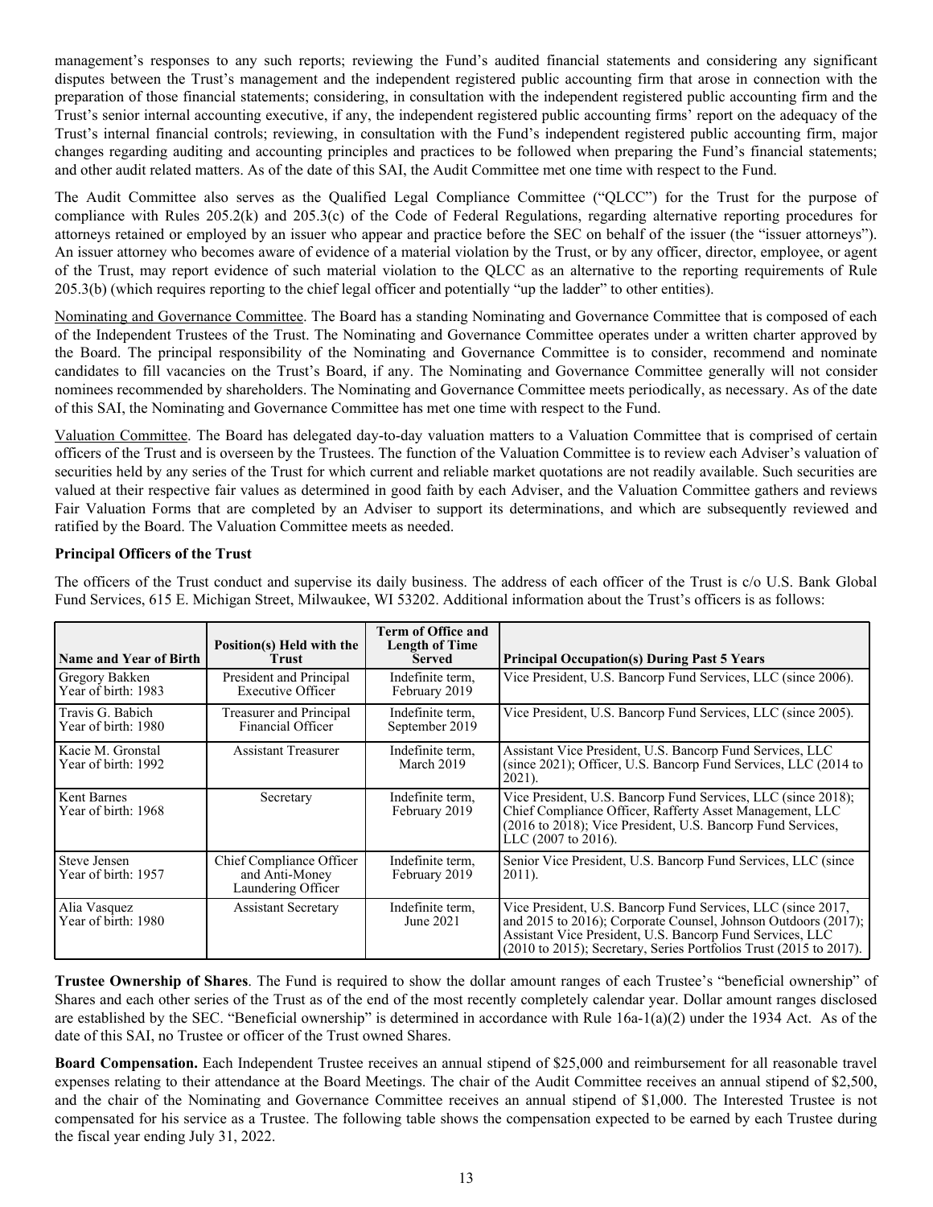management's responses to any such reports; reviewing the Fund's audited financial statements and considering any significant disputes between the Trust's management and the independent registered public accounting firm that arose in connection with the preparation of those financial statements; considering, in consultation with the independent registered public accounting firm and the Trust's senior internal accounting executive, if any, the independent registered public accounting firms' report on the adequacy of the Trust's internal financial controls; reviewing, in consultation with the Fund's independent registered public accounting firm, major changes regarding auditing and accounting principles and practices to be followed when preparing the Fund's financial statements; and other audit related matters. As of the date of this SAI, the Audit Committee met one time with respect to the Fund.

The Audit Committee also serves as the Qualified Legal Compliance Committee ("QLCC") for the Trust for the purpose of compliance with Rules 205.2(k) and 205.3(c) of the Code of Federal Regulations, regarding alternative reporting procedures for attorneys retained or employed by an issuer who appear and practice before the SEC on behalf of the issuer (the "issuer attorneys"). An issuer attorney who becomes aware of evidence of a material violation by the Trust, or by any officer, director, employee, or agent of the Trust, may report evidence of such material violation to the QLCC as an alternative to the reporting requirements of Rule 205.3(b) (which requires reporting to the chief legal officer and potentially "up the ladder" to other entities).

Nominating and Governance Committee. The Board has a standing Nominating and Governance Committee that is composed of each of the Independent Trustees of the Trust. The Nominating and Governance Committee operates under a written charter approved by the Board. The principal responsibility of the Nominating and Governance Committee is to consider, recommend and nominate candidates to fill vacancies on the Trust's Board, if any. The Nominating and Governance Committee generally will not consider nominees recommended by shareholders. The Nominating and Governance Committee meets periodically, as necessary. As of the date of this SAI, the Nominating and Governance Committee has met one time with respect to the Fund.

Valuation Committee. The Board has delegated day-to-day valuation matters to a Valuation Committee that is comprised of certain officers of the Trust and is overseen by the Trustees. The function of the Valuation Committee is to review each Adviser's valuation of securities held by any series of the Trust for which current and reliable market quotations are not readily available. Such securities are valued at their respective fair values as determined in good faith by each Adviser, and the Valuation Committee gathers and reviews Fair Valuation Forms that are completed by an Adviser to support its determinations, and which are subsequently reviewed and ratified by the Board. The Valuation Committee meets as needed.

**Principal Officers of the Trust**

The officers of the Trust conduct and supervise its daily business. The address of each officer of the Trust is c/o U.S. Bank Global Fund Services, 615 E. Michigan Street, Milwaukee, WI 53202. Additional information about the Trust's officers is as follows:

| Name and Year of Birth | Position(s) Held with the Trust | Term of Office and Length of Time Served | Principal Occupation(s) During Past 5 Years |
|---|---|---|---|
| Gregory Bakken<br>Year of birth: 1983 | President and Principal Executive Officer | Indefinite term, February 2019 | Vice President, U.S. Bancorp Fund Services, LLC (since 2006). |
| Travis G. Babich<br>Year of birth: 1980 | Treasurer and Principal Financial Officer | Indefinite term, September 2019 | Vice President, U.S. Bancorp Fund Services, LLC (since 2005). |
| Kacie M. Gronstal<br>Year of birth: 1992 | Assistant Treasurer | Indefinite term, March 2019 | Assistant Vice President, U.S. Bancorp Fund Services, LLC (since 2021); Officer, U.S. Bancorp Fund Services, LLC (2014 to 2021). |
| Kent Barnes<br>Year of birth: 1968 | Secretary | Indefinite term, February 2019 | Vice President, U.S. Bancorp Fund Services, LLC (since 2018); Chief Compliance Officer, Rafferty Asset Management, LLC (2016 to 2018); Vice President, U.S. Bancorp Fund Services, LLC (2007 to 2016). |
| Steve Jensen<br>Year of birth: 1957 | Chief Compliance Officer and Anti-Money Laundering Officer | Indefinite term, February 2019 | Senior Vice President, U.S. Bancorp Fund Services, LLC (since 2011). |
| Alia Vasquez<br>Year of birth: 1980 | Assistant Secretary | Indefinite term, June 2021 | Vice President, U.S. Bancorp Fund Services, LLC (since 2017, and 2015 to 2016); Corporate Counsel, Johnson Outdoors (2017); Assistant Vice President, U.S. Bancorp Fund Services, LLC (2010 to 2015); Secretary, Series Portfolios Trust (2015 to 2017). |

**Trustee Ownership of Shares**. The Fund is required to show the dollar amount ranges of each Trustee's "beneficial ownership" of Shares and each other series of the Trust as of the end of the most recently completely calendar year. Dollar amount ranges disclosed are established by the SEC. "Beneficial ownership" is determined in accordance with Rule 16a-1(a)(2) under the 1934 Act. As of the date of this SAI, no Trustee or officer of the Trust owned Shares.

**Board Compensation.** Each Independent Trustee receives an annual stipend of $25,000 and reimbursement for all reasonable travel expenses relating to their attendance at the Board Meetings. The chair of the Audit Committee receives an annual stipend of $2,500, and the chair of the Nominating and Governance Committee receives an annual stipend of $1,000. The Interested Trustee is not compensated for his service as a Trustee. The following table shows the compensation expected to be earned by each Trustee during the fiscal year ending July 31, 2022.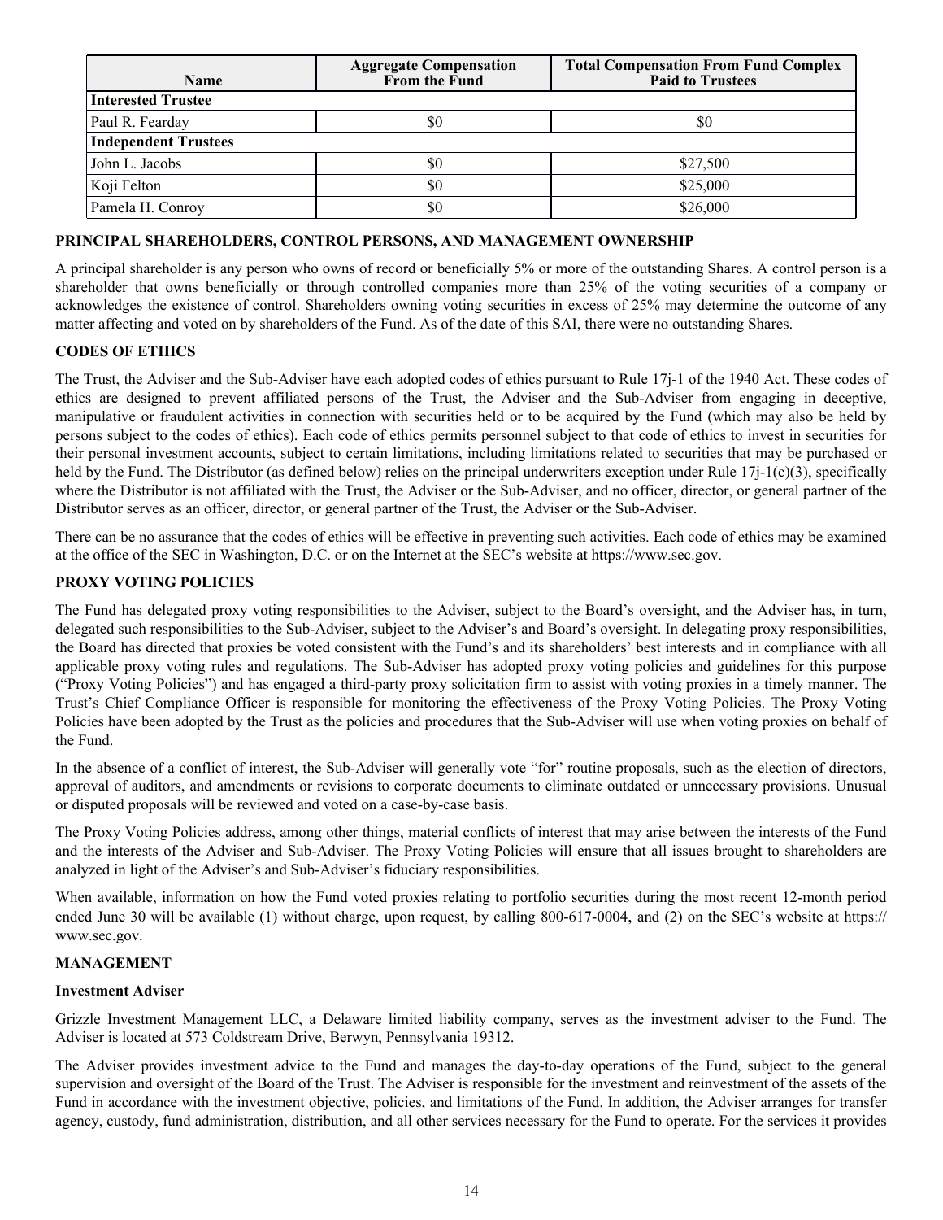| Name | Aggregate Compensation From the Fund | Total Compensation From Fund Complex Paid to Trustees |
|---|---|---|
| **Interested Trustee** | | |
| Paul R. Fearday | $0 | $0 |
| **Independent Trustees** | | |
| John L. Jacobs | $0 | $27,500 |
| Koji Felton | $0 | $25,000 |
| Pamela H. Conroy | $0 | $26,000 |

## PRINCIPAL SHAREHOLDERS, CONTROL PERSONS, AND MANAGEMENT OWNERSHIP

A principal shareholder is any person who owns of record or beneficially 5% or more of the outstanding Shares. A control person is a shareholder that owns beneficially or through controlled companies more than 25% of the voting securities of a company or acknowledges the existence of control. Shareholders owning voting securities in excess of 25% may determine the outcome of any matter affecting and voted on by shareholders of the Fund. As of the date of this SAI, there were no outstanding Shares.

## CODES OF ETHICS

The Trust, the Adviser and the Sub-Adviser have each adopted codes of ethics pursuant to Rule 17j-1 of the 1940 Act. These codes of ethics are designed to prevent affiliated persons of the Trust, the Adviser and the Sub-Adviser from engaging in deceptive, manipulative or fraudulent activities in connection with securities held or to be acquired by the Fund (which may also be held by persons subject to the codes of ethics). Each code of ethics permits personnel subject to that code of ethics to invest in securities for their personal investment accounts, subject to certain limitations, including limitations related to securities that may be purchased or held by the Fund. The Distributor (as defined below) relies on the principal underwriters exception under Rule 17j-1(c)(3), specifically where the Distributor is not affiliated with the Trust, the Adviser or the Sub-Adviser, and no officer, director, or general partner of the Distributor serves as an officer, director, or general partner of the Trust, the Adviser or the Sub-Adviser.

There can be no assurance that the codes of ethics will be effective in preventing such activities. Each code of ethics may be examined at the office of the SEC in Washington, D.C. or on the Internet at the SEC's website at https://www.sec.gov.

## PROXY VOTING POLICIES

The Fund has delegated proxy voting responsibilities to the Adviser, subject to the Board's oversight, and the Adviser has, in turn, delegated such responsibilities to the Sub-Adviser, subject to the Adviser's and Board's oversight. In delegating proxy responsibilities, the Board has directed that proxies be voted consistent with the Fund's and its shareholders' best interests and in compliance with all applicable proxy voting rules and regulations. The Sub-Adviser has adopted proxy voting policies and guidelines for this purpose ("Proxy Voting Policies") and has engaged a third-party proxy solicitation firm to assist with voting proxies in a timely manner. The Trust's Chief Compliance Officer is responsible for monitoring the effectiveness of the Proxy Voting Policies. The Proxy Voting Policies have been adopted by the Trust as the policies and procedures that the Sub-Adviser will use when voting proxies on behalf of the Fund.

In the absence of a conflict of interest, the Sub-Adviser will generally vote "for" routine proposals, such as the election of directors, approval of auditors, and amendments or revisions to corporate documents to eliminate outdated or unnecessary provisions. Unusual or disputed proposals will be reviewed and voted on a case-by-case basis.

The Proxy Voting Policies address, among other things, material conflicts of interest that may arise between the interests of the Fund and the interests of the Adviser and Sub-Adviser. The Proxy Voting Policies will ensure that all issues brought to shareholders are analyzed in light of the Adviser's and Sub-Adviser's fiduciary responsibilities.

When available, information on how the Fund voted proxies relating to portfolio securities during the most recent 12-month period ended June 30 will be available (1) without charge, upon request, by calling 800-617-0004, and (2) on the SEC's website at https://www.sec.gov.

## MANAGEMENT

### Investment Adviser

Grizzle Investment Management LLC, a Delaware limited liability company, serves as the investment adviser to the Fund. The Adviser is located at 573 Coldstream Drive, Berwyn, Pennsylvania 19312.

The Adviser provides investment advice to the Fund and manages the day-to-day operations of the Fund, subject to the general supervision and oversight of the Board of the Trust. The Adviser is responsible for the investment and reinvestment of the assets of the Fund in accordance with the investment objective, policies, and limitations of the Fund. In addition, the Adviser arranges for transfer agency, custody, fund administration, distribution, and all other services necessary for the Fund to operate. For the services it provides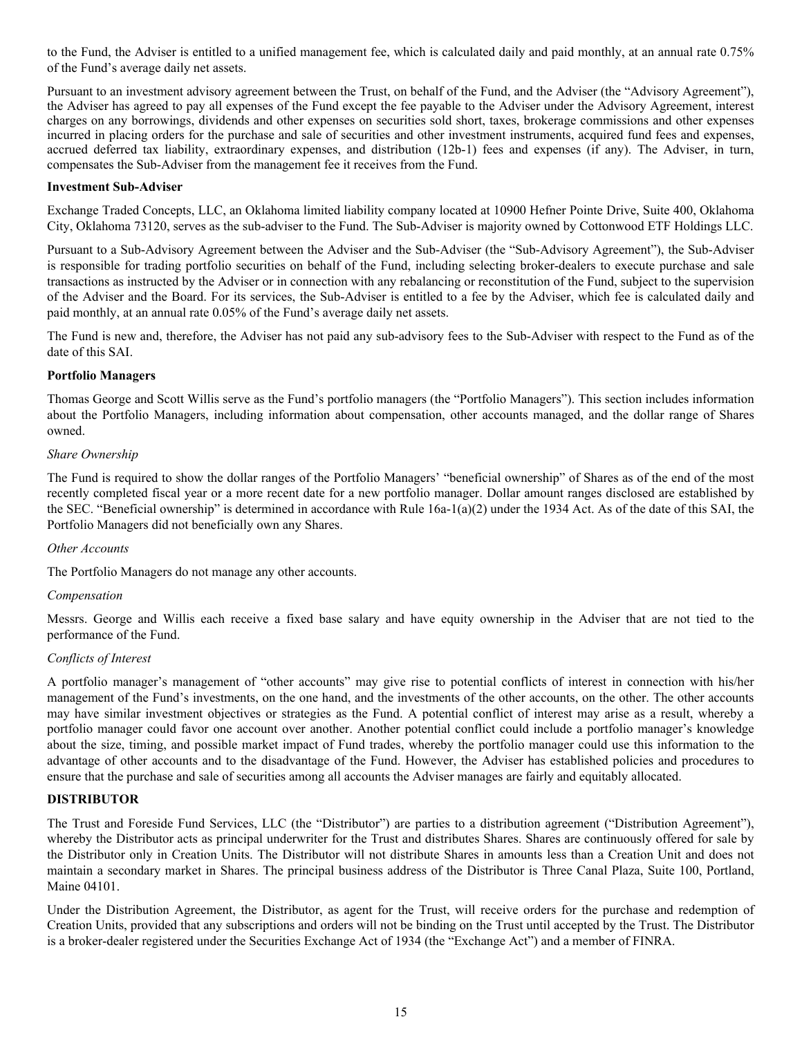to the Fund, the Adviser is entitled to a unified management fee, which is calculated daily and paid monthly, at an annual rate 0.75% of the Fund's average daily net assets.

Pursuant to an investment advisory agreement between the Trust, on behalf of the Fund, and the Adviser (the "Advisory Agreement"), the Adviser has agreed to pay all expenses of the Fund except the fee payable to the Adviser under the Advisory Agreement, interest charges on any borrowings, dividends and other expenses on securities sold short, taxes, brokerage commissions and other expenses incurred in placing orders for the purchase and sale of securities and other investment instruments, acquired fund fees and expenses, accrued deferred tax liability, extraordinary expenses, and distribution (12b-1) fees and expenses (if any). The Adviser, in turn, compensates the Sub-Adviser from the management fee it receives from the Fund.

**Investment Sub-Adviser**

Exchange Traded Concepts, LLC, an Oklahoma limited liability company located at 10900 Hefner Pointe Drive, Suite 400, Oklahoma City, Oklahoma 73120, serves as the sub-adviser to the Fund. The Sub-Adviser is majority owned by Cottonwood ETF Holdings LLC.

Pursuant to a Sub-Advisory Agreement between the Adviser and the Sub-Adviser (the "Sub-Advisory Agreement"), the Sub-Adviser is responsible for trading portfolio securities on behalf of the Fund, including selecting broker-dealers to execute purchase and sale transactions as instructed by the Adviser or in connection with any rebalancing or reconstitution of the Fund, subject to the supervision of the Adviser and the Board. For its services, the Sub-Adviser is entitled to a fee by the Adviser, which fee is calculated daily and paid monthly, at an annual rate 0.05% of the Fund's average daily net assets.

The Fund is new and, therefore, the Adviser has not paid any sub-advisory fees to the Sub-Adviser with respect to the Fund as of the date of this SAI.

**Portfolio Managers**

Thomas George and Scott Willis serve as the Fund's portfolio managers (the "Portfolio Managers"). This section includes information about the Portfolio Managers, including information about compensation, other accounts managed, and the dollar range of Shares owned.

*Share Ownership*

The Fund is required to show the dollar ranges of the Portfolio Managers' "beneficial ownership" of Shares as of the end of the most recently completed fiscal year or a more recent date for a new portfolio manager. Dollar amount ranges disclosed are established by the SEC. "Beneficial ownership" is determined in accordance with Rule 16a-1(a)(2) under the 1934 Act. As of the date of this SAI, the Portfolio Managers did not beneficially own any Shares.

*Other Accounts*

The Portfolio Managers do not manage any other accounts.

*Compensation*

Messrs. George and Willis each receive a fixed base salary and have equity ownership in the Adviser that are not tied to the performance of the Fund.

*Conflicts of Interest*

A portfolio manager's management of "other accounts" may give rise to potential conflicts of interest in connection with his/her management of the Fund's investments, on the one hand, and the investments of the other accounts, on the other. The other accounts may have similar investment objectives or strategies as the Fund. A potential conflict of interest may arise as a result, whereby a portfolio manager could favor one account over another. Another potential conflict could include a portfolio manager's knowledge about the size, timing, and possible market impact of Fund trades, whereby the portfolio manager could use this information to the advantage of other accounts and to the disadvantage of the Fund. However, the Adviser has established policies and procedures to ensure that the purchase and sale of securities among all accounts the Adviser manages are fairly and equitably allocated.

**DISTRIBUTOR**

The Trust and Foreside Fund Services, LLC (the "Distributor") are parties to a distribution agreement ("Distribution Agreement"), whereby the Distributor acts as principal underwriter for the Trust and distributes Shares. Shares are continuously offered for sale by the Distributor only in Creation Units. The Distributor will not distribute Shares in amounts less than a Creation Unit and does not maintain a secondary market in Shares. The principal business address of the Distributor is Three Canal Plaza, Suite 100, Portland, Maine 04101.

Under the Distribution Agreement, the Distributor, as agent for the Trust, will receive orders for the purchase and redemption of Creation Units, provided that any subscriptions and orders will not be binding on the Trust until accepted by the Trust. The Distributor is a broker-dealer registered under the Securities Exchange Act of 1934 (the "Exchange Act") and a member of FINRA.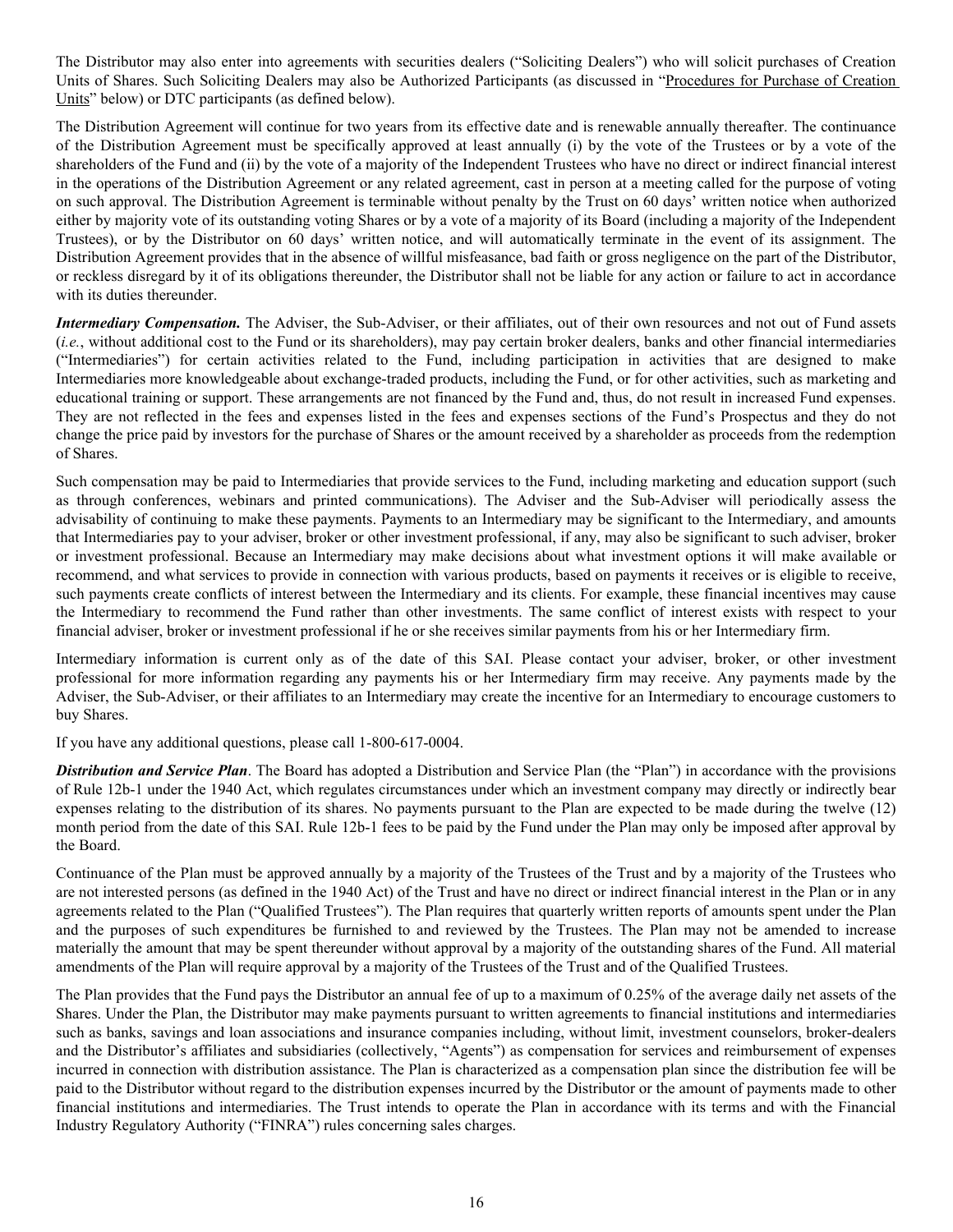The Distributor may also enter into agreements with securities dealers ("Soliciting Dealers") who will solicit purchases of Creation Units of Shares. Such Soliciting Dealers may also be Authorized Participants (as discussed in "Procedures for Purchase of Creation Units" below) or DTC participants (as defined below).

The Distribution Agreement will continue for two years from its effective date and is renewable annually thereafter. The continuance of the Distribution Agreement must be specifically approved at least annually (i) by the vote of the Trustees or by a vote of the shareholders of the Fund and (ii) by the vote of a majority of the Independent Trustees who have no direct or indirect financial interest in the operations of the Distribution Agreement or any related agreement, cast in person at a meeting called for the purpose of voting on such approval. The Distribution Agreement is terminable without penalty by the Trust on 60 days' written notice when authorized either by majority vote of its outstanding voting Shares or by a vote of a majority of its Board (including a majority of the Independent Trustees), or by the Distributor on 60 days' written notice, and will automatically terminate in the event of its assignment. The Distribution Agreement provides that in the absence of willful misfeasance, bad faith or gross negligence on the part of the Distributor, or reckless disregard by it of its obligations thereunder, the Distributor shall not be liable for any action or failure to act in accordance with its duties thereunder.

***Intermediary Compensation.*** The Adviser, the Sub-Adviser, or their affiliates, out of their own resources and not out of Fund assets (*i.e.*, without additional cost to the Fund or its shareholders), may pay certain broker dealers, banks and other financial intermediaries ("Intermediaries") for certain activities related to the Fund, including participation in activities that are designed to make Intermediaries more knowledgeable about exchange-traded products, including the Fund, or for other activities, such as marketing and educational training or support. These arrangements are not financed by the Fund and, thus, do not result in increased Fund expenses. They are not reflected in the fees and expenses listed in the fees and expenses sections of the Fund's Prospectus and they do not change the price paid by investors for the purchase of Shares or the amount received by a shareholder as proceeds from the redemption of Shares.

Such compensation may be paid to Intermediaries that provide services to the Fund, including marketing and education support (such as through conferences, webinars and printed communications). The Adviser and the Sub-Adviser will periodically assess the advisability of continuing to make these payments. Payments to an Intermediary may be significant to the Intermediary, and amounts that Intermediaries pay to your adviser, broker or other investment professional, if any, may also be significant to such adviser, broker or investment professional. Because an Intermediary may make decisions about what investment options it will make available or recommend, and what services to provide in connection with various products, based on payments it receives or is eligible to receive, such payments create conflicts of interest between the Intermediary and its clients. For example, these financial incentives may cause the Intermediary to recommend the Fund rather than other investments. The same conflict of interest exists with respect to your financial adviser, broker or investment professional if he or she receives similar payments from his or her Intermediary firm.

Intermediary information is current only as of the date of this SAI. Please contact your adviser, broker, or other investment professional for more information regarding any payments his or her Intermediary firm may receive. Any payments made by the Adviser, the Sub-Adviser, or their affiliates to an Intermediary may create the incentive for an Intermediary to encourage customers to buy Shares.

If you have any additional questions, please call 1-800-617-0004.

***Distribution and Service Plan***. The Board has adopted a Distribution and Service Plan (the "Plan") in accordance with the provisions of Rule 12b-1 under the 1940 Act, which regulates circumstances under which an investment company may directly or indirectly bear expenses relating to the distribution of its shares. No payments pursuant to the Plan are expected to be made during the twelve (12) month period from the date of this SAI. Rule 12b-1 fees to be paid by the Fund under the Plan may only be imposed after approval by the Board.

Continuance of the Plan must be approved annually by a majority of the Trustees of the Trust and by a majority of the Trustees who are not interested persons (as defined in the 1940 Act) of the Trust and have no direct or indirect financial interest in the Plan or in any agreements related to the Plan ("Qualified Trustees"). The Plan requires that quarterly written reports of amounts spent under the Plan and the purposes of such expenditures be furnished to and reviewed by the Trustees. The Plan may not be amended to increase materially the amount that may be spent thereunder without approval by a majority of the outstanding shares of the Fund. All material amendments of the Plan will require approval by a majority of the Trustees of the Trust and of the Qualified Trustees.

The Plan provides that the Fund pays the Distributor an annual fee of up to a maximum of 0.25% of the average daily net assets of the Shares. Under the Plan, the Distributor may make payments pursuant to written agreements to financial institutions and intermediaries such as banks, savings and loan associations and insurance companies including, without limit, investment counselors, broker-dealers and the Distributor's affiliates and subsidiaries (collectively, "Agents") as compensation for services and reimbursement of expenses incurred in connection with distribution assistance. The Plan is characterized as a compensation plan since the distribution fee will be paid to the Distributor without regard to the distribution expenses incurred by the Distributor or the amount of payments made to other financial institutions and intermediaries. The Trust intends to operate the Plan in accordance with its terms and with the Financial Industry Regulatory Authority ("FINRA") rules concerning sales charges.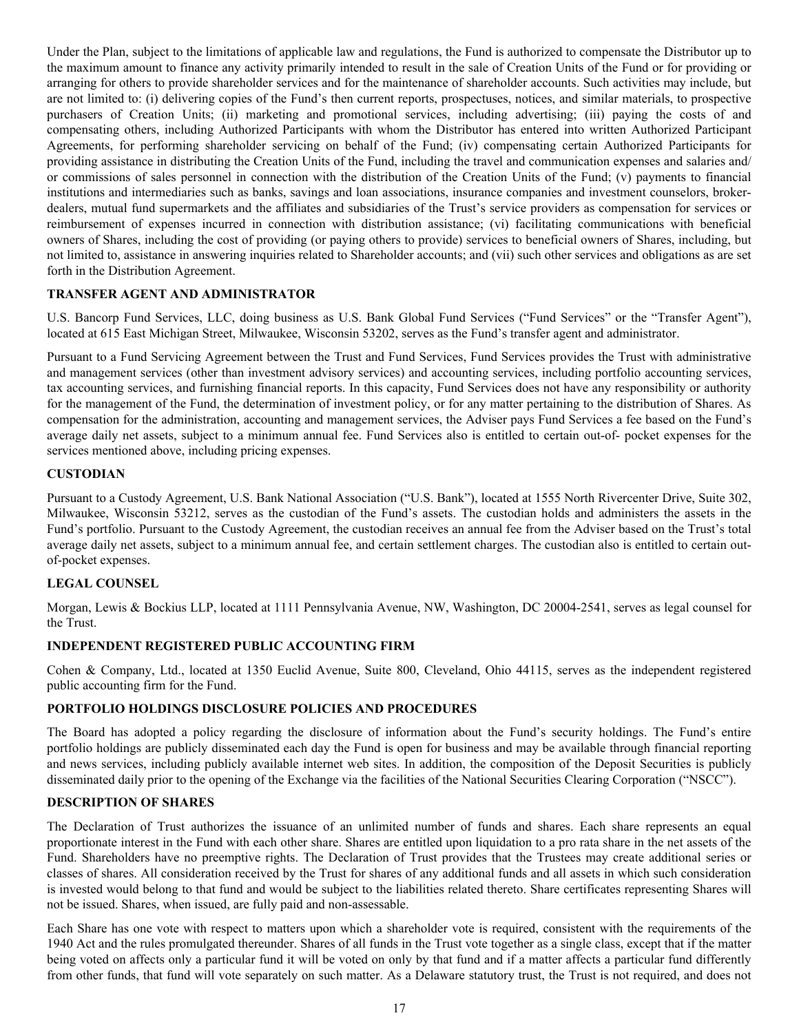Under the Plan, subject to the limitations of applicable law and regulations, the Fund is authorized to compensate the Distributor up to the maximum amount to finance any activity primarily intended to result in the sale of Creation Units of the Fund or for providing or arranging for others to provide shareholder services and for the maintenance of shareholder accounts. Such activities may include, but are not limited to: (i) delivering copies of the Fund's then current reports, prospectuses, notices, and similar materials, to prospective purchasers of Creation Units; (ii) marketing and promotional services, including advertising; (iii) paying the costs of and compensating others, including Authorized Participants with whom the Distributor has entered into written Authorized Participant Agreements, for performing shareholder servicing on behalf of the Fund; (iv) compensating certain Authorized Participants for providing assistance in distributing the Creation Units of the Fund, including the travel and communication expenses and salaries and/or commissions of sales personnel in connection with the distribution of the Creation Units of the Fund; (v) payments to financial institutions and intermediaries such as banks, savings and loan associations, insurance companies and investment counselors, broker-dealers, mutual fund supermarkets and the affiliates and subsidiaries of the Trust's service providers as compensation for services or reimbursement of expenses incurred in connection with distribution assistance; (vi) facilitating communications with beneficial owners of Shares, including the cost of providing (or paying others to provide) services to beneficial owners of Shares, including, but not limited to, assistance in answering inquiries related to Shareholder accounts; and (vii) such other services and obligations as are set forth in the Distribution Agreement.

**TRANSFER AGENT AND ADMINISTRATOR**

U.S. Bancorp Fund Services, LLC, doing business as U.S. Bank Global Fund Services ("Fund Services" or the "Transfer Agent"), located at 615 East Michigan Street, Milwaukee, Wisconsin 53202, serves as the Fund's transfer agent and administrator.

Pursuant to a Fund Servicing Agreement between the Trust and Fund Services, Fund Services provides the Trust with administrative and management services (other than investment advisory services) and accounting services, including portfolio accounting services, tax accounting services, and furnishing financial reports. In this capacity, Fund Services does not have any responsibility or authority for the management of the Fund, the determination of investment policy, or for any matter pertaining to the distribution of Shares. As compensation for the administration, accounting and management services, the Adviser pays Fund Services a fee based on the Fund's average daily net assets, subject to a minimum annual fee. Fund Services also is entitled to certain out-of- pocket expenses for the services mentioned above, including pricing expenses.

**CUSTODIAN**

Pursuant to a Custody Agreement, U.S. Bank National Association ("U.S. Bank"), located at 1555 North Rivercenter Drive, Suite 302, Milwaukee, Wisconsin 53212, serves as the custodian of the Fund's assets. The custodian holds and administers the assets in the Fund's portfolio. Pursuant to the Custody Agreement, the custodian receives an annual fee from the Adviser based on the Trust's total average daily net assets, subject to a minimum annual fee, and certain settlement charges. The custodian also is entitled to certain out-of-pocket expenses.

**LEGAL COUNSEL**

Morgan, Lewis & Bockius LLP, located at 1111 Pennsylvania Avenue, NW, Washington, DC 20004-2541, serves as legal counsel for the Trust.

**INDEPENDENT REGISTERED PUBLIC ACCOUNTING FIRM**

Cohen & Company, Ltd., located at 1350 Euclid Avenue, Suite 800, Cleveland, Ohio 44115, serves as the independent registered public accounting firm for the Fund.

**PORTFOLIO HOLDINGS DISCLOSURE POLICIES AND PROCEDURES**

The Board has adopted a policy regarding the disclosure of information about the Fund's security holdings. The Fund's entire portfolio holdings are publicly disseminated each day the Fund is open for business and may be available through financial reporting and news services, including publicly available internet web sites. In addition, the composition of the Deposit Securities is publicly disseminated daily prior to the opening of the Exchange via the facilities of the National Securities Clearing Corporation ("NSCC").

**DESCRIPTION OF SHARES**

The Declaration of Trust authorizes the issuance of an unlimited number of funds and shares. Each share represents an equal proportionate interest in the Fund with each other share. Shares are entitled upon liquidation to a pro rata share in the net assets of the Fund. Shareholders have no preemptive rights. The Declaration of Trust provides that the Trustees may create additional series or classes of shares. All consideration received by the Trust for shares of any additional funds and all assets in which such consideration is invested would belong to that fund and would be subject to the liabilities related thereto. Share certificates representing Shares will not be issued. Shares, when issued, are fully paid and non-assessable.

Each Share has one vote with respect to matters upon which a shareholder vote is required, consistent with the requirements of the 1940 Act and the rules promulgated thereunder. Shares of all funds in the Trust vote together as a single class, except that if the matter being voted on affects only a particular fund it will be voted on only by that fund and if a matter affects a particular fund differently from other funds, that fund will vote separately on such matter. As a Delaware statutory trust, the Trust is not required, and does not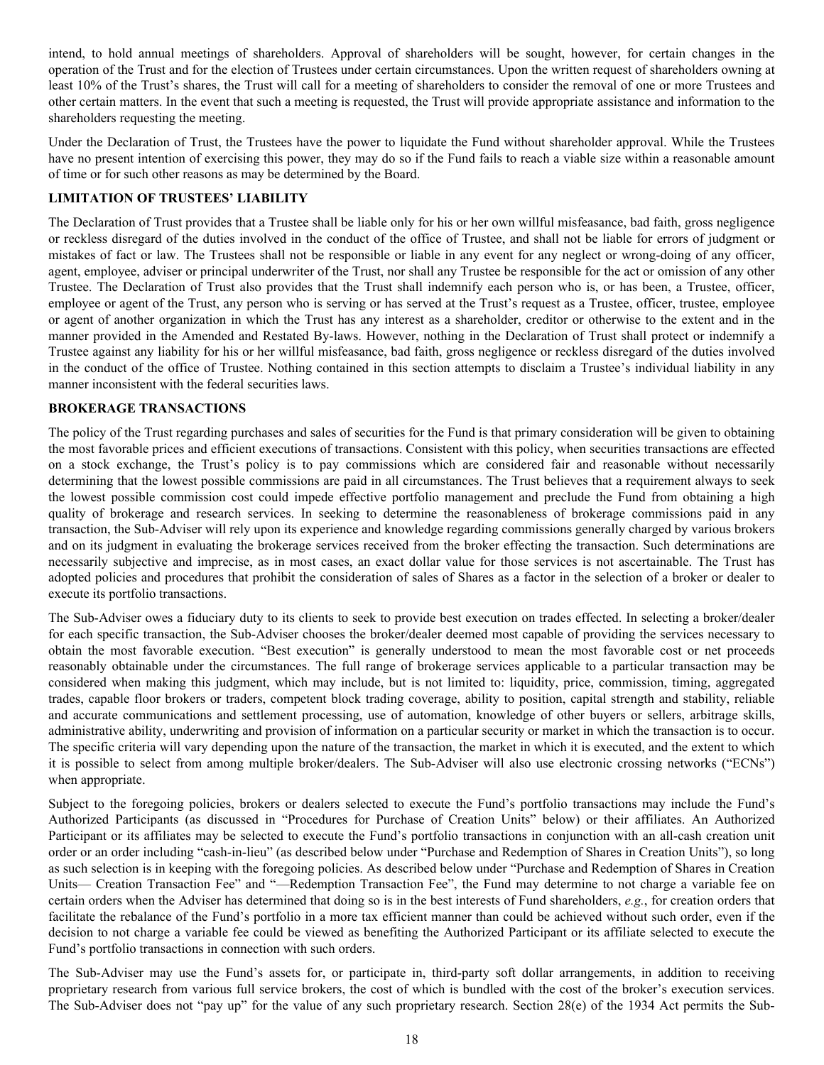intend, to hold annual meetings of shareholders. Approval of shareholders will be sought, however, for certain changes in the operation of the Trust and for the election of Trustees under certain circumstances. Upon the written request of shareholders owning at least 10% of the Trust's shares, the Trust will call for a meeting of shareholders to consider the removal of one or more Trustees and other certain matters. In the event that such a meeting is requested, the Trust will provide appropriate assistance and information to the shareholders requesting the meeting.

Under the Declaration of Trust, the Trustees have the power to liquidate the Fund without shareholder approval. While the Trustees have no present intention of exercising this power, they may do so if the Fund fails to reach a viable size within a reasonable amount of time or for such other reasons as may be determined by the Board.

## LIMITATION OF TRUSTEES' LIABILITY

The Declaration of Trust provides that a Trustee shall be liable only for his or her own willful misfeasance, bad faith, gross negligence or reckless disregard of the duties involved in the conduct of the office of Trustee, and shall not be liable for errors of judgment or mistakes of fact or law. The Trustees shall not be responsible or liable in any event for any neglect or wrong-doing of any officer, agent, employee, adviser or principal underwriter of the Trust, nor shall any Trustee be responsible for the act or omission of any other Trustee. The Declaration of Trust also provides that the Trust shall indemnify each person who is, or has been, a Trustee, officer, employee or agent of the Trust, any person who is serving or has served at the Trust's request as a Trustee, officer, trustee, employee or agent of another organization in which the Trust has any interest as a shareholder, creditor or otherwise to the extent and in the manner provided in the Amended and Restated By-laws. However, nothing in the Declaration of Trust shall protect or indemnify a Trustee against any liability for his or her willful misfeasance, bad faith, gross negligence or reckless disregard of the duties involved in the conduct of the office of Trustee. Nothing contained in this section attempts to disclaim a Trustee's individual liability in any manner inconsistent with the federal securities laws.

## BROKERAGE TRANSACTIONS

The policy of the Trust regarding purchases and sales of securities for the Fund is that primary consideration will be given to obtaining the most favorable prices and efficient executions of transactions. Consistent with this policy, when securities transactions are effected on a stock exchange, the Trust's policy is to pay commissions which are considered fair and reasonable without necessarily determining that the lowest possible commissions are paid in all circumstances. The Trust believes that a requirement always to seek the lowest possible commission cost could impede effective portfolio management and preclude the Fund from obtaining a high quality of brokerage and research services. In seeking to determine the reasonableness of brokerage commissions paid in any transaction, the Sub-Adviser will rely upon its experience and knowledge regarding commissions generally charged by various brokers and on its judgment in evaluating the brokerage services received from the broker effecting the transaction. Such determinations are necessarily subjective and imprecise, as in most cases, an exact dollar value for those services is not ascertainable. The Trust has adopted policies and procedures that prohibit the consideration of sales of Shares as a factor in the selection of a broker or dealer to execute its portfolio transactions.

The Sub-Adviser owes a fiduciary duty to its clients to seek to provide best execution on trades effected. In selecting a broker/dealer for each specific transaction, the Sub-Adviser chooses the broker/dealer deemed most capable of providing the services necessary to obtain the most favorable execution. "Best execution" is generally understood to mean the most favorable cost or net proceeds reasonably obtainable under the circumstances. The full range of brokerage services applicable to a particular transaction may be considered when making this judgment, which may include, but is not limited to: liquidity, price, commission, timing, aggregated trades, capable floor brokers or traders, competent block trading coverage, ability to position, capital strength and stability, reliable and accurate communications and settlement processing, use of automation, knowledge of other buyers or sellers, arbitrage skills, administrative ability, underwriting and provision of information on a particular security or market in which the transaction is to occur. The specific criteria will vary depending upon the nature of the transaction, the market in which it is executed, and the extent to which it is possible to select from among multiple broker/dealers. The Sub-Adviser will also use electronic crossing networks ("ECNs") when appropriate.

Subject to the foregoing policies, brokers or dealers selected to execute the Fund's portfolio transactions may include the Fund's Authorized Participants (as discussed in "Procedures for Purchase of Creation Units" below) or their affiliates. An Authorized Participant or its affiliates may be selected to execute the Fund's portfolio transactions in conjunction with an all-cash creation unit order or an order including "cash-in-lieu" (as described below under "Purchase and Redemption of Shares in Creation Units"), so long as such selection is in keeping with the foregoing policies. As described below under "Purchase and Redemption of Shares in Creation Units— Creation Transaction Fee" and "—Redemption Transaction Fee", the Fund may determine to not charge a variable fee on certain orders when the Adviser has determined that doing so is in the best interests of Fund shareholders, *e.g.*, for creation orders that facilitate the rebalance of the Fund's portfolio in a more tax efficient manner than could be achieved without such order, even if the decision to not charge a variable fee could be viewed as benefiting the Authorized Participant or its affiliate selected to execute the Fund's portfolio transactions in connection with such orders.

The Sub-Adviser may use the Fund's assets for, or participate in, third-party soft dollar arrangements, in addition to receiving proprietary research from various full service brokers, the cost of which is bundled with the cost of the broker's execution services. The Sub-Adviser does not "pay up" for the value of any such proprietary research. Section 28(e) of the 1934 Act permits the Sub-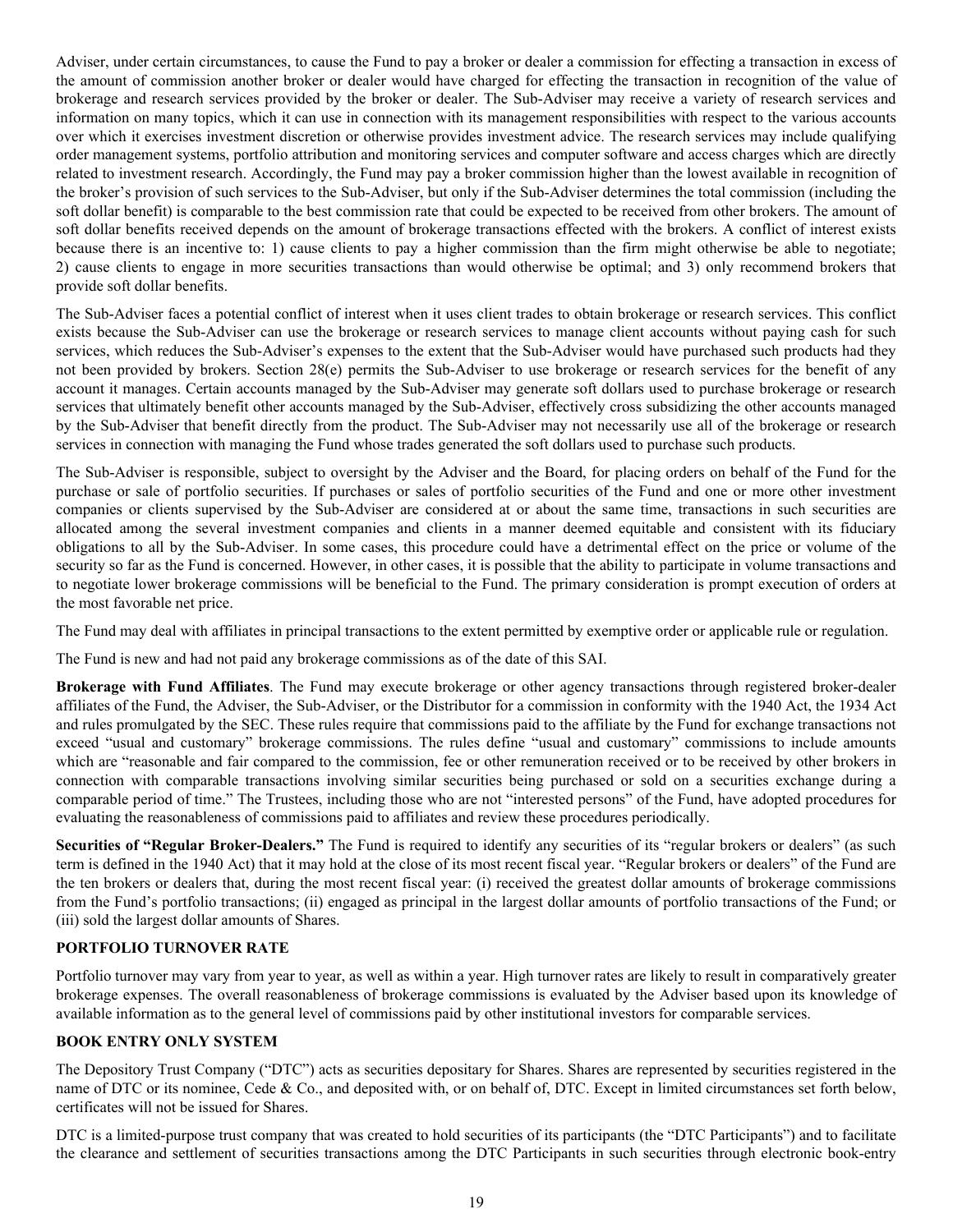Adviser, under certain circumstances, to cause the Fund to pay a broker or dealer a commission for effecting a transaction in excess of the amount of commission another broker or dealer would have charged for effecting the transaction in recognition of the value of brokerage and research services provided by the broker or dealer. The Sub-Adviser may receive a variety of research services and information on many topics, which it can use in connection with its management responsibilities with respect to the various accounts over which it exercises investment discretion or otherwise provides investment advice. The research services may include qualifying order management systems, portfolio attribution and monitoring services and computer software and access charges which are directly related to investment research. Accordingly, the Fund may pay a broker commission higher than the lowest available in recognition of the broker's provision of such services to the Sub-Adviser, but only if the Sub-Adviser determines the total commission (including the soft dollar benefit) is comparable to the best commission rate that could be expected to be received from other brokers. The amount of soft dollar benefits received depends on the amount of brokerage transactions effected with the brokers. A conflict of interest exists because there is an incentive to: 1) cause clients to pay a higher commission than the firm might otherwise be able to negotiate; 2) cause clients to engage in more securities transactions than would otherwise be optimal; and 3) only recommend brokers that provide soft dollar benefits.

The Sub-Adviser faces a potential conflict of interest when it uses client trades to obtain brokerage or research services. This conflict exists because the Sub-Adviser can use the brokerage or research services to manage client accounts without paying cash for such services, which reduces the Sub-Adviser's expenses to the extent that the Sub-Adviser would have purchased such products had they not been provided by brokers. Section 28(e) permits the Sub-Adviser to use brokerage or research services for the benefit of any account it manages. Certain accounts managed by the Sub-Adviser may generate soft dollars used to purchase brokerage or research services that ultimately benefit other accounts managed by the Sub-Adviser, effectively cross subsidizing the other accounts managed by the Sub-Adviser that benefit directly from the product. The Sub-Adviser may not necessarily use all of the brokerage or research services in connection with managing the Fund whose trades generated the soft dollars used to purchase such products.

The Sub-Adviser is responsible, subject to oversight by the Adviser and the Board, for placing orders on behalf of the Fund for the purchase or sale of portfolio securities. If purchases or sales of portfolio securities of the Fund and one or more other investment companies or clients supervised by the Sub-Adviser are considered at or about the same time, transactions in such securities are allocated among the several investment companies and clients in a manner deemed equitable and consistent with its fiduciary obligations to all by the Sub-Adviser. In some cases, this procedure could have a detrimental effect on the price or volume of the security so far as the Fund is concerned. However, in other cases, it is possible that the ability to participate in volume transactions and to negotiate lower brokerage commissions will be beneficial to the Fund. The primary consideration is prompt execution of orders at the most favorable net price.

The Fund may deal with affiliates in principal transactions to the extent permitted by exemptive order or applicable rule or regulation.

The Fund is new and had not paid any brokerage commissions as of the date of this SAI.

**Brokerage with Fund Affiliates**. The Fund may execute brokerage or other agency transactions through registered broker-dealer affiliates of the Fund, the Adviser, the Sub-Adviser, or the Distributor for a commission in conformity with the 1940 Act, the 1934 Act and rules promulgated by the SEC. These rules require that commissions paid to the affiliate by the Fund for exchange transactions not exceed "usual and customary" brokerage commissions. The rules define "usual and customary" commissions to include amounts which are "reasonable and fair compared to the commission, fee or other remuneration received or to be received by other brokers in connection with comparable transactions involving similar securities being purchased or sold on a securities exchange during a comparable period of time." The Trustees, including those who are not "interested persons" of the Fund, have adopted procedures for evaluating the reasonableness of commissions paid to affiliates and review these procedures periodically.

**Securities of "Regular Broker-Dealers."** The Fund is required to identify any securities of its "regular brokers or dealers" (as such term is defined in the 1940 Act) that it may hold at the close of its most recent fiscal year. "Regular brokers or dealers" of the Fund are the ten brokers or dealers that, during the most recent fiscal year: (i) received the greatest dollar amounts of brokerage commissions from the Fund's portfolio transactions; (ii) engaged as principal in the largest dollar amounts of portfolio transactions of the Fund; or (iii) sold the largest dollar amounts of Shares.

## PORTFOLIO TURNOVER RATE

Portfolio turnover may vary from year to year, as well as within a year. High turnover rates are likely to result in comparatively greater brokerage expenses. The overall reasonableness of brokerage commissions is evaluated by the Adviser based upon its knowledge of available information as to the general level of commissions paid by other institutional investors for comparable services.

## BOOK ENTRY ONLY SYSTEM

The Depository Trust Company ("DTC") acts as securities depositary for Shares. Shares are represented by securities registered in the name of DTC or its nominee, Cede & Co., and deposited with, or on behalf of, DTC. Except in limited circumstances set forth below, certificates will not be issued for Shares.

DTC is a limited-purpose trust company that was created to hold securities of its participants (the "DTC Participants") and to facilitate the clearance and settlement of securities transactions among the DTC Participants in such securities through electronic book-entry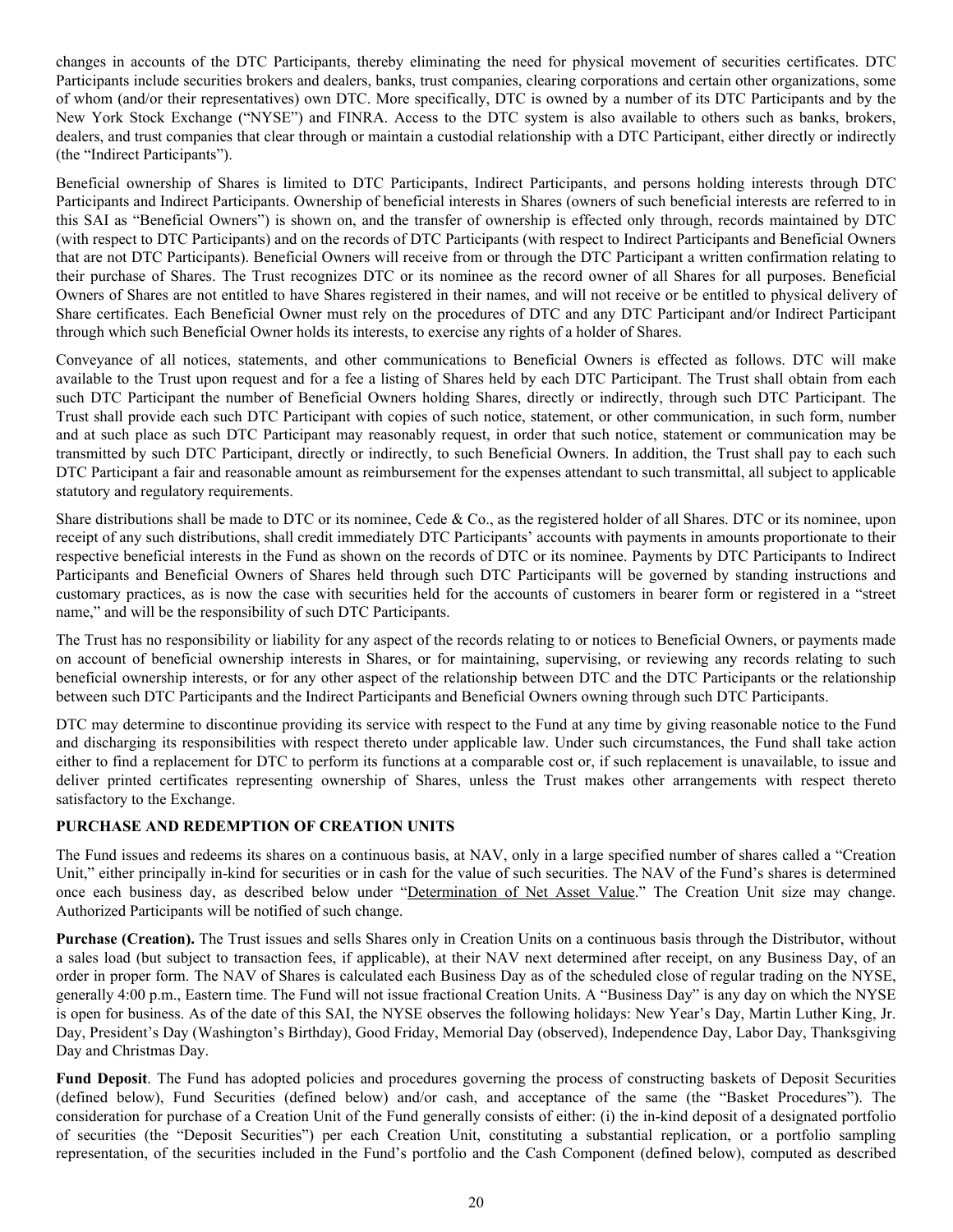changes in accounts of the DTC Participants, thereby eliminating the need for physical movement of securities certificates. DTC Participants include securities brokers and dealers, banks, trust companies, clearing corporations and certain other organizations, some of whom (and/or their representatives) own DTC. More specifically, DTC is owned by a number of its DTC Participants and by the New York Stock Exchange ("NYSE") and FINRA. Access to the DTC system is also available to others such as banks, brokers, dealers, and trust companies that clear through or maintain a custodial relationship with a DTC Participant, either directly or indirectly (the "Indirect Participants").

Beneficial ownership of Shares is limited to DTC Participants, Indirect Participants, and persons holding interests through DTC Participants and Indirect Participants. Ownership of beneficial interests in Shares (owners of such beneficial interests are referred to in this SAI as "Beneficial Owners") is shown on, and the transfer of ownership is effected only through, records maintained by DTC (with respect to DTC Participants) and on the records of DTC Participants (with respect to Indirect Participants and Beneficial Owners that are not DTC Participants). Beneficial Owners will receive from or through the DTC Participant a written confirmation relating to their purchase of Shares. The Trust recognizes DTC or its nominee as the record owner of all Shares for all purposes. Beneficial Owners of Shares are not entitled to have Shares registered in their names, and will not receive or be entitled to physical delivery of Share certificates. Each Beneficial Owner must rely on the procedures of DTC and any DTC Participant and/or Indirect Participant through which such Beneficial Owner holds its interests, to exercise any rights of a holder of Shares.

Conveyance of all notices, statements, and other communications to Beneficial Owners is effected as follows. DTC will make available to the Trust upon request and for a fee a listing of Shares held by each DTC Participant. The Trust shall obtain from each such DTC Participant the number of Beneficial Owners holding Shares, directly or indirectly, through such DTC Participant. The Trust shall provide each such DTC Participant with copies of such notice, statement, or other communication, in such form, number and at such place as such DTC Participant may reasonably request, in order that such notice, statement or communication may be transmitted by such DTC Participant, directly or indirectly, to such Beneficial Owners. In addition, the Trust shall pay to each such DTC Participant a fair and reasonable amount as reimbursement for the expenses attendant to such transmittal, all subject to applicable statutory and regulatory requirements.

Share distributions shall be made to DTC or its nominee, Cede & Co., as the registered holder of all Shares. DTC or its nominee, upon receipt of any such distributions, shall credit immediately DTC Participants' accounts with payments in amounts proportionate to their respective beneficial interests in the Fund as shown on the records of DTC or its nominee. Payments by DTC Participants to Indirect Participants and Beneficial Owners of Shares held through such DTC Participants will be governed by standing instructions and customary practices, as is now the case with securities held for the accounts of customers in bearer form or registered in a "street name," and will be the responsibility of such DTC Participants.

The Trust has no responsibility or liability for any aspect of the records relating to or notices to Beneficial Owners, or payments made on account of beneficial ownership interests in Shares, or for maintaining, supervising, or reviewing any records relating to such beneficial ownership interests, or for any other aspect of the relationship between DTC and the DTC Participants or the relationship between such DTC Participants and the Indirect Participants and Beneficial Owners owning through such DTC Participants.

DTC may determine to discontinue providing its service with respect to the Fund at any time by giving reasonable notice to the Fund and discharging its responsibilities with respect thereto under applicable law. Under such circumstances, the Fund shall take action either to find a replacement for DTC to perform its functions at a comparable cost or, if such replacement is unavailable, to issue and deliver printed certificates representing ownership of Shares, unless the Trust makes other arrangements with respect thereto satisfactory to the Exchange.

## PURCHASE AND REDEMPTION OF CREATION UNITS

The Fund issues and redeems its shares on a continuous basis, at NAV, only in a large specified number of shares called a "Creation Unit," either principally in-kind for securities or in cash for the value of such securities. The NAV of the Fund's shares is determined once each business day, as described below under "Determination of Net Asset Value." The Creation Unit size may change. Authorized Participants will be notified of such change.

**Purchase (Creation).** The Trust issues and sells Shares only in Creation Units on a continuous basis through the Distributor, without a sales load (but subject to transaction fees, if applicable), at their NAV next determined after receipt, on any Business Day, of an order in proper form. The NAV of Shares is calculated each Business Day as of the scheduled close of regular trading on the NYSE, generally 4:00 p.m., Eastern time. The Fund will not issue fractional Creation Units. A "Business Day" is any day on which the NYSE is open for business. As of the date of this SAI, the NYSE observes the following holidays: New Year's Day, Martin Luther King, Jr. Day, President's Day (Washington's Birthday), Good Friday, Memorial Day (observed), Independence Day, Labor Day, Thanksgiving Day and Christmas Day.

**Fund Deposit**. The Fund has adopted policies and procedures governing the process of constructing baskets of Deposit Securities (defined below), Fund Securities (defined below) and/or cash, and acceptance of the same (the "Basket Procedures"). The consideration for purchase of a Creation Unit of the Fund generally consists of either: (i) the in-kind deposit of a designated portfolio of securities (the "Deposit Securities") per each Creation Unit, constituting a substantial replication, or a portfolio sampling representation, of the securities included in the Fund's portfolio and the Cash Component (defined below), computed as described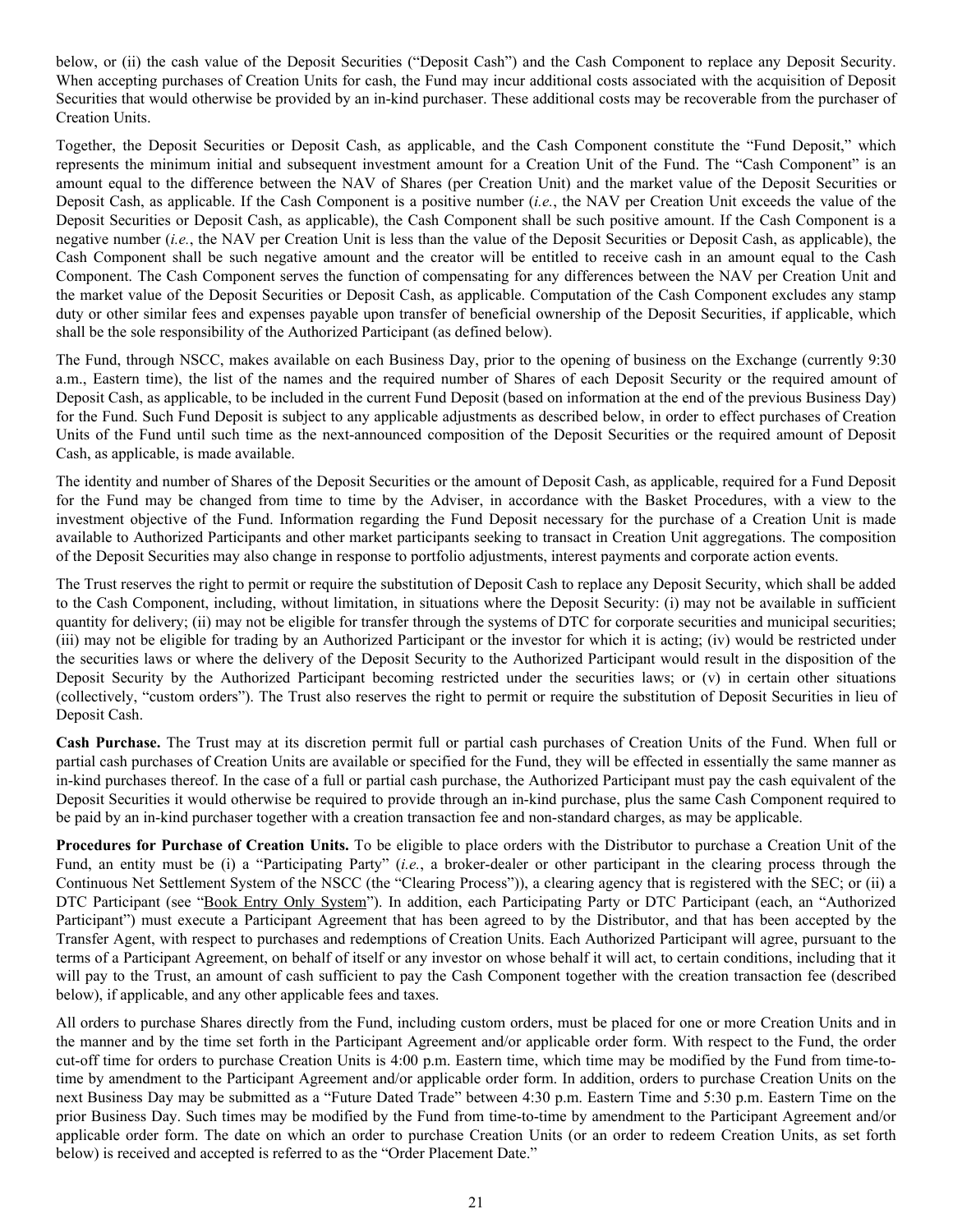below, or (ii) the cash value of the Deposit Securities ("Deposit Cash") and the Cash Component to replace any Deposit Security. When accepting purchases of Creation Units for cash, the Fund may incur additional costs associated with the acquisition of Deposit Securities that would otherwise be provided by an in-kind purchaser. These additional costs may be recoverable from the purchaser of Creation Units.

Together, the Deposit Securities or Deposit Cash, as applicable, and the Cash Component constitute the "Fund Deposit," which represents the minimum initial and subsequent investment amount for a Creation Unit of the Fund. The "Cash Component" is an amount equal to the difference between the NAV of Shares (per Creation Unit) and the market value of the Deposit Securities or Deposit Cash, as applicable. If the Cash Component is a positive number (*i.e.*, the NAV per Creation Unit exceeds the value of the Deposit Securities or Deposit Cash, as applicable), the Cash Component shall be such positive amount. If the Cash Component is a negative number (*i.e.*, the NAV per Creation Unit is less than the value of the Deposit Securities or Deposit Cash, as applicable), the Cash Component shall be such negative amount and the creator will be entitled to receive cash in an amount equal to the Cash Component. The Cash Component serves the function of compensating for any differences between the NAV per Creation Unit and the market value of the Deposit Securities or Deposit Cash, as applicable. Computation of the Cash Component excludes any stamp duty or other similar fees and expenses payable upon transfer of beneficial ownership of the Deposit Securities, if applicable, which shall be the sole responsibility of the Authorized Participant (as defined below).

The Fund, through NSCC, makes available on each Business Day, prior to the opening of business on the Exchange (currently 9:30 a.m., Eastern time), the list of the names and the required number of Shares of each Deposit Security or the required amount of Deposit Cash, as applicable, to be included in the current Fund Deposit (based on information at the end of the previous Business Day) for the Fund. Such Fund Deposit is subject to any applicable adjustments as described below, in order to effect purchases of Creation Units of the Fund until such time as the next-announced composition of the Deposit Securities or the required amount of Deposit Cash, as applicable, is made available.

The identity and number of Shares of the Deposit Securities or the amount of Deposit Cash, as applicable, required for a Fund Deposit for the Fund may be changed from time to time by the Adviser, in accordance with the Basket Procedures, with a view to the investment objective of the Fund. Information regarding the Fund Deposit necessary for the purchase of a Creation Unit is made available to Authorized Participants and other market participants seeking to transact in Creation Unit aggregations. The composition of the Deposit Securities may also change in response to portfolio adjustments, interest payments and corporate action events.

The Trust reserves the right to permit or require the substitution of Deposit Cash to replace any Deposit Security, which shall be added to the Cash Component, including, without limitation, in situations where the Deposit Security: (i) may not be available in sufficient quantity for delivery; (ii) may not be eligible for transfer through the systems of DTC for corporate securities and municipal securities; (iii) may not be eligible for trading by an Authorized Participant or the investor for which it is acting; (iv) would be restricted under the securities laws or where the delivery of the Deposit Security to the Authorized Participant would result in the disposition of the Deposit Security by the Authorized Participant becoming restricted under the securities laws; or (v) in certain other situations (collectively, "custom orders"). The Trust also reserves the right to permit or require the substitution of Deposit Securities in lieu of Deposit Cash.

**Cash Purchase.** The Trust may at its discretion permit full or partial cash purchases of Creation Units of the Fund. When full or partial cash purchases of Creation Units are available or specified for the Fund, they will be effected in essentially the same manner as in-kind purchases thereof. In the case of a full or partial cash purchase, the Authorized Participant must pay the cash equivalent of the Deposit Securities it would otherwise be required to provide through an in-kind purchase, plus the same Cash Component required to be paid by an in-kind purchaser together with a creation transaction fee and non-standard charges, as may be applicable.

**Procedures for Purchase of Creation Units.** To be eligible to place orders with the Distributor to purchase a Creation Unit of the Fund, an entity must be (i) a "Participating Party" (*i.e.*, a broker-dealer or other participant in the clearing process through the Continuous Net Settlement System of the NSCC (the "Clearing Process")), a clearing agency that is registered with the SEC; or (ii) a DTC Participant (see "Book Entry Only System"). In addition, each Participating Party or DTC Participant (each, an "Authorized Participant") must execute a Participant Agreement that has been agreed to by the Distributor, and that has been accepted by the Transfer Agent, with respect to purchases and redemptions of Creation Units. Each Authorized Participant will agree, pursuant to the terms of a Participant Agreement, on behalf of itself or any investor on whose behalf it will act, to certain conditions, including that it will pay to the Trust, an amount of cash sufficient to pay the Cash Component together with the creation transaction fee (described below), if applicable, and any other applicable fees and taxes.

All orders to purchase Shares directly from the Fund, including custom orders, must be placed for one or more Creation Units and in the manner and by the time set forth in the Participant Agreement and/or applicable order form. With respect to the Fund, the order cut-off time for orders to purchase Creation Units is 4:00 p.m. Eastern time, which time may be modified by the Fund from time-to-time by amendment to the Participant Agreement and/or applicable order form. In addition, orders to purchase Creation Units on the next Business Day may be submitted as a "Future Dated Trade" between 4:30 p.m. Eastern Time and 5:30 p.m. Eastern Time on the prior Business Day. Such times may be modified by the Fund from time-to-time by amendment to the Participant Agreement and/or applicable order form. The date on which an order to purchase Creation Units (or an order to redeem Creation Units, as set forth below) is received and accepted is referred to as the "Order Placement Date."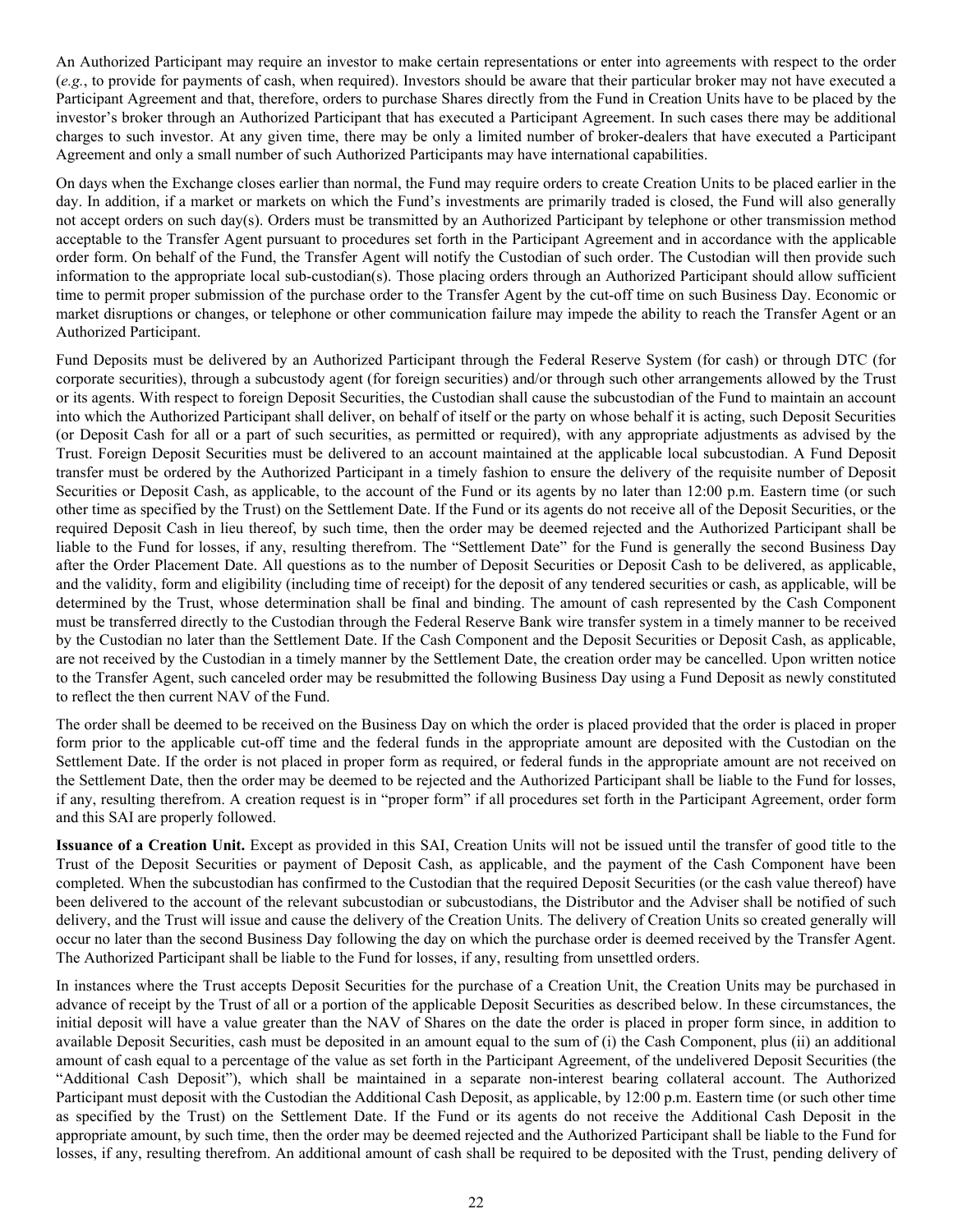An Authorized Participant may require an investor to make certain representations or enter into agreements with respect to the order (*e.g.*, to provide for payments of cash, when required). Investors should be aware that their particular broker may not have executed a Participant Agreement and that, therefore, orders to purchase Shares directly from the Fund in Creation Units have to be placed by the investor's broker through an Authorized Participant that has executed a Participant Agreement. In such cases there may be additional charges to such investor. At any given time, there may be only a limited number of broker-dealers that have executed a Participant Agreement and only a small number of such Authorized Participants may have international capabilities.

On days when the Exchange closes earlier than normal, the Fund may require orders to create Creation Units to be placed earlier in the day. In addition, if a market or markets on which the Fund's investments are primarily traded is closed, the Fund will also generally not accept orders on such day(s). Orders must be transmitted by an Authorized Participant by telephone or other transmission method acceptable to the Transfer Agent pursuant to procedures set forth in the Participant Agreement and in accordance with the applicable order form. On behalf of the Fund, the Transfer Agent will notify the Custodian of such order. The Custodian will then provide such information to the appropriate local sub-custodian(s). Those placing orders through an Authorized Participant should allow sufficient time to permit proper submission of the purchase order to the Transfer Agent by the cut-off time on such Business Day. Economic or market disruptions or changes, or telephone or other communication failure may impede the ability to reach the Transfer Agent or an Authorized Participant.

Fund Deposits must be delivered by an Authorized Participant through the Federal Reserve System (for cash) or through DTC (for corporate securities), through a subcustody agent (for foreign securities) and/or through such other arrangements allowed by the Trust or its agents. With respect to foreign Deposit Securities, the Custodian shall cause the subcustodian of the Fund to maintain an account into which the Authorized Participant shall deliver, on behalf of itself or the party on whose behalf it is acting, such Deposit Securities (or Deposit Cash for all or a part of such securities, as permitted or required), with any appropriate adjustments as advised by the Trust. Foreign Deposit Securities must be delivered to an account maintained at the applicable local subcustodian. A Fund Deposit transfer must be ordered by the Authorized Participant in a timely fashion to ensure the delivery of the requisite number of Deposit Securities or Deposit Cash, as applicable, to the account of the Fund or its agents by no later than 12:00 p.m. Eastern time (or such other time as specified by the Trust) on the Settlement Date. If the Fund or its agents do not receive all of the Deposit Securities, or the required Deposit Cash in lieu thereof, by such time, then the order may be deemed rejected and the Authorized Participant shall be liable to the Fund for losses, if any, resulting therefrom. The "Settlement Date" for the Fund is generally the second Business Day after the Order Placement Date. All questions as to the number of Deposit Securities or Deposit Cash to be delivered, as applicable, and the validity, form and eligibility (including time of receipt) for the deposit of any tendered securities or cash, as applicable, will be determined by the Trust, whose determination shall be final and binding. The amount of cash represented by the Cash Component must be transferred directly to the Custodian through the Federal Reserve Bank wire transfer system in a timely manner to be received by the Custodian no later than the Settlement Date. If the Cash Component and the Deposit Securities or Deposit Cash, as applicable, are not received by the Custodian in a timely manner by the Settlement Date, the creation order may be cancelled. Upon written notice to the Transfer Agent, such canceled order may be resubmitted the following Business Day using a Fund Deposit as newly constituted to reflect the then current NAV of the Fund.

The order shall be deemed to be received on the Business Day on which the order is placed provided that the order is placed in proper form prior to the applicable cut-off time and the federal funds in the appropriate amount are deposited with the Custodian on the Settlement Date. If the order is not placed in proper form as required, or federal funds in the appropriate amount are not received on the Settlement Date, then the order may be deemed to be rejected and the Authorized Participant shall be liable to the Fund for losses, if any, resulting therefrom. A creation request is in "proper form" if all procedures set forth in the Participant Agreement, order form and this SAI are properly followed.

**Issuance of a Creation Unit.** Except as provided in this SAI, Creation Units will not be issued until the transfer of good title to the Trust of the Deposit Securities or payment of Deposit Cash, as applicable, and the payment of the Cash Component have been completed. When the subcustodian has confirmed to the Custodian that the required Deposit Securities (or the cash value thereof) have been delivered to the account of the relevant subcustodian or subcustodians, the Distributor and the Adviser shall be notified of such delivery, and the Trust will issue and cause the delivery of the Creation Units. The delivery of Creation Units so created generally will occur no later than the second Business Day following the day on which the purchase order is deemed received by the Transfer Agent. The Authorized Participant shall be liable to the Fund for losses, if any, resulting from unsettled orders.

In instances where the Trust accepts Deposit Securities for the purchase of a Creation Unit, the Creation Units may be purchased in advance of receipt by the Trust of all or a portion of the applicable Deposit Securities as described below. In these circumstances, the initial deposit will have a value greater than the NAV of Shares on the date the order is placed in proper form since, in addition to available Deposit Securities, cash must be deposited in an amount equal to the sum of (i) the Cash Component, plus (ii) an additional amount of cash equal to a percentage of the value as set forth in the Participant Agreement, of the undelivered Deposit Securities (the "Additional Cash Deposit"), which shall be maintained in a separate non-interest bearing collateral account. The Authorized Participant must deposit with the Custodian the Additional Cash Deposit, as applicable, by 12:00 p.m. Eastern time (or such other time as specified by the Trust) on the Settlement Date. If the Fund or its agents do not receive the Additional Cash Deposit in the appropriate amount, by such time, then the order may be deemed rejected and the Authorized Participant shall be liable to the Fund for losses, if any, resulting therefrom. An additional amount of cash shall be required to be deposited with the Trust, pending delivery of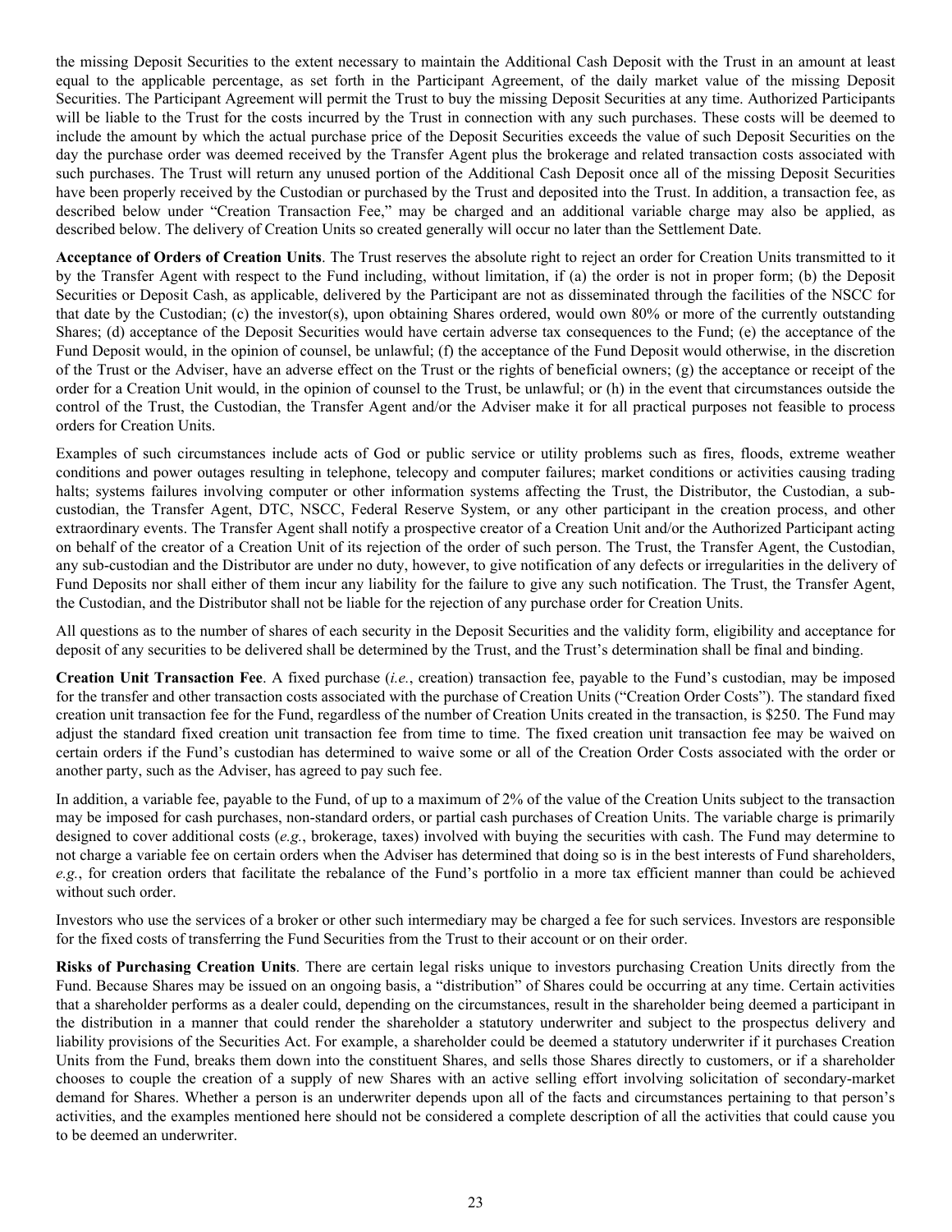the missing Deposit Securities to the extent necessary to maintain the Additional Cash Deposit with the Trust in an amount at least equal to the applicable percentage, as set forth in the Participant Agreement, of the daily market value of the missing Deposit Securities. The Participant Agreement will permit the Trust to buy the missing Deposit Securities at any time. Authorized Participants will be liable to the Trust for the costs incurred by the Trust in connection with any such purchases. These costs will be deemed to include the amount by which the actual purchase price of the Deposit Securities exceeds the value of such Deposit Securities on the day the purchase order was deemed received by the Transfer Agent plus the brokerage and related transaction costs associated with such purchases. The Trust will return any unused portion of the Additional Cash Deposit once all of the missing Deposit Securities have been properly received by the Custodian or purchased by the Trust and deposited into the Trust. In addition, a transaction fee, as described below under "Creation Transaction Fee," may be charged and an additional variable charge may also be applied, as described below. The delivery of Creation Units so created generally will occur no later than the Settlement Date.

**Acceptance of Orders of Creation Units**. The Trust reserves the absolute right to reject an order for Creation Units transmitted to it by the Transfer Agent with respect to the Fund including, without limitation, if (a) the order is not in proper form; (b) the Deposit Securities or Deposit Cash, as applicable, delivered by the Participant are not as disseminated through the facilities of the NSCC for that date by the Custodian; (c) the investor(s), upon obtaining Shares ordered, would own 80% or more of the currently outstanding Shares; (d) acceptance of the Deposit Securities would have certain adverse tax consequences to the Fund; (e) the acceptance of the Fund Deposit would, in the opinion of counsel, be unlawful; (f) the acceptance of the Fund Deposit would otherwise, in the discretion of the Trust or the Adviser, have an adverse effect on the Trust or the rights of beneficial owners; (g) the acceptance or receipt of the order for a Creation Unit would, in the opinion of counsel to the Trust, be unlawful; or (h) in the event that circumstances outside the control of the Trust, the Custodian, the Transfer Agent and/or the Adviser make it for all practical purposes not feasible to process orders for Creation Units.

Examples of such circumstances include acts of God or public service or utility problems such as fires, floods, extreme weather conditions and power outages resulting in telephone, telecopy and computer failures; market conditions or activities causing trading halts; systems failures involving computer or other information systems affecting the Trust, the Distributor, the Custodian, a sub-custodian, the Transfer Agent, DTC, NSCC, Federal Reserve System, or any other participant in the creation process, and other extraordinary events. The Transfer Agent shall notify a prospective creator of a Creation Unit and/or the Authorized Participant acting on behalf of the creator of a Creation Unit of its rejection of the order of such person. The Trust, the Transfer Agent, the Custodian, any sub-custodian and the Distributor are under no duty, however, to give notification of any defects or irregularities in the delivery of Fund Deposits nor shall either of them incur any liability for the failure to give any such notification. The Trust, the Transfer Agent, the Custodian, and the Distributor shall not be liable for the rejection of any purchase order for Creation Units.

All questions as to the number of shares of each security in the Deposit Securities and the validity form, eligibility and acceptance for deposit of any securities to be delivered shall be determined by the Trust, and the Trust's determination shall be final and binding.

**Creation Unit Transaction Fee**. A fixed purchase (*i.e.*, creation) transaction fee, payable to the Fund's custodian, may be imposed for the transfer and other transaction costs associated with the purchase of Creation Units ("Creation Order Costs"). The standard fixed creation unit transaction fee for the Fund, regardless of the number of Creation Units created in the transaction, is $250. The Fund may adjust the standard fixed creation unit transaction fee from time to time. The fixed creation unit transaction fee may be waived on certain orders if the Fund's custodian has determined to waive some or all of the Creation Order Costs associated with the order or another party, such as the Adviser, has agreed to pay such fee.

In addition, a variable fee, payable to the Fund, of up to a maximum of 2% of the value of the Creation Units subject to the transaction may be imposed for cash purchases, non-standard orders, or partial cash purchases of Creation Units. The variable charge is primarily designed to cover additional costs (*e.g.*, brokerage, taxes) involved with buying the securities with cash. The Fund may determine to not charge a variable fee on certain orders when the Adviser has determined that doing so is in the best interests of Fund shareholders, *e.g.*, for creation orders that facilitate the rebalance of the Fund's portfolio in a more tax efficient manner than could be achieved without such order.

Investors who use the services of a broker or other such intermediary may be charged a fee for such services. Investors are responsible for the fixed costs of transferring the Fund Securities from the Trust to their account or on their order.

**Risks of Purchasing Creation Units**. There are certain legal risks unique to investors purchasing Creation Units directly from the Fund. Because Shares may be issued on an ongoing basis, a "distribution" of Shares could be occurring at any time. Certain activities that a shareholder performs as a dealer could, depending on the circumstances, result in the shareholder being deemed a participant in the distribution in a manner that could render the shareholder a statutory underwriter and subject to the prospectus delivery and liability provisions of the Securities Act. For example, a shareholder could be deemed a statutory underwriter if it purchases Creation Units from the Fund, breaks them down into the constituent Shares, and sells those Shares directly to customers, or if a shareholder chooses to couple the creation of a supply of new Shares with an active selling effort involving solicitation of secondary-market demand for Shares. Whether a person is an underwriter depends upon all of the facts and circumstances pertaining to that person's activities, and the examples mentioned here should not be considered a complete description of all the activities that could cause you to be deemed an underwriter.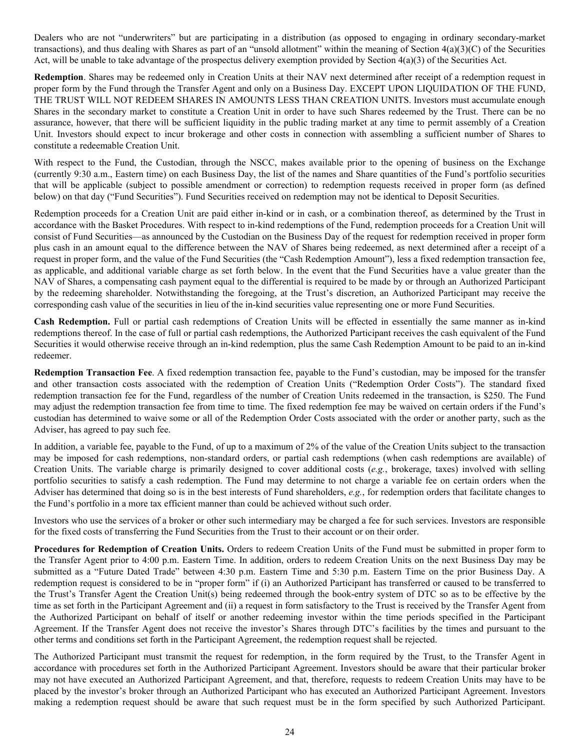Dealers who are not "underwriters" but are participating in a distribution (as opposed to engaging in ordinary secondary-market transactions), and thus dealing with Shares as part of an "unsold allotment" within the meaning of Section 4(a)(3)(C) of the Securities Act, will be unable to take advantage of the prospectus delivery exemption provided by Section 4(a)(3) of the Securities Act.

**Redemption**. Shares may be redeemed only in Creation Units at their NAV next determined after receipt of a redemption request in proper form by the Fund through the Transfer Agent and only on a Business Day. EXCEPT UPON LIQUIDATION OF THE FUND, THE TRUST WILL NOT REDEEM SHARES IN AMOUNTS LESS THAN CREATION UNITS. Investors must accumulate enough Shares in the secondary market to constitute a Creation Unit in order to have such Shares redeemed by the Trust. There can be no assurance, however, that there will be sufficient liquidity in the public trading market at any time to permit assembly of a Creation Unit. Investors should expect to incur brokerage and other costs in connection with assembling a sufficient number of Shares to constitute a redeemable Creation Unit.

With respect to the Fund, the Custodian, through the NSCC, makes available prior to the opening of business on the Exchange (currently 9:30 a.m., Eastern time) on each Business Day, the list of the names and Share quantities of the Fund's portfolio securities that will be applicable (subject to possible amendment or correction) to redemption requests received in proper form (as defined below) on that day ("Fund Securities"). Fund Securities received on redemption may not be identical to Deposit Securities.

Redemption proceeds for a Creation Unit are paid either in-kind or in cash, or a combination thereof, as determined by the Trust in accordance with the Basket Procedures. With respect to in-kind redemptions of the Fund, redemption proceeds for a Creation Unit will consist of Fund Securities—as announced by the Custodian on the Business Day of the request for redemption received in proper form plus cash in an amount equal to the difference between the NAV of Shares being redeemed, as next determined after a receipt of a request in proper form, and the value of the Fund Securities (the "Cash Redemption Amount"), less a fixed redemption transaction fee, as applicable, and additional variable charge as set forth below. In the event that the Fund Securities have a value greater than the NAV of Shares, a compensating cash payment equal to the differential is required to be made by or through an Authorized Participant by the redeeming shareholder. Notwithstanding the foregoing, at the Trust's discretion, an Authorized Participant may receive the corresponding cash value of the securities in lieu of the in-kind securities value representing one or more Fund Securities.

**Cash Redemption.** Full or partial cash redemptions of Creation Units will be effected in essentially the same manner as in-kind redemptions thereof. In the case of full or partial cash redemptions, the Authorized Participant receives the cash equivalent of the Fund Securities it would otherwise receive through an in-kind redemption, plus the same Cash Redemption Amount to be paid to an in-kind redeemer.

**Redemption Transaction Fee**. A fixed redemption transaction fee, payable to the Fund's custodian, may be imposed for the transfer and other transaction costs associated with the redemption of Creation Units ("Redemption Order Costs"). The standard fixed redemption transaction fee for the Fund, regardless of the number of Creation Units redeemed in the transaction, is $250. The Fund may adjust the redemption transaction fee from time to time. The fixed redemption fee may be waived on certain orders if the Fund's custodian has determined to waive some or all of the Redemption Order Costs associated with the order or another party, such as the Adviser, has agreed to pay such fee.

In addition, a variable fee, payable to the Fund, of up to a maximum of 2% of the value of the Creation Units subject to the transaction may be imposed for cash redemptions, non-standard orders, or partial cash redemptions (when cash redemptions are available) of Creation Units. The variable charge is primarily designed to cover additional costs (*e.g.*, brokerage, taxes) involved with selling portfolio securities to satisfy a cash redemption. The Fund may determine to not charge a variable fee on certain orders when the Adviser has determined that doing so is in the best interests of Fund shareholders, *e.g.*, for redemption orders that facilitate changes to the Fund's portfolio in a more tax efficient manner than could be achieved without such order.

Investors who use the services of a broker or other such intermediary may be charged a fee for such services. Investors are responsible for the fixed costs of transferring the Fund Securities from the Trust to their account or on their order.

**Procedures for Redemption of Creation Units.** Orders to redeem Creation Units of the Fund must be submitted in proper form to the Transfer Agent prior to 4:00 p.m. Eastern Time. In addition, orders to redeem Creation Units on the next Business Day may be submitted as a "Future Dated Trade" between 4:30 p.m. Eastern Time and 5:30 p.m. Eastern Time on the prior Business Day. A redemption request is considered to be in "proper form" if (i) an Authorized Participant has transferred or caused to be transferred to the Trust's Transfer Agent the Creation Unit(s) being redeemed through the book-entry system of DTC so as to be effective by the time as set forth in the Participant Agreement and (ii) a request in form satisfactory to the Trust is received by the Transfer Agent from the Authorized Participant on behalf of itself or another redeeming investor within the time periods specified in the Participant Agreement. If the Transfer Agent does not receive the investor's Shares through DTC's facilities by the times and pursuant to the other terms and conditions set forth in the Participant Agreement, the redemption request shall be rejected.

The Authorized Participant must transmit the request for redemption, in the form required by the Trust, to the Transfer Agent in accordance with procedures set forth in the Authorized Participant Agreement. Investors should be aware that their particular broker may not have executed an Authorized Participant Agreement, and that, therefore, requests to redeem Creation Units may have to be placed by the investor's broker through an Authorized Participant who has executed an Authorized Participant Agreement. Investors making a redemption request should be aware that such request must be in the form specified by such Authorized Participant.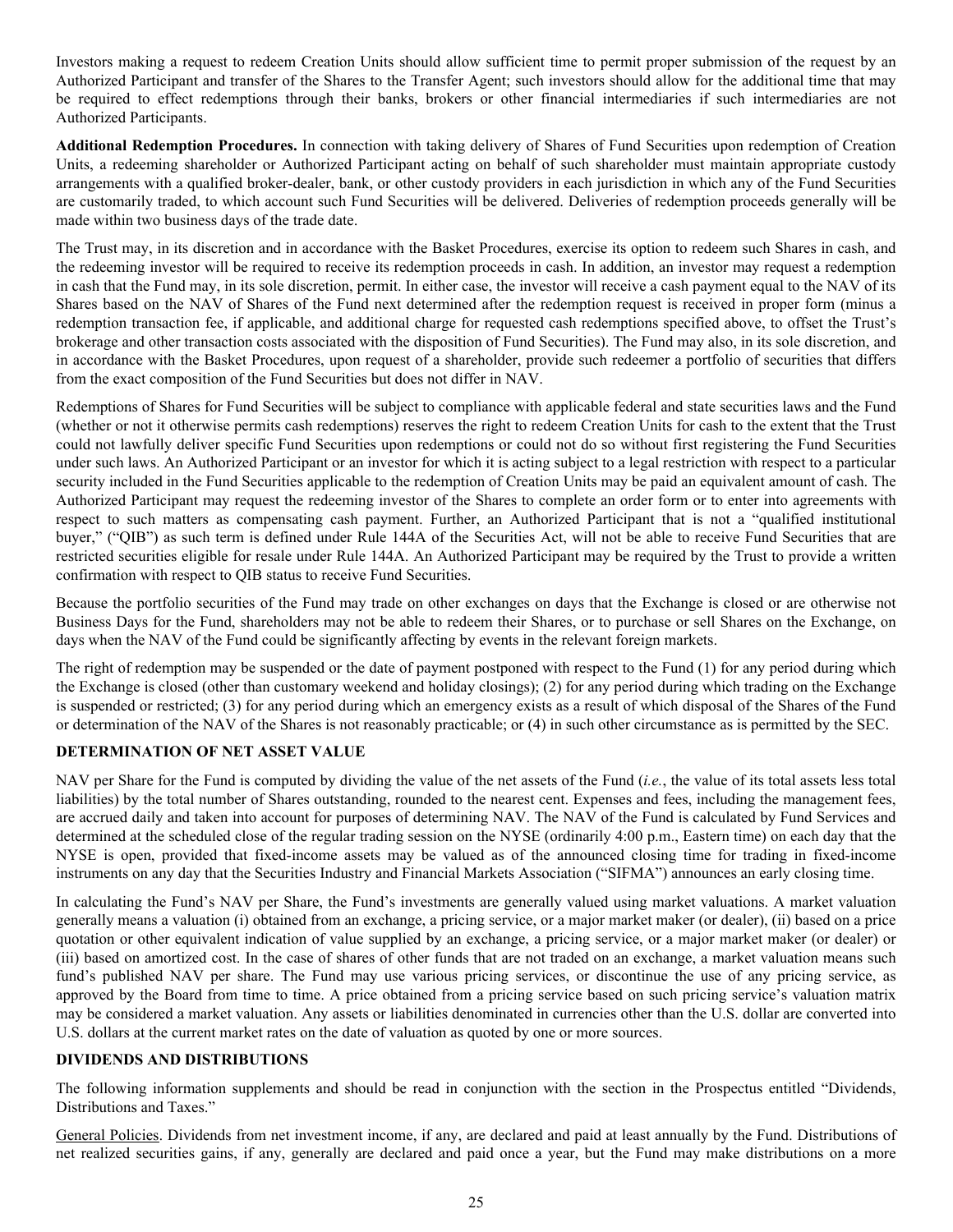Investors making a request to redeem Creation Units should allow sufficient time to permit proper submission of the request by an Authorized Participant and transfer of the Shares to the Transfer Agent; such investors should allow for the additional time that may be required to effect redemptions through their banks, brokers or other financial intermediaries if such intermediaries are not Authorized Participants.

**Additional Redemption Procedures.** In connection with taking delivery of Shares of Fund Securities upon redemption of Creation Units, a redeeming shareholder or Authorized Participant acting on behalf of such shareholder must maintain appropriate custody arrangements with a qualified broker-dealer, bank, or other custody providers in each jurisdiction in which any of the Fund Securities are customarily traded, to which account such Fund Securities will be delivered. Deliveries of redemption proceeds generally will be made within two business days of the trade date.

The Trust may, in its discretion and in accordance with the Basket Procedures, exercise its option to redeem such Shares in cash, and the redeeming investor will be required to receive its redemption proceeds in cash. In addition, an investor may request a redemption in cash that the Fund may, in its sole discretion, permit. In either case, the investor will receive a cash payment equal to the NAV of its Shares based on the NAV of Shares of the Fund next determined after the redemption request is received in proper form (minus a redemption transaction fee, if applicable, and additional charge for requested cash redemptions specified above, to offset the Trust's brokerage and other transaction costs associated with the disposition of Fund Securities). The Fund may also, in its sole discretion, and in accordance with the Basket Procedures, upon request of a shareholder, provide such redeemer a portfolio of securities that differs from the exact composition of the Fund Securities but does not differ in NAV.

Redemptions of Shares for Fund Securities will be subject to compliance with applicable federal and state securities laws and the Fund (whether or not it otherwise permits cash redemptions) reserves the right to redeem Creation Units for cash to the extent that the Trust could not lawfully deliver specific Fund Securities upon redemptions or could not do so without first registering the Fund Securities under such laws. An Authorized Participant or an investor for which it is acting subject to a legal restriction with respect to a particular security included in the Fund Securities applicable to the redemption of Creation Units may be paid an equivalent amount of cash. The Authorized Participant may request the redeeming investor of the Shares to complete an order form or to enter into agreements with respect to such matters as compensating cash payment. Further, an Authorized Participant that is not a "qualified institutional buyer," ("QIB") as such term is defined under Rule 144A of the Securities Act, will not be able to receive Fund Securities that are restricted securities eligible for resale under Rule 144A. An Authorized Participant may be required by the Trust to provide a written confirmation with respect to QIB status to receive Fund Securities.

Because the portfolio securities of the Fund may trade on other exchanges on days that the Exchange is closed or are otherwise not Business Days for the Fund, shareholders may not be able to redeem their Shares, or to purchase or sell Shares on the Exchange, on days when the NAV of the Fund could be significantly affecting by events in the relevant foreign markets.

The right of redemption may be suspended or the date of payment postponed with respect to the Fund (1) for any period during which the Exchange is closed (other than customary weekend and holiday closings); (2) for any period during which trading on the Exchange is suspended or restricted; (3) for any period during which an emergency exists as a result of which disposal of the Shares of the Fund or determination of the NAV of the Shares is not reasonably practicable; or (4) in such other circumstance as is permitted by the SEC.

## DETERMINATION OF NET ASSET VALUE

NAV per Share for the Fund is computed by dividing the value of the net assets of the Fund (*i.e.*, the value of its total assets less total liabilities) by the total number of Shares outstanding, rounded to the nearest cent. Expenses and fees, including the management fees, are accrued daily and taken into account for purposes of determining NAV. The NAV of the Fund is calculated by Fund Services and determined at the scheduled close of the regular trading session on the NYSE (ordinarily 4:00 p.m., Eastern time) on each day that the NYSE is open, provided that fixed-income assets may be valued as of the announced closing time for trading in fixed-income instruments on any day that the Securities Industry and Financial Markets Association ("SIFMA") announces an early closing time.

In calculating the Fund's NAV per Share, the Fund's investments are generally valued using market valuations. A market valuation generally means a valuation (i) obtained from an exchange, a pricing service, or a major market maker (or dealer), (ii) based on a price quotation or other equivalent indication of value supplied by an exchange, a pricing service, or a major market maker (or dealer) or (iii) based on amortized cost. In the case of shares of other funds that are not traded on an exchange, a market valuation means such fund's published NAV per share. The Fund may use various pricing services, or discontinue the use of any pricing service, as approved by the Board from time to time. A price obtained from a pricing service based on such pricing service's valuation matrix may be considered a market valuation. Any assets or liabilities denominated in currencies other than the U.S. dollar are converted into U.S. dollars at the current market rates on the date of valuation as quoted by one or more sources.

## DIVIDENDS AND DISTRIBUTIONS

The following information supplements and should be read in conjunction with the section in the Prospectus entitled "Dividends, Distributions and Taxes."

General Policies. Dividends from net investment income, if any, are declared and paid at least annually by the Fund. Distributions of net realized securities gains, if any, generally are declared and paid once a year, but the Fund may make distributions on a more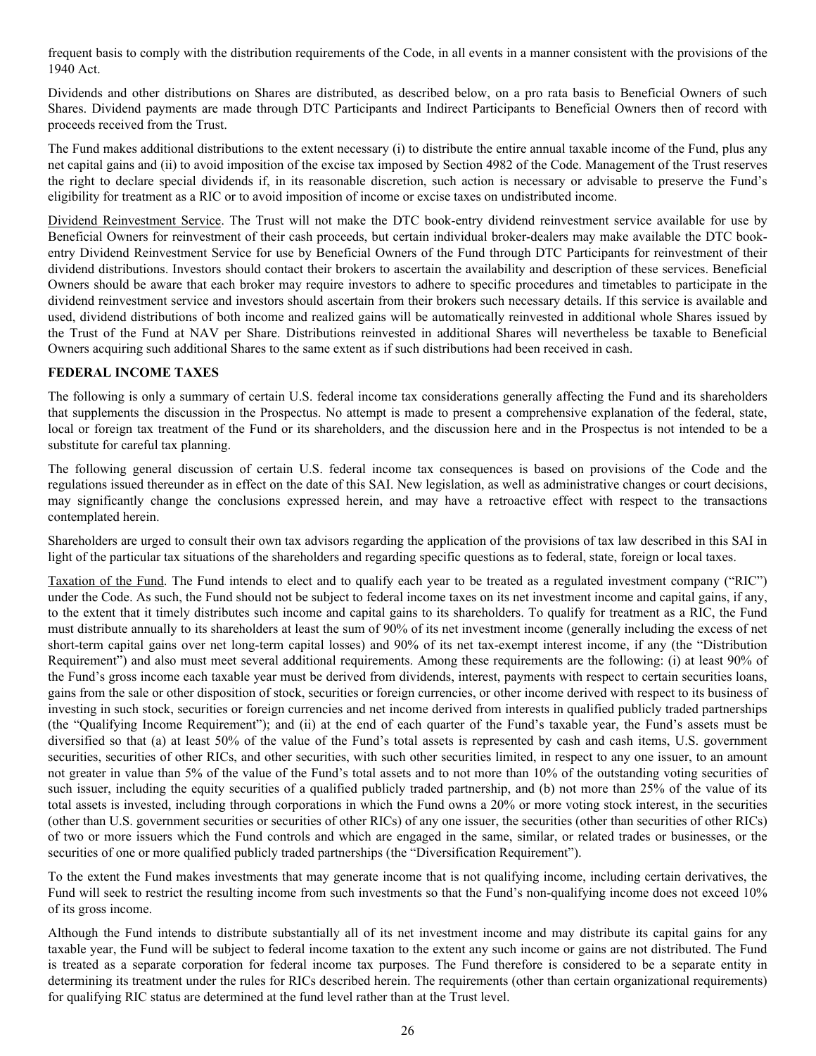frequent basis to comply with the distribution requirements of the Code, in all events in a manner consistent with the provisions of the 1940 Act.

Dividends and other distributions on Shares are distributed, as described below, on a pro rata basis to Beneficial Owners of such Shares. Dividend payments are made through DTC Participants and Indirect Participants to Beneficial Owners then of record with proceeds received from the Trust.

The Fund makes additional distributions to the extent necessary (i) to distribute the entire annual taxable income of the Fund, plus any net capital gains and (ii) to avoid imposition of the excise tax imposed by Section 4982 of the Code. Management of the Trust reserves the right to declare special dividends if, in its reasonable discretion, such action is necessary or advisable to preserve the Fund's eligibility for treatment as a RIC or to avoid imposition of income or excise taxes on undistributed income.

Dividend Reinvestment Service. The Trust will not make the DTC book-entry dividend reinvestment service available for use by Beneficial Owners for reinvestment of their cash proceeds, but certain individual broker-dealers may make available the DTC book-entry Dividend Reinvestment Service for use by Beneficial Owners of the Fund through DTC Participants for reinvestment of their dividend distributions. Investors should contact their brokers to ascertain the availability and description of these services. Beneficial Owners should be aware that each broker may require investors to adhere to specific procedures and timetables to participate in the dividend reinvestment service and investors should ascertain from their brokers such necessary details. If this service is available and used, dividend distributions of both income and realized gains will be automatically reinvested in additional whole Shares issued by the Trust of the Fund at NAV per Share. Distributions reinvested in additional Shares will nevertheless be taxable to Beneficial Owners acquiring such additional Shares to the same extent as if such distributions had been received in cash.

**FEDERAL INCOME TAXES**

The following is only a summary of certain U.S. federal income tax considerations generally affecting the Fund and its shareholders that supplements the discussion in the Prospectus. No attempt is made to present a comprehensive explanation of the federal, state, local or foreign tax treatment of the Fund or its shareholders, and the discussion here and in the Prospectus is not intended to be a substitute for careful tax planning.

The following general discussion of certain U.S. federal income tax consequences is based on provisions of the Code and the regulations issued thereunder as in effect on the date of this SAI. New legislation, as well as administrative changes or court decisions, may significantly change the conclusions expressed herein, and may have a retroactive effect with respect to the transactions contemplated herein.

Shareholders are urged to consult their own tax advisors regarding the application of the provisions of tax law described in this SAI in light of the particular tax situations of the shareholders and regarding specific questions as to federal, state, foreign or local taxes.

Taxation of the Fund. The Fund intends to elect and to qualify each year to be treated as a regulated investment company ("RIC") under the Code. As such, the Fund should not be subject to federal income taxes on its net investment income and capital gains, if any, to the extent that it timely distributes such income and capital gains to its shareholders. To qualify for treatment as a RIC, the Fund must distribute annually to its shareholders at least the sum of 90% of its net investment income (generally including the excess of net short-term capital gains over net long-term capital losses) and 90% of its net tax-exempt interest income, if any (the "Distribution Requirement") and also must meet several additional requirements. Among these requirements are the following: (i) at least 90% of the Fund's gross income each taxable year must be derived from dividends, interest, payments with respect to certain securities loans, gains from the sale or other disposition of stock, securities or foreign currencies, or other income derived with respect to its business of investing in such stock, securities or foreign currencies and net income derived from interests in qualified publicly traded partnerships (the "Qualifying Income Requirement"); and (ii) at the end of each quarter of the Fund's taxable year, the Fund's assets must be diversified so that (a) at least 50% of the value of the Fund's total assets is represented by cash and cash items, U.S. government securities, securities of other RICs, and other securities, with such other securities limited, in respect to any one issuer, to an amount not greater in value than 5% of the value of the Fund's total assets and to not more than 10% of the outstanding voting securities of such issuer, including the equity securities of a qualified publicly traded partnership, and (b) not more than 25% of the value of its total assets is invested, including through corporations in which the Fund owns a 20% or more voting stock interest, in the securities (other than U.S. government securities or securities of other RICs) of any one issuer, the securities (other than securities of other RICs) of two or more issuers which the Fund controls and which are engaged in the same, similar, or related trades or businesses, or the securities of one or more qualified publicly traded partnerships (the "Diversification Requirement").

To the extent the Fund makes investments that may generate income that is not qualifying income, including certain derivatives, the Fund will seek to restrict the resulting income from such investments so that the Fund's non-qualifying income does not exceed 10% of its gross income.

Although the Fund intends to distribute substantially all of its net investment income and may distribute its capital gains for any taxable year, the Fund will be subject to federal income taxation to the extent any such income or gains are not distributed. The Fund is treated as a separate corporation for federal income tax purposes. The Fund therefore is considered to be a separate entity in determining its treatment under the rules for RICs described herein. The requirements (other than certain organizational requirements) for qualifying RIC status are determined at the fund level rather than at the Trust level.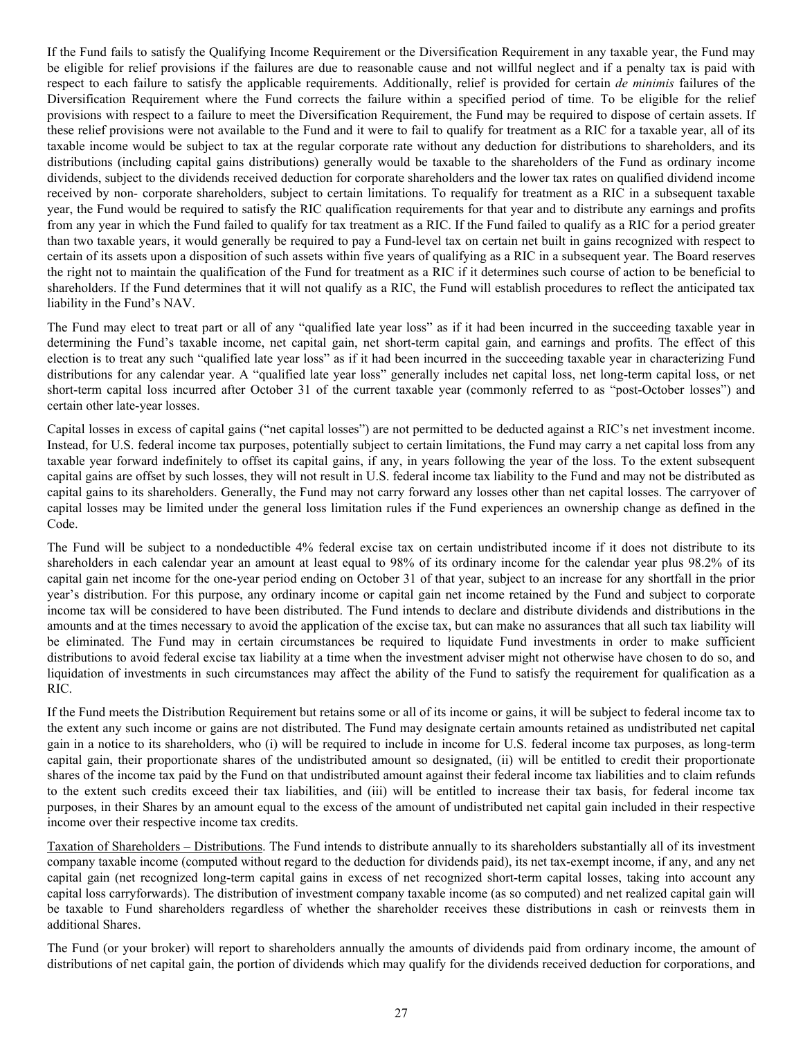If the Fund fails to satisfy the Qualifying Income Requirement or the Diversification Requirement in any taxable year, the Fund may be eligible for relief provisions if the failures are due to reasonable cause and not willful neglect and if a penalty tax is paid with respect to each failure to satisfy the applicable requirements. Additionally, relief is provided for certain *de minimis* failures of the Diversification Requirement where the Fund corrects the failure within a specified period of time. To be eligible for the relief provisions with respect to a failure to meet the Diversification Requirement, the Fund may be required to dispose of certain assets. If these relief provisions were not available to the Fund and it were to fail to qualify for treatment as a RIC for a taxable year, all of its taxable income would be subject to tax at the regular corporate rate without any deduction for distributions to shareholders, and its distributions (including capital gains distributions) generally would be taxable to the shareholders of the Fund as ordinary income dividends, subject to the dividends received deduction for corporate shareholders and the lower tax rates on qualified dividend income received by non- corporate shareholders, subject to certain limitations. To requalify for treatment as a RIC in a subsequent taxable year, the Fund would be required to satisfy the RIC qualification requirements for that year and to distribute any earnings and profits from any year in which the Fund failed to qualify for tax treatment as a RIC. If the Fund failed to qualify as a RIC for a period greater than two taxable years, it would generally be required to pay a Fund-level tax on certain net built in gains recognized with respect to certain of its assets upon a disposition of such assets within five years of qualifying as a RIC in a subsequent year. The Board reserves the right not to maintain the qualification of the Fund for treatment as a RIC if it determines such course of action to be beneficial to shareholders. If the Fund determines that it will not qualify as a RIC, the Fund will establish procedures to reflect the anticipated tax liability in the Fund's NAV.

The Fund may elect to treat part or all of any "qualified late year loss" as if it had been incurred in the succeeding taxable year in determining the Fund's taxable income, net capital gain, net short-term capital gain, and earnings and profits. The effect of this election is to treat any such "qualified late year loss" as if it had been incurred in the succeeding taxable year in characterizing Fund distributions for any calendar year. A "qualified late year loss" generally includes net capital loss, net long-term capital loss, or net short-term capital loss incurred after October 31 of the current taxable year (commonly referred to as "post-October losses") and certain other late-year losses.

Capital losses in excess of capital gains ("net capital losses") are not permitted to be deducted against a RIC's net investment income. Instead, for U.S. federal income tax purposes, potentially subject to certain limitations, the Fund may carry a net capital loss from any taxable year forward indefinitely to offset its capital gains, if any, in years following the year of the loss. To the extent subsequent capital gains are offset by such losses, they will not result in U.S. federal income tax liability to the Fund and may not be distributed as capital gains to its shareholders. Generally, the Fund may not carry forward any losses other than net capital losses. The carryover of capital losses may be limited under the general loss limitation rules if the Fund experiences an ownership change as defined in the Code.

The Fund will be subject to a nondeductible 4% federal excise tax on certain undistributed income if it does not distribute to its shareholders in each calendar year an amount at least equal to 98% of its ordinary income for the calendar year plus 98.2% of its capital gain net income for the one-year period ending on October 31 of that year, subject to an increase for any shortfall in the prior year's distribution. For this purpose, any ordinary income or capital gain net income retained by the Fund and subject to corporate income tax will be considered to have been distributed. The Fund intends to declare and distribute dividends and distributions in the amounts and at the times necessary to avoid the application of the excise tax, but can make no assurances that all such tax liability will be eliminated. The Fund may in certain circumstances be required to liquidate Fund investments in order to make sufficient distributions to avoid federal excise tax liability at a time when the investment adviser might not otherwise have chosen to do so, and liquidation of investments in such circumstances may affect the ability of the Fund to satisfy the requirement for qualification as a RIC.

If the Fund meets the Distribution Requirement but retains some or all of its income or gains, it will be subject to federal income tax to the extent any such income or gains are not distributed. The Fund may designate certain amounts retained as undistributed net capital gain in a notice to its shareholders, who (i) will be required to include in income for U.S. federal income tax purposes, as long-term capital gain, their proportionate shares of the undistributed amount so designated, (ii) will be entitled to credit their proportionate shares of the income tax paid by the Fund on that undistributed amount against their federal income tax liabilities and to claim refunds to the extent such credits exceed their tax liabilities, and (iii) will be entitled to increase their tax basis, for federal income tax purposes, in their Shares by an amount equal to the excess of the amount of undistributed net capital gain included in their respective income over their respective income tax credits.

Taxation of Shareholders – Distributions. The Fund intends to distribute annually to its shareholders substantially all of its investment company taxable income (computed without regard to the deduction for dividends paid), its net tax-exempt income, if any, and any net capital gain (net recognized long-term capital gains in excess of net recognized short-term capital losses, taking into account any capital loss carryforwards). The distribution of investment company taxable income (as so computed) and net realized capital gain will be taxable to Fund shareholders regardless of whether the shareholder receives these distributions in cash or reinvests them in additional Shares.

The Fund (or your broker) will report to shareholders annually the amounts of dividends paid from ordinary income, the amount of distributions of net capital gain, the portion of dividends which may qualify for the dividends received deduction for corporations, and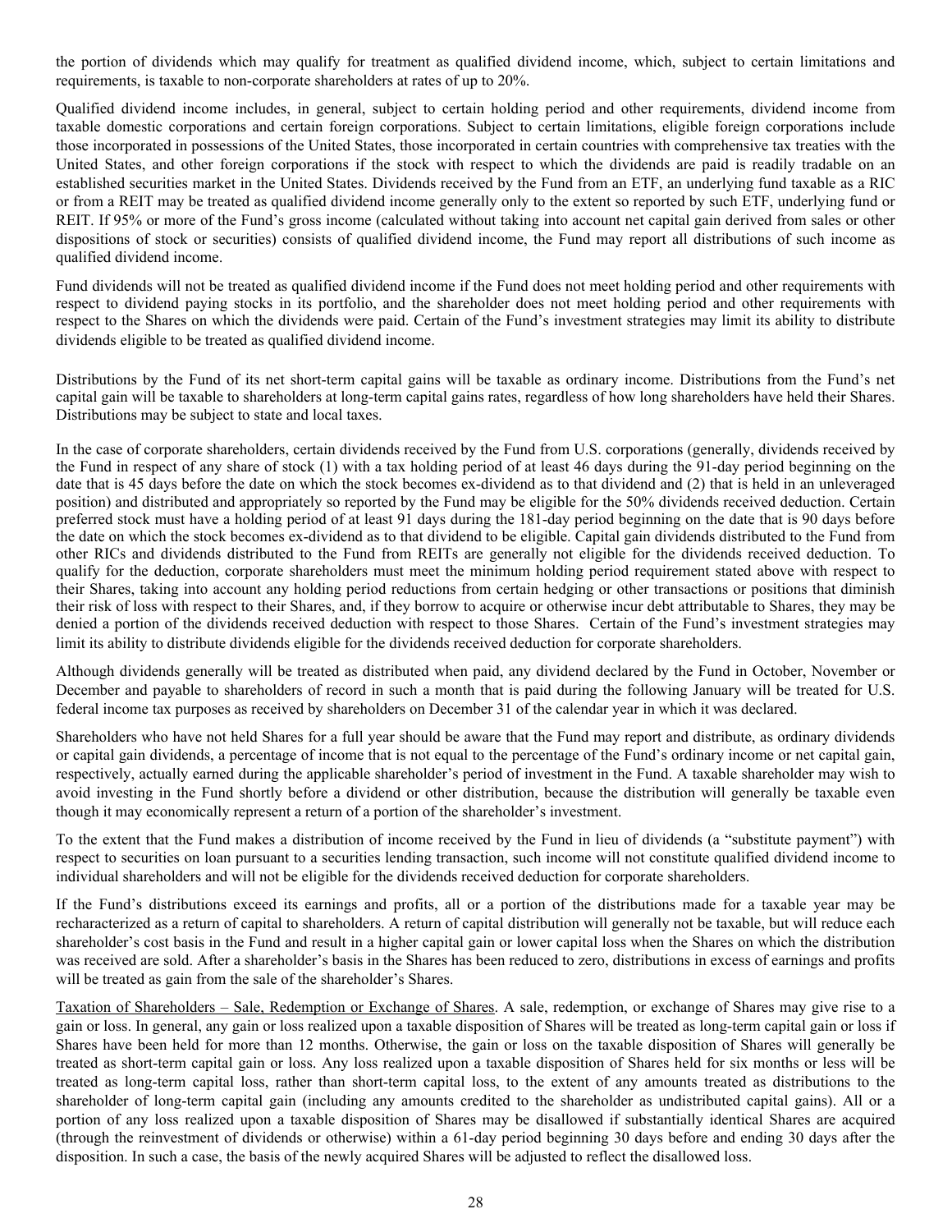the portion of dividends which may qualify for treatment as qualified dividend income, which, subject to certain limitations and requirements, is taxable to non-corporate shareholders at rates of up to 20%.

Qualified dividend income includes, in general, subject to certain holding period and other requirements, dividend income from taxable domestic corporations and certain foreign corporations. Subject to certain limitations, eligible foreign corporations include those incorporated in possessions of the United States, those incorporated in certain countries with comprehensive tax treaties with the United States, and other foreign corporations if the stock with respect to which the dividends are paid is readily tradable on an established securities market in the United States. Dividends received by the Fund from an ETF, an underlying fund taxable as a RIC or from a REIT may be treated as qualified dividend income generally only to the extent so reported by such ETF, underlying fund or REIT. If 95% or more of the Fund's gross income (calculated without taking into account net capital gain derived from sales or other dispositions of stock or securities) consists of qualified dividend income, the Fund may report all distributions of such income as qualified dividend income.

Fund dividends will not be treated as qualified dividend income if the Fund does not meet holding period and other requirements with respect to dividend paying stocks in its portfolio, and the shareholder does not meet holding period and other requirements with respect to the Shares on which the dividends were paid. Certain of the Fund's investment strategies may limit its ability to distribute dividends eligible to be treated as qualified dividend income.

Distributions by the Fund of its net short-term capital gains will be taxable as ordinary income. Distributions from the Fund's net capital gain will be taxable to shareholders at long-term capital gains rates, regardless of how long shareholders have held their Shares. Distributions may be subject to state and local taxes.

In the case of corporate shareholders, certain dividends received by the Fund from U.S. corporations (generally, dividends received by the Fund in respect of any share of stock (1) with a tax holding period of at least 46 days during the 91-day period beginning on the date that is 45 days before the date on which the stock becomes ex-dividend as to that dividend and (2) that is held in an unleveraged position) and distributed and appropriately so reported by the Fund may be eligible for the 50% dividends received deduction. Certain preferred stock must have a holding period of at least 91 days during the 181-day period beginning on the date that is 90 days before the date on which the stock becomes ex-dividend as to that dividend to be eligible. Capital gain dividends distributed to the Fund from other RICs and dividends distributed to the Fund from REITs are generally not eligible for the dividends received deduction. To qualify for the deduction, corporate shareholders must meet the minimum holding period requirement stated above with respect to their Shares, taking into account any holding period reductions from certain hedging or other transactions or positions that diminish their risk of loss with respect to their Shares, and, if they borrow to acquire or otherwise incur debt attributable to Shares, they may be denied a portion of the dividends received deduction with respect to those Shares. Certain of the Fund's investment strategies may limit its ability to distribute dividends eligible for the dividends received deduction for corporate shareholders.

Although dividends generally will be treated as distributed when paid, any dividend declared by the Fund in October, November or December and payable to shareholders of record in such a month that is paid during the following January will be treated for U.S. federal income tax purposes as received by shareholders on December 31 of the calendar year in which it was declared.

Shareholders who have not held Shares for a full year should be aware that the Fund may report and distribute, as ordinary dividends or capital gain dividends, a percentage of income that is not equal to the percentage of the Fund's ordinary income or net capital gain, respectively, actually earned during the applicable shareholder's period of investment in the Fund. A taxable shareholder may wish to avoid investing in the Fund shortly before a dividend or other distribution, because the distribution will generally be taxable even though it may economically represent a return of a portion of the shareholder's investment.

To the extent that the Fund makes a distribution of income received by the Fund in lieu of dividends (a "substitute payment") with respect to securities on loan pursuant to a securities lending transaction, such income will not constitute qualified dividend income to individual shareholders and will not be eligible for the dividends received deduction for corporate shareholders.

If the Fund's distributions exceed its earnings and profits, all or a portion of the distributions made for a taxable year may be recharacterized as a return of capital to shareholders. A return of capital distribution will generally not be taxable, but will reduce each shareholder's cost basis in the Fund and result in a higher capital gain or lower capital loss when the Shares on which the distribution was received are sold. After a shareholder's basis in the Shares has been reduced to zero, distributions in excess of earnings and profits will be treated as gain from the sale of the shareholder's Shares.

Taxation of Shareholders – Sale, Redemption or Exchange of Shares. A sale, redemption, or exchange of Shares may give rise to a gain or loss. In general, any gain or loss realized upon a taxable disposition of Shares will be treated as long-term capital gain or loss if Shares have been held for more than 12 months. Otherwise, the gain or loss on the taxable disposition of Shares will generally be treated as short-term capital gain or loss. Any loss realized upon a taxable disposition of Shares held for six months or less will be treated as long-term capital loss, rather than short-term capital loss, to the extent of any amounts treated as distributions to the shareholder of long-term capital gain (including any amounts credited to the shareholder as undistributed capital gains). All or a portion of any loss realized upon a taxable disposition of Shares may be disallowed if substantially identical Shares are acquired (through the reinvestment of dividends or otherwise) within a 61-day period beginning 30 days before and ending 30 days after the disposition. In such a case, the basis of the newly acquired Shares will be adjusted to reflect the disallowed loss.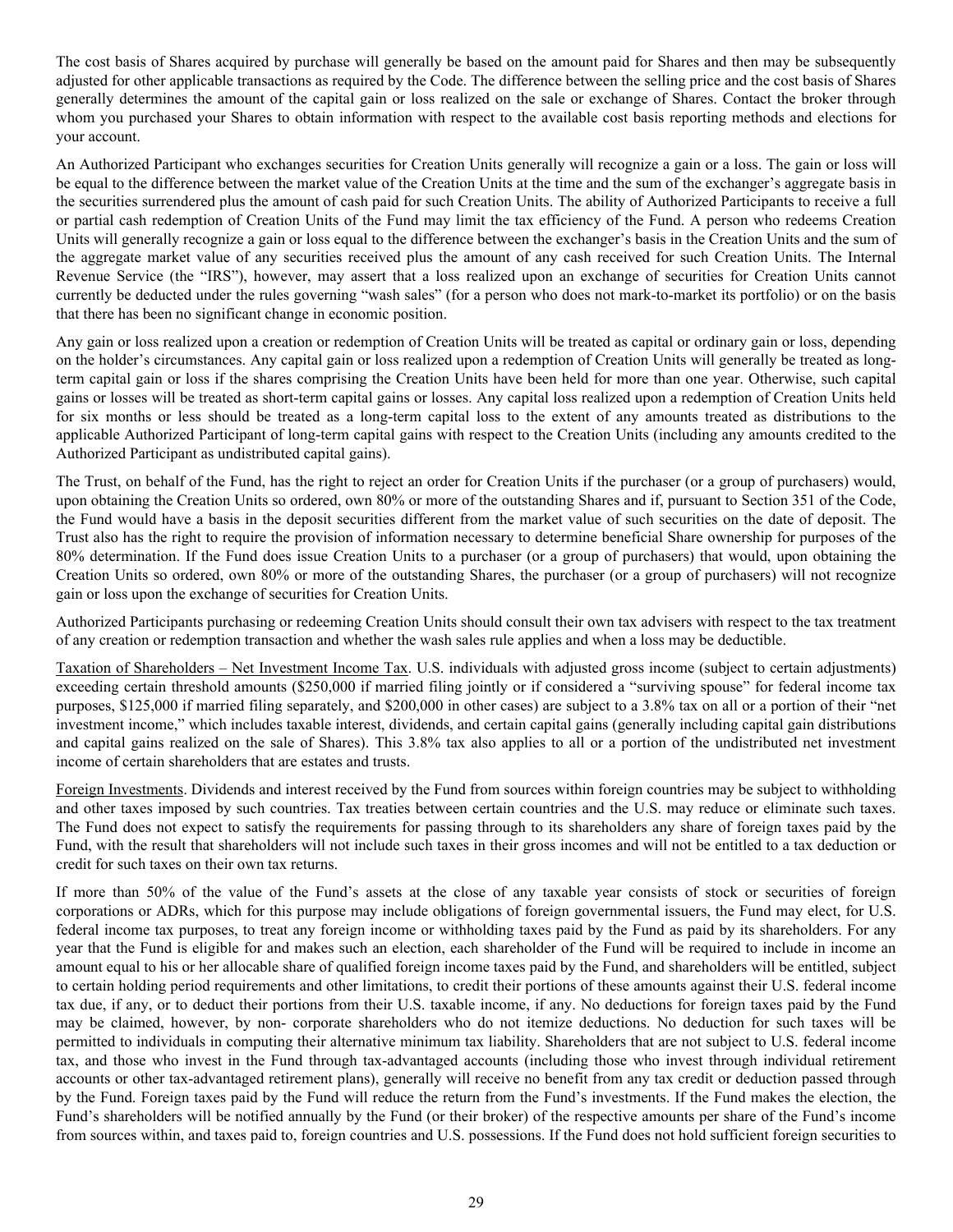The cost basis of Shares acquired by purchase will generally be based on the amount paid for Shares and then may be subsequently adjusted for other applicable transactions as required by the Code. The difference between the selling price and the cost basis of Shares generally determines the amount of the capital gain or loss realized on the sale or exchange of Shares. Contact the broker through whom you purchased your Shares to obtain information with respect to the available cost basis reporting methods and elections for your account.

An Authorized Participant who exchanges securities for Creation Units generally will recognize a gain or a loss. The gain or loss will be equal to the difference between the market value of the Creation Units at the time and the sum of the exchanger's aggregate basis in the securities surrendered plus the amount of cash paid for such Creation Units. The ability of Authorized Participants to receive a full or partial cash redemption of Creation Units of the Fund may limit the tax efficiency of the Fund. A person who redeems Creation Units will generally recognize a gain or loss equal to the difference between the exchanger's basis in the Creation Units and the sum of the aggregate market value of any securities received plus the amount of any cash received for such Creation Units. The Internal Revenue Service (the "IRS"), however, may assert that a loss realized upon an exchange of securities for Creation Units cannot currently be deducted under the rules governing "wash sales" (for a person who does not mark-to-market its portfolio) or on the basis that there has been no significant change in economic position.

Any gain or loss realized upon a creation or redemption of Creation Units will be treated as capital or ordinary gain or loss, depending on the holder's circumstances. Any capital gain or loss realized upon a redemption of Creation Units will generally be treated as long-term capital gain or loss if the shares comprising the Creation Units have been held for more than one year. Otherwise, such capital gains or losses will be treated as short-term capital gains or losses. Any capital loss realized upon a redemption of Creation Units held for six months or less should be treated as a long-term capital loss to the extent of any amounts treated as distributions to the applicable Authorized Participant of long-term capital gains with respect to the Creation Units (including any amounts credited to the Authorized Participant as undistributed capital gains).

The Trust, on behalf of the Fund, has the right to reject an order for Creation Units if the purchaser (or a group of purchasers) would, upon obtaining the Creation Units so ordered, own 80% or more of the outstanding Shares and if, pursuant to Section 351 of the Code, the Fund would have a basis in the deposit securities different from the market value of such securities on the date of deposit. The Trust also has the right to require the provision of information necessary to determine beneficial Share ownership for purposes of the 80% determination. If the Fund does issue Creation Units to a purchaser (or a group of purchasers) that would, upon obtaining the Creation Units so ordered, own 80% or more of the outstanding Shares, the purchaser (or a group of purchasers) will not recognize gain or loss upon the exchange of securities for Creation Units.

Authorized Participants purchasing or redeeming Creation Units should consult their own tax advisers with respect to the tax treatment of any creation or redemption transaction and whether the wash sales rule applies and when a loss may be deductible.

Taxation of Shareholders – Net Investment Income Tax. U.S. individuals with adjusted gross income (subject to certain adjustments) exceeding certain threshold amounts ($250,000 if married filing jointly or if considered a "surviving spouse" for federal income tax purposes, $125,000 if married filing separately, and $200,000 in other cases) are subject to a 3.8% tax on all or a portion of their "net investment income," which includes taxable interest, dividends, and certain capital gains (generally including capital gain distributions and capital gains realized on the sale of Shares). This 3.8% tax also applies to all or a portion of the undistributed net investment income of certain shareholders that are estates and trusts.

Foreign Investments. Dividends and interest received by the Fund from sources within foreign countries may be subject to withholding and other taxes imposed by such countries. Tax treaties between certain countries and the U.S. may reduce or eliminate such taxes. The Fund does not expect to satisfy the requirements for passing through to its shareholders any share of foreign taxes paid by the Fund, with the result that shareholders will not include such taxes in their gross incomes and will not be entitled to a tax deduction or credit for such taxes on their own tax returns.

If more than 50% of the value of the Fund's assets at the close of any taxable year consists of stock or securities of foreign corporations or ADRs, which for this purpose may include obligations of foreign governmental issuers, the Fund may elect, for U.S. federal income tax purposes, to treat any foreign income or withholding taxes paid by the Fund as paid by its shareholders. For any year that the Fund is eligible for and makes such an election, each shareholder of the Fund will be required to include in income an amount equal to his or her allocable share of qualified foreign income taxes paid by the Fund, and shareholders will be entitled, subject to certain holding period requirements and other limitations, to credit their portions of these amounts against their U.S. federal income tax due, if any, or to deduct their portions from their U.S. taxable income, if any. No deductions for foreign taxes paid by the Fund may be claimed, however, by non- corporate shareholders who do not itemize deductions. No deduction for such taxes will be permitted to individuals in computing their alternative minimum tax liability. Shareholders that are not subject to U.S. federal income tax, and those who invest in the Fund through tax-advantaged accounts (including those who invest through individual retirement accounts or other tax-advantaged retirement plans), generally will receive no benefit from any tax credit or deduction passed through by the Fund. Foreign taxes paid by the Fund will reduce the return from the Fund's investments. If the Fund makes the election, the Fund's shareholders will be notified annually by the Fund (or their broker) of the respective amounts per share of the Fund's income from sources within, and taxes paid to, foreign countries and U.S. possessions. If the Fund does not hold sufficient foreign securities to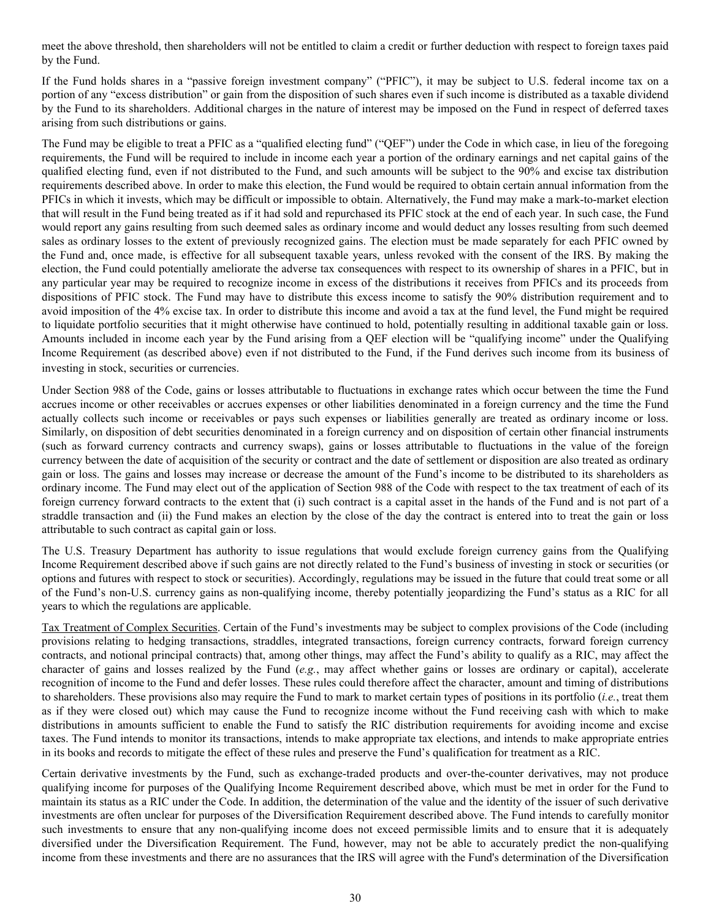meet the above threshold, then shareholders will not be entitled to claim a credit or further deduction with respect to foreign taxes paid by the Fund.

If the Fund holds shares in a "passive foreign investment company" ("PFIC"), it may be subject to U.S. federal income tax on a portion of any "excess distribution" or gain from the disposition of such shares even if such income is distributed as a taxable dividend by the Fund to its shareholders. Additional charges in the nature of interest may be imposed on the Fund in respect of deferred taxes arising from such distributions or gains.

The Fund may be eligible to treat a PFIC as a "qualified electing fund" ("QEF") under the Code in which case, in lieu of the foregoing requirements, the Fund will be required to include in income each year a portion of the ordinary earnings and net capital gains of the qualified electing fund, even if not distributed to the Fund, and such amounts will be subject to the 90% and excise tax distribution requirements described above. In order to make this election, the Fund would be required to obtain certain annual information from the PFICs in which it invests, which may be difficult or impossible to obtain. Alternatively, the Fund may make a mark-to-market election that will result in the Fund being treated as if it had sold and repurchased its PFIC stock at the end of each year. In such case, the Fund would report any gains resulting from such deemed sales as ordinary income and would deduct any losses resulting from such deemed sales as ordinary losses to the extent of previously recognized gains. The election must be made separately for each PFIC owned by the Fund and, once made, is effective for all subsequent taxable years, unless revoked with the consent of the IRS. By making the election, the Fund could potentially ameliorate the adverse tax consequences with respect to its ownership of shares in a PFIC, but in any particular year may be required to recognize income in excess of the distributions it receives from PFICs and its proceeds from dispositions of PFIC stock. The Fund may have to distribute this excess income to satisfy the 90% distribution requirement and to avoid imposition of the 4% excise tax. In order to distribute this income and avoid a tax at the fund level, the Fund might be required to liquidate portfolio securities that it might otherwise have continued to hold, potentially resulting in additional taxable gain or loss. Amounts included in income each year by the Fund arising from a QEF election will be "qualifying income" under the Qualifying Income Requirement (as described above) even if not distributed to the Fund, if the Fund derives such income from its business of investing in stock, securities or currencies.

Under Section 988 of the Code, gains or losses attributable to fluctuations in exchange rates which occur between the time the Fund accrues income or other receivables or accrues expenses or other liabilities denominated in a foreign currency and the time the Fund actually collects such income or receivables or pays such expenses or liabilities generally are treated as ordinary income or loss. Similarly, on disposition of debt securities denominated in a foreign currency and on disposition of certain other financial instruments (such as forward currency contracts and currency swaps), gains or losses attributable to fluctuations in the value of the foreign currency between the date of acquisition of the security or contract and the date of settlement or disposition are also treated as ordinary gain or loss. The gains and losses may increase or decrease the amount of the Fund's income to be distributed to its shareholders as ordinary income. The Fund may elect out of the application of Section 988 of the Code with respect to the tax treatment of each of its foreign currency forward contracts to the extent that (i) such contract is a capital asset in the hands of the Fund and is not part of a straddle transaction and (ii) the Fund makes an election by the close of the day the contract is entered into to treat the gain or loss attributable to such contract as capital gain or loss.

The U.S. Treasury Department has authority to issue regulations that would exclude foreign currency gains from the Qualifying Income Requirement described above if such gains are not directly related to the Fund's business of investing in stock or securities (or options and futures with respect to stock or securities). Accordingly, regulations may be issued in the future that could treat some or all of the Fund's non-U.S. currency gains as non-qualifying income, thereby potentially jeopardizing the Fund's status as a RIC for all years to which the regulations are applicable.

Tax Treatment of Complex Securities. Certain of the Fund's investments may be subject to complex provisions of the Code (including provisions relating to hedging transactions, straddles, integrated transactions, foreign currency contracts, forward foreign currency contracts, and notional principal contracts) that, among other things, may affect the Fund's ability to qualify as a RIC, may affect the character of gains and losses realized by the Fund (*e.g.*, may affect whether gains or losses are ordinary or capital), accelerate recognition of income to the Fund and defer losses. These rules could therefore affect the character, amount and timing of distributions to shareholders. These provisions also may require the Fund to mark to market certain types of positions in its portfolio (*i.e.*, treat them as if they were closed out) which may cause the Fund to recognize income without the Fund receiving cash with which to make distributions in amounts sufficient to enable the Fund to satisfy the RIC distribution requirements for avoiding income and excise taxes. The Fund intends to monitor its transactions, intends to make appropriate tax elections, and intends to make appropriate entries in its books and records to mitigate the effect of these rules and preserve the Fund's qualification for treatment as a RIC.

Certain derivative investments by the Fund, such as exchange-traded products and over-the-counter derivatives, may not produce qualifying income for purposes of the Qualifying Income Requirement described above, which must be met in order for the Fund to maintain its status as a RIC under the Code. In addition, the determination of the value and the identity of the issuer of such derivative investments are often unclear for purposes of the Diversification Requirement described above. The Fund intends to carefully monitor such investments to ensure that any non-qualifying income does not exceed permissible limits and to ensure that it is adequately diversified under the Diversification Requirement. The Fund, however, may not be able to accurately predict the non-qualifying income from these investments and there are no assurances that the IRS will agree with the Fund's determination of the Diversification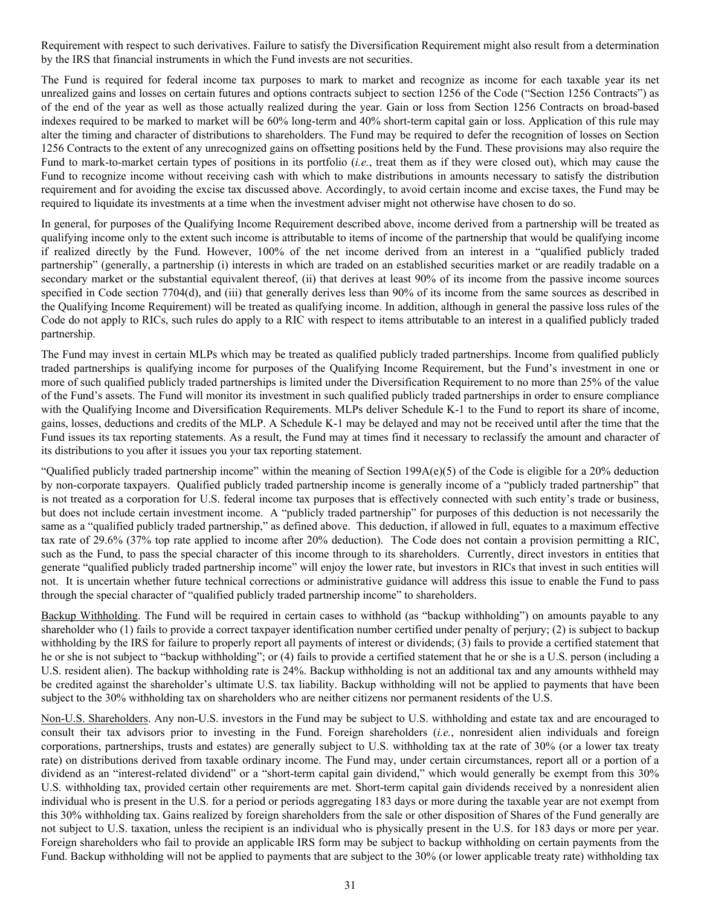Requirement with respect to such derivatives. Failure to satisfy the Diversification Requirement might also result from a determination by the IRS that financial instruments in which the Fund invests are not securities.

The Fund is required for federal income tax purposes to mark to market and recognize as income for each taxable year its net unrealized gains and losses on certain futures and options contracts subject to section 1256 of the Code ("Section 1256 Contracts") as of the end of the year as well as those actually realized during the year. Gain or loss from Section 1256 Contracts on broad-based indexes required to be marked to market will be 60% long-term and 40% short-term capital gain or loss. Application of this rule may alter the timing and character of distributions to shareholders. The Fund may be required to defer the recognition of losses on Section 1256 Contracts to the extent of any unrecognized gains on offsetting positions held by the Fund. These provisions may also require the Fund to mark-to-market certain types of positions in its portfolio (*i.e.*, treat them as if they were closed out), which may cause the Fund to recognize income without receiving cash with which to make distributions in amounts necessary to satisfy the distribution requirement and for avoiding the excise tax discussed above. Accordingly, to avoid certain income and excise taxes, the Fund may be required to liquidate its investments at a time when the investment adviser might not otherwise have chosen to do so.

In general, for purposes of the Qualifying Income Requirement described above, income derived from a partnership will be treated as qualifying income only to the extent such income is attributable to items of income of the partnership that would be qualifying income if realized directly by the Fund. However, 100% of the net income derived from an interest in a "qualified publicly traded partnership" (generally, a partnership (i) interests in which are traded on an established securities market or are readily tradable on a secondary market or the substantial equivalent thereof, (ii) that derives at least 90% of its income from the passive income sources specified in Code section 7704(d), and (iii) that generally derives less than 90% of its income from the same sources as described in the Qualifying Income Requirement) will be treated as qualifying income. In addition, although in general the passive loss rules of the Code do not apply to RICs, such rules do apply to a RIC with respect to items attributable to an interest in a qualified publicly traded partnership.

The Fund may invest in certain MLPs which may be treated as qualified publicly traded partnerships. Income from qualified publicly traded partnerships is qualifying income for purposes of the Qualifying Income Requirement, but the Fund's investment in one or more of such qualified publicly traded partnerships is limited under the Diversification Requirement to no more than 25% of the value of the Fund's assets. The Fund will monitor its investment in such qualified publicly traded partnerships in order to ensure compliance with the Qualifying Income and Diversification Requirements. MLPs deliver Schedule K-1 to the Fund to report its share of income, gains, losses, deductions and credits of the MLP. A Schedule K-1 may be delayed and may not be received until after the time that the Fund issues its tax reporting statements. As a result, the Fund may at times find it necessary to reclassify the amount and character of its distributions to you after it issues you your tax reporting statement.

"Qualified publicly traded partnership income" within the meaning of Section 199A(e)(5) of the Code is eligible for a 20% deduction by non-corporate taxpayers. Qualified publicly traded partnership income is generally income of a "publicly traded partnership" that is not treated as a corporation for U.S. federal income tax purposes that is effectively connected with such entity's trade or business, but does not include certain investment income. A "publicly traded partnership" for purposes of this deduction is not necessarily the same as a "qualified publicly traded partnership," as defined above. This deduction, if allowed in full, equates to a maximum effective tax rate of 29.6% (37% top rate applied to income after 20% deduction). The Code does not contain a provision permitting a RIC, such as the Fund, to pass the special character of this income through to its shareholders. Currently, direct investors in entities that generate "qualified publicly traded partnership income" will enjoy the lower rate, but investors in RICs that invest in such entities will not. It is uncertain whether future technical corrections or administrative guidance will address this issue to enable the Fund to pass through the special character of "qualified publicly traded partnership income" to shareholders.

Backup Withholding. The Fund will be required in certain cases to withhold (as "backup withholding") on amounts payable to any shareholder who (1) fails to provide a correct taxpayer identification number certified under penalty of perjury; (2) is subject to backup withholding by the IRS for failure to properly report all payments of interest or dividends; (3) fails to provide a certified statement that he or she is not subject to "backup withholding"; or (4) fails to provide a certified statement that he or she is a U.S. person (including a U.S. resident alien). The backup withholding rate is 24%. Backup withholding is not an additional tax and any amounts withheld may be credited against the shareholder's ultimate U.S. tax liability. Backup withholding will not be applied to payments that have been subject to the 30% withholding tax on shareholders who are neither citizens nor permanent residents of the U.S.

Non-U.S. Shareholders. Any non-U.S. investors in the Fund may be subject to U.S. withholding and estate tax and are encouraged to consult their tax advisors prior to investing in the Fund. Foreign shareholders (*i.e.*, nonresident alien individuals and foreign corporations, partnerships, trusts and estates) are generally subject to U.S. withholding tax at the rate of 30% (or a lower tax treaty rate) on distributions derived from taxable ordinary income. The Fund may, under certain circumstances, report all or a portion of a dividend as an "interest-related dividend" or a "short-term capital gain dividend," which would generally be exempt from this 30% U.S. withholding tax, provided certain other requirements are met. Short-term capital gain dividends received by a nonresident alien individual who is present in the U.S. for a period or periods aggregating 183 days or more during the taxable year are not exempt from this 30% withholding tax. Gains realized by foreign shareholders from the sale or other disposition of Shares of the Fund generally are not subject to U.S. taxation, unless the recipient is an individual who is physically present in the U.S. for 183 days or more per year. Foreign shareholders who fail to provide an applicable IRS form may be subject to backup withholding on certain payments from the Fund. Backup withholding will not be applied to payments that are subject to the 30% (or lower applicable treaty rate) withholding tax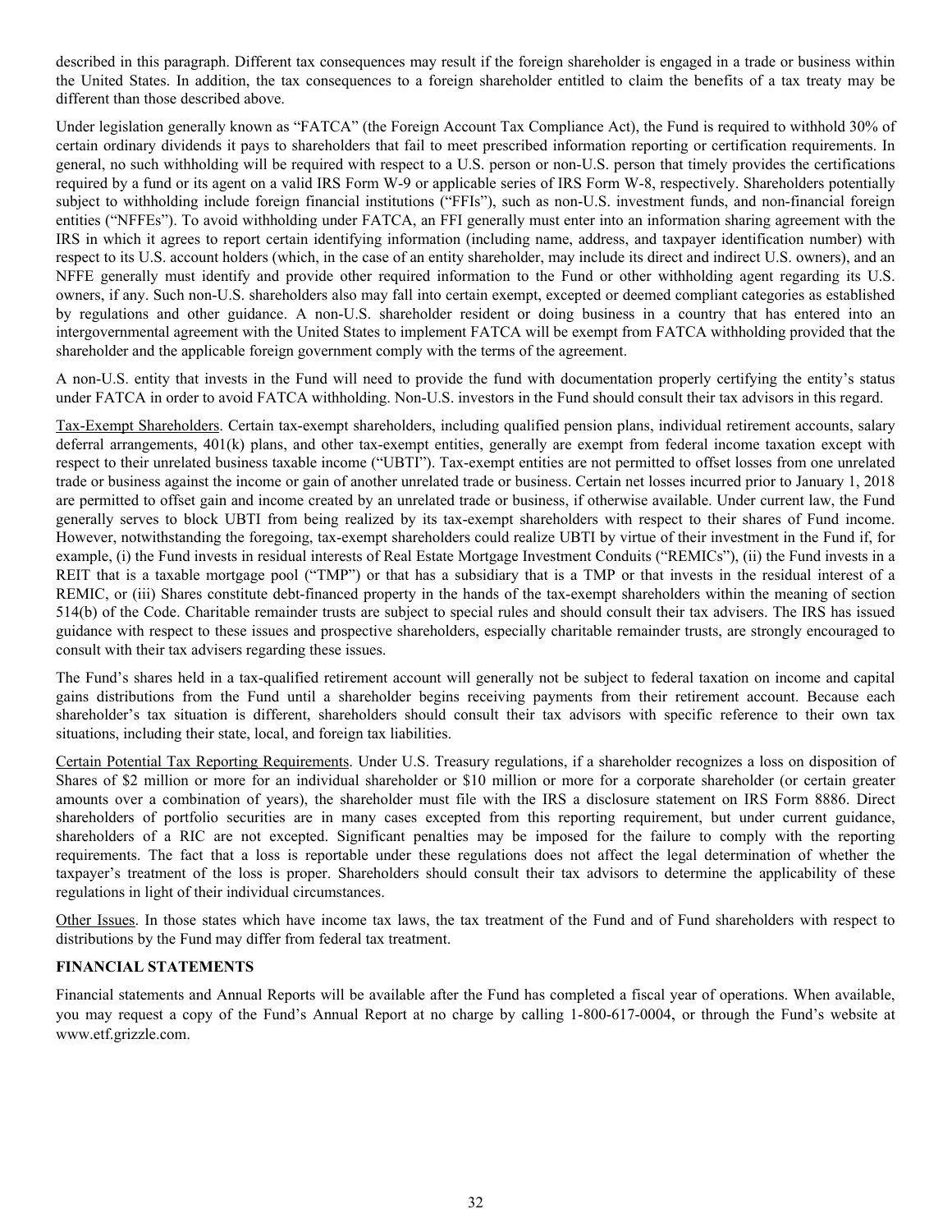described in this paragraph. Different tax consequences may result if the foreign shareholder is engaged in a trade or business within the United States. In addition, the tax consequences to a foreign shareholder entitled to claim the benefits of a tax treaty may be different than those described above.

Under legislation generally known as "FATCA" (the Foreign Account Tax Compliance Act), the Fund is required to withhold 30% of certain ordinary dividends it pays to shareholders that fail to meet prescribed information reporting or certification requirements. In general, no such withholding will be required with respect to a U.S. person or non-U.S. person that timely provides the certifications required by a fund or its agent on a valid IRS Form W-9 or applicable series of IRS Form W-8, respectively. Shareholders potentially subject to withholding include foreign financial institutions ("FFIs"), such as non-U.S. investment funds, and non-financial foreign entities ("NFFEs"). To avoid withholding under FATCA, an FFI generally must enter into an information sharing agreement with the IRS in which it agrees to report certain identifying information (including name, address, and taxpayer identification number) with respect to its U.S. account holders (which, in the case of an entity shareholder, may include its direct and indirect U.S. owners), and an NFFE generally must identify and provide other required information to the Fund or other withholding agent regarding its U.S. owners, if any. Such non-U.S. shareholders also may fall into certain exempt, excepted or deemed compliant categories as established by regulations and other guidance. A non-U.S. shareholder resident or doing business in a country that has entered into an intergovernmental agreement with the United States to implement FATCA will be exempt from FATCA withholding provided that the shareholder and the applicable foreign government comply with the terms of the agreement.

A non-U.S. entity that invests in the Fund will need to provide the fund with documentation properly certifying the entity's status under FATCA in order to avoid FATCA withholding. Non-U.S. investors in the Fund should consult their tax advisors in this regard.

Tax-Exempt Shareholders. Certain tax-exempt shareholders, including qualified pension plans, individual retirement accounts, salary deferral arrangements, 401(k) plans, and other tax-exempt entities, generally are exempt from federal income taxation except with respect to their unrelated business taxable income ("UBTI"). Tax-exempt entities are not permitted to offset losses from one unrelated trade or business against the income or gain of another unrelated trade or business. Certain net losses incurred prior to January 1, 2018 are permitted to offset gain and income created by an unrelated trade or business, if otherwise available. Under current law, the Fund generally serves to block UBTI from being realized by its tax-exempt shareholders with respect to their shares of Fund income. However, notwithstanding the foregoing, tax-exempt shareholders could realize UBTI by virtue of their investment in the Fund if, for example, (i) the Fund invests in residual interests of Real Estate Mortgage Investment Conduits ("REMICs"), (ii) the Fund invests in a REIT that is a taxable mortgage pool ("TMP") or that has a subsidiary that is a TMP or that invests in the residual interest of a REMIC, or (iii) Shares constitute debt-financed property in the hands of the tax-exempt shareholders within the meaning of section 514(b) of the Code. Charitable remainder trusts are subject to special rules and should consult their tax advisers. The IRS has issued guidance with respect to these issues and prospective shareholders, especially charitable remainder trusts, are strongly encouraged to consult with their tax advisers regarding these issues.

The Fund's shares held in a tax-qualified retirement account will generally not be subject to federal taxation on income and capital gains distributions from the Fund until a shareholder begins receiving payments from their retirement account. Because each shareholder's tax situation is different, shareholders should consult their tax advisors with specific reference to their own tax situations, including their state, local, and foreign tax liabilities.

Certain Potential Tax Reporting Requirements. Under U.S. Treasury regulations, if a shareholder recognizes a loss on disposition of Shares of $2 million or more for an individual shareholder or $10 million or more for a corporate shareholder (or certain greater amounts over a combination of years), the shareholder must file with the IRS a disclosure statement on IRS Form 8886. Direct shareholders of portfolio securities are in many cases excepted from this reporting requirement, but under current guidance, shareholders of a RIC are not excepted. Significant penalties may be imposed for the failure to comply with the reporting requirements. The fact that a loss is reportable under these regulations does not affect the legal determination of whether the taxpayer's treatment of the loss is proper. Shareholders should consult their tax advisors to determine the applicability of these regulations in light of their individual circumstances.

Other Issues. In those states which have income tax laws, the tax treatment of the Fund and of Fund shareholders with respect to distributions by the Fund may differ from federal tax treatment.

**FINANCIAL STATEMENTS**

Financial statements and Annual Reports will be available after the Fund has completed a fiscal year of operations. When available, you may request a copy of the Fund's Annual Report at no charge by calling 1-800-617-0004, or through the Fund's website at www.etf.grizzle.com.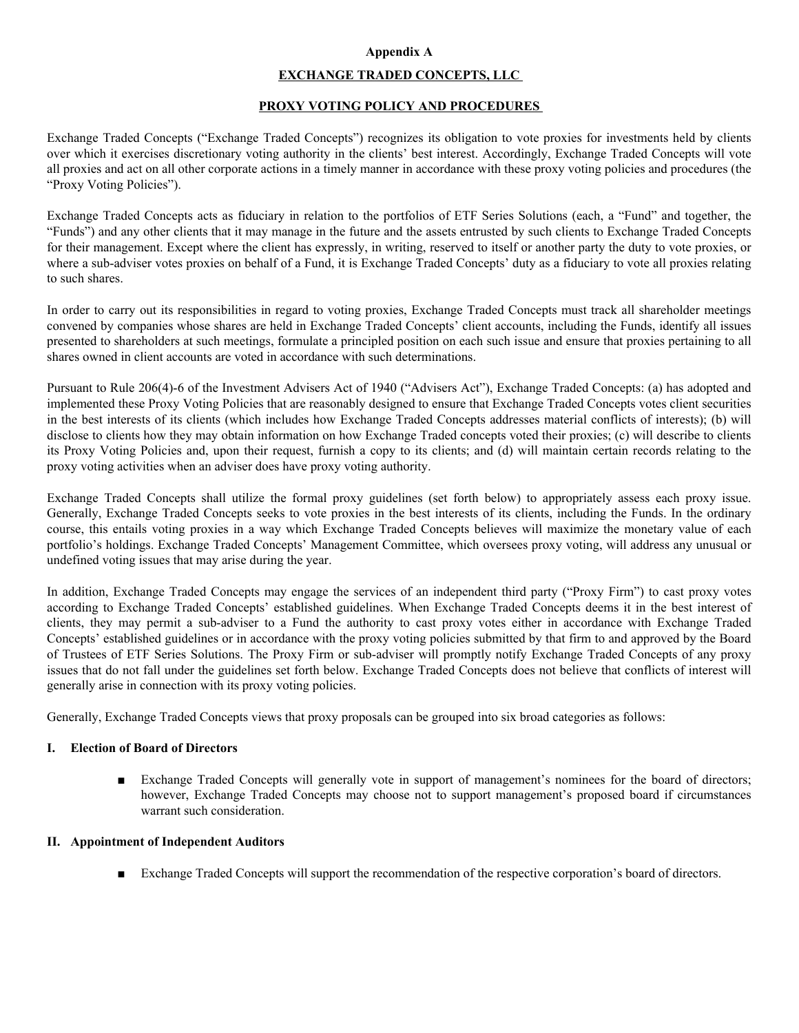**Appendix A**

**EXCHANGE TRADED CONCEPTS, LLC**

**PROXY VOTING POLICY AND PROCEDURES**

Exchange Traded Concepts ("Exchange Traded Concepts") recognizes its obligation to vote proxies for investments held by clients over which it exercises discretionary voting authority in the clients' best interest. Accordingly, Exchange Traded Concepts will vote all proxies and act on all other corporate actions in a timely manner in accordance with these proxy voting policies and procedures (the "Proxy Voting Policies").

Exchange Traded Concepts acts as fiduciary in relation to the portfolios of ETF Series Solutions (each, a "Fund" and together, the "Funds") and any other clients that it may manage in the future and the assets entrusted by such clients to Exchange Traded Concepts for their management. Except where the client has expressly, in writing, reserved to itself or another party the duty to vote proxies, or where a sub-adviser votes proxies on behalf of a Fund, it is Exchange Traded Concepts' duty as a fiduciary to vote all proxies relating to such shares.

In order to carry out its responsibilities in regard to voting proxies, Exchange Traded Concepts must track all shareholder meetings convened by companies whose shares are held in Exchange Traded Concepts' client accounts, including the Funds, identify all issues presented to shareholders at such meetings, formulate a principled position on each such issue and ensure that proxies pertaining to all shares owned in client accounts are voted in accordance with such determinations.

Pursuant to Rule 206(4)-6 of the Investment Advisers Act of 1940 ("Advisers Act"), Exchange Traded Concepts: (a) has adopted and implemented these Proxy Voting Policies that are reasonably designed to ensure that Exchange Traded Concepts votes client securities in the best interests of its clients (which includes how Exchange Traded Concepts addresses material conflicts of interests); (b) will disclose to clients how they may obtain information on how Exchange Traded concepts voted their proxies; (c) will describe to clients its Proxy Voting Policies and, upon their request, furnish a copy to its clients; and (d) will maintain certain records relating to the proxy voting activities when an adviser does have proxy voting authority.

Exchange Traded Concepts shall utilize the formal proxy guidelines (set forth below) to appropriately assess each proxy issue. Generally, Exchange Traded Concepts seeks to vote proxies in the best interests of its clients, including the Funds. In the ordinary course, this entails voting proxies in a way which Exchange Traded Concepts believes will maximize the monetary value of each portfolio's holdings. Exchange Traded Concepts' Management Committee, which oversees proxy voting, will address any unusual or undefined voting issues that may arise during the year.

In addition, Exchange Traded Concepts may engage the services of an independent third party ("Proxy Firm") to cast proxy votes according to Exchange Traded Concepts' established guidelines. When Exchange Traded Concepts deems it in the best interest of clients, they may permit a sub-adviser to a Fund the authority to cast proxy votes either in accordance with Exchange Traded Concepts' established guidelines or in accordance with the proxy voting policies submitted by that firm to and approved by the Board of Trustees of ETF Series Solutions. The Proxy Firm or sub-adviser will promptly notify Exchange Traded Concepts of any proxy issues that do not fall under the guidelines set forth below. Exchange Traded Concepts does not believe that conflicts of interest will generally arise in connection with its proxy voting policies.

Generally, Exchange Traded Concepts views that proxy proposals can be grouped into six broad categories as follows:

**I. Election of Board of Directors**

- Exchange Traded Concepts will generally vote in support of management's nominees for the board of directors; however, Exchange Traded Concepts may choose not to support management's proposed board if circumstances warrant such consideration.

**II. Appointment of Independent Auditors**

- Exchange Traded Concepts will support the recommendation of the respective corporation's board of directors.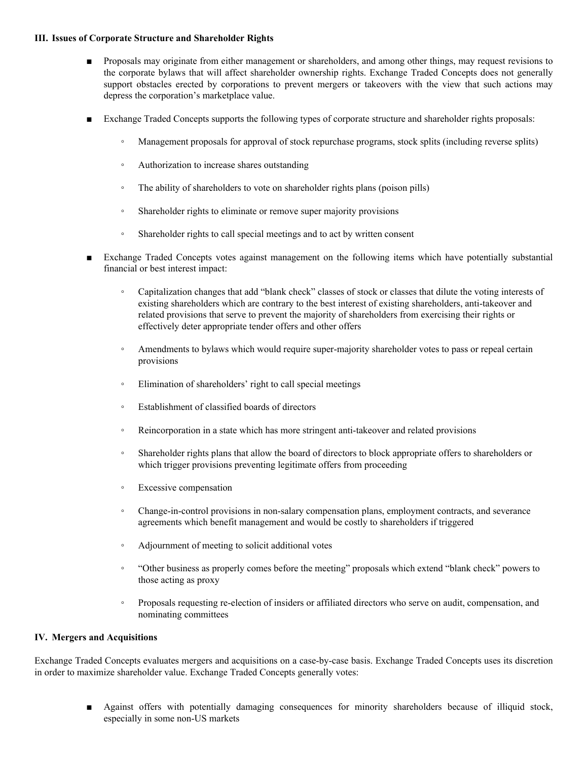### III. Issues of Corporate Structure and Shareholder Rights

- Proposals may originate from either management or shareholders, and among other things, may request revisions to the corporate bylaws that will affect shareholder ownership rights. Exchange Traded Concepts does not generally support obstacles erected by corporations to prevent mergers or takeovers with the view that such actions may depress the corporation's marketplace value.

- Exchange Traded Concepts supports the following types of corporate structure and shareholder rights proposals:

  - Management proposals for approval of stock repurchase programs, stock splits (including reverse splits)

  - Authorization to increase shares outstanding

  - The ability of shareholders to vote on shareholder rights plans (poison pills)

  - Shareholder rights to eliminate or remove super majority provisions

  - Shareholder rights to call special meetings and to act by written consent

- Exchange Traded Concepts votes against management on the following items which have potentially substantial financial or best interest impact:

  - Capitalization changes that add "blank check" classes of stock or classes that dilute the voting interests of existing shareholders which are contrary to the best interest of existing shareholders, anti-takeover and related provisions that serve to prevent the majority of shareholders from exercising their rights or effectively deter appropriate tender offers and other offers

  - Amendments to bylaws which would require super-majority shareholder votes to pass or repeal certain provisions

  - Elimination of shareholders' right to call special meetings

  - Establishment of classified boards of directors

  - Reincorporation in a state which has more stringent anti-takeover and related provisions

  - Shareholder rights plans that allow the board of directors to block appropriate offers to shareholders or which trigger provisions preventing legitimate offers from proceeding

  - Excessive compensation

  - Change-in-control provisions in non-salary compensation plans, employment contracts, and severance agreements which benefit management and would be costly to shareholders if triggered

  - Adjournment of meeting to solicit additional votes

  - "Other business as properly comes before the meeting" proposals which extend "blank check" powers to those acting as proxy

  - Proposals requesting re-election of insiders or affiliated directors who serve on audit, compensation, and nominating committees

### IV. Mergers and Acquisitions

Exchange Traded Concepts evaluates mergers and acquisitions on a case-by-case basis. Exchange Traded Concepts uses its discretion in order to maximize shareholder value. Exchange Traded Concepts generally votes:

- Against offers with potentially damaging consequences for minority shareholders because of illiquid stock, especially in some non-US markets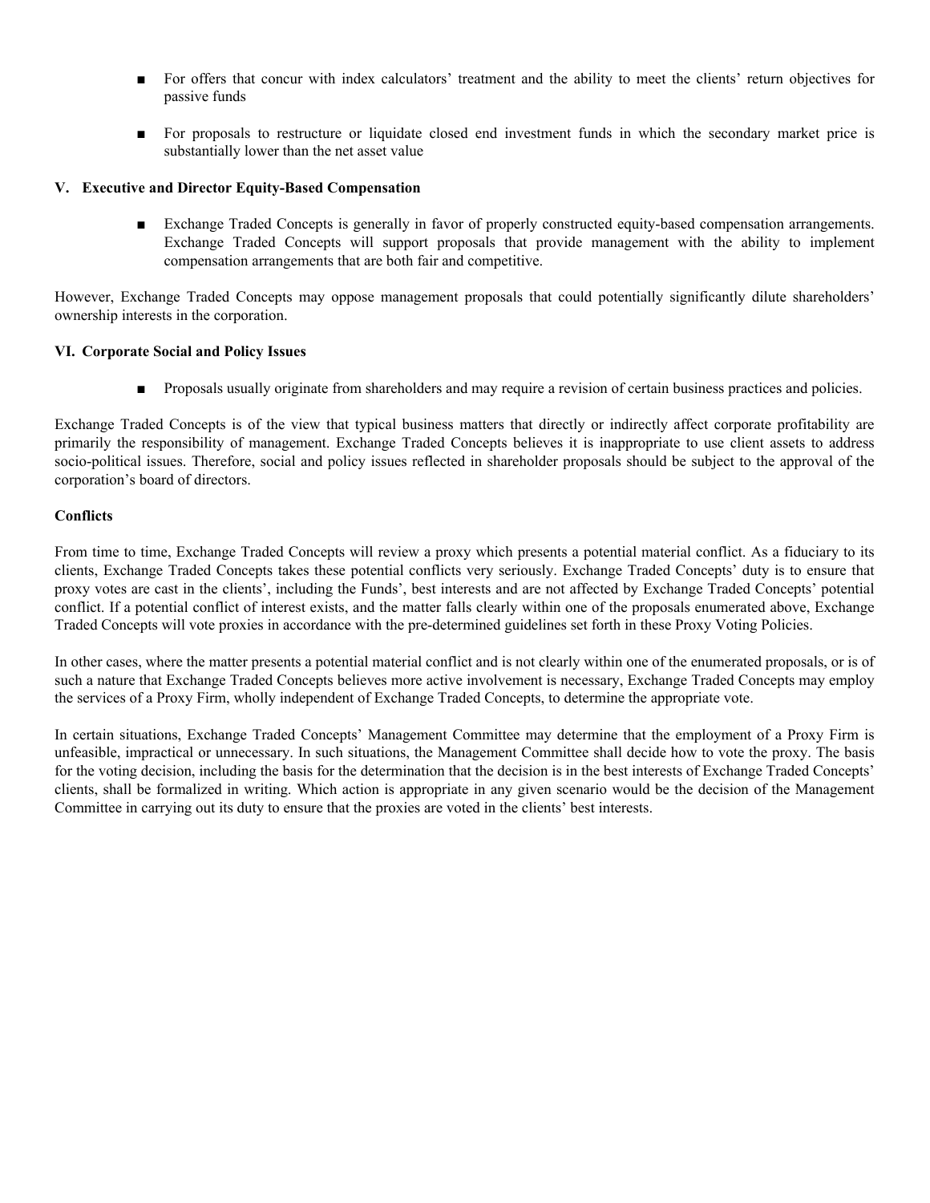- For offers that concur with index calculators' treatment and the ability to meet the clients' return objectives for passive funds

- For proposals to restructure or liquidate closed end investment funds in which the secondary market price is substantially lower than the net asset value

**V. Executive and Director Equity-Based Compensation**

- Exchange Traded Concepts is generally in favor of properly constructed equity-based compensation arrangements. Exchange Traded Concepts will support proposals that provide management with the ability to implement compensation arrangements that are both fair and competitive.

However, Exchange Traded Concepts may oppose management proposals that could potentially significantly dilute shareholders' ownership interests in the corporation.

**VI. Corporate Social and Policy Issues**

- Proposals usually originate from shareholders and may require a revision of certain business practices and policies.

Exchange Traded Concepts is of the view that typical business matters that directly or indirectly affect corporate profitability are primarily the responsibility of management. Exchange Traded Concepts believes it is inappropriate to use client assets to address socio-political issues. Therefore, social and policy issues reflected in shareholder proposals should be subject to the approval of the corporation's board of directors.

**Conflicts**

From time to time, Exchange Traded Concepts will review a proxy which presents a potential material conflict. As a fiduciary to its clients, Exchange Traded Concepts takes these potential conflicts very seriously. Exchange Traded Concepts' duty is to ensure that proxy votes are cast in the clients', including the Funds', best interests and are not affected by Exchange Traded Concepts' potential conflict. If a potential conflict of interest exists, and the matter falls clearly within one of the proposals enumerated above, Exchange Traded Concepts will vote proxies in accordance with the pre-determined guidelines set forth in these Proxy Voting Policies.

In other cases, where the matter presents a potential material conflict and is not clearly within one of the enumerated proposals, or is of such a nature that Exchange Traded Concepts believes more active involvement is necessary, Exchange Traded Concepts may employ the services of a Proxy Firm, wholly independent of Exchange Traded Concepts, to determine the appropriate vote.

In certain situations, Exchange Traded Concepts' Management Committee may determine that the employment of a Proxy Firm is unfeasible, impractical or unnecessary. In such situations, the Management Committee shall decide how to vote the proxy. The basis for the voting decision, including the basis for the determination that the decision is in the best interests of Exchange Traded Concepts' clients, shall be formalized in writing. Which action is appropriate in any given scenario would be the decision of the Management Committee in carrying out its duty to ensure that the proxies are voted in the clients' best interests.